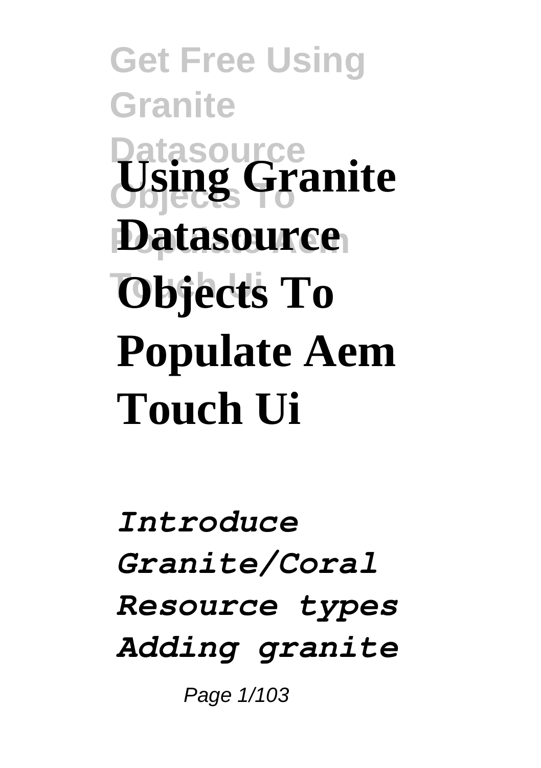# Using Granite Datasource Objects To Populate Aem Touch Ui

*Introduce Granite/Coral Resource types Adding granite*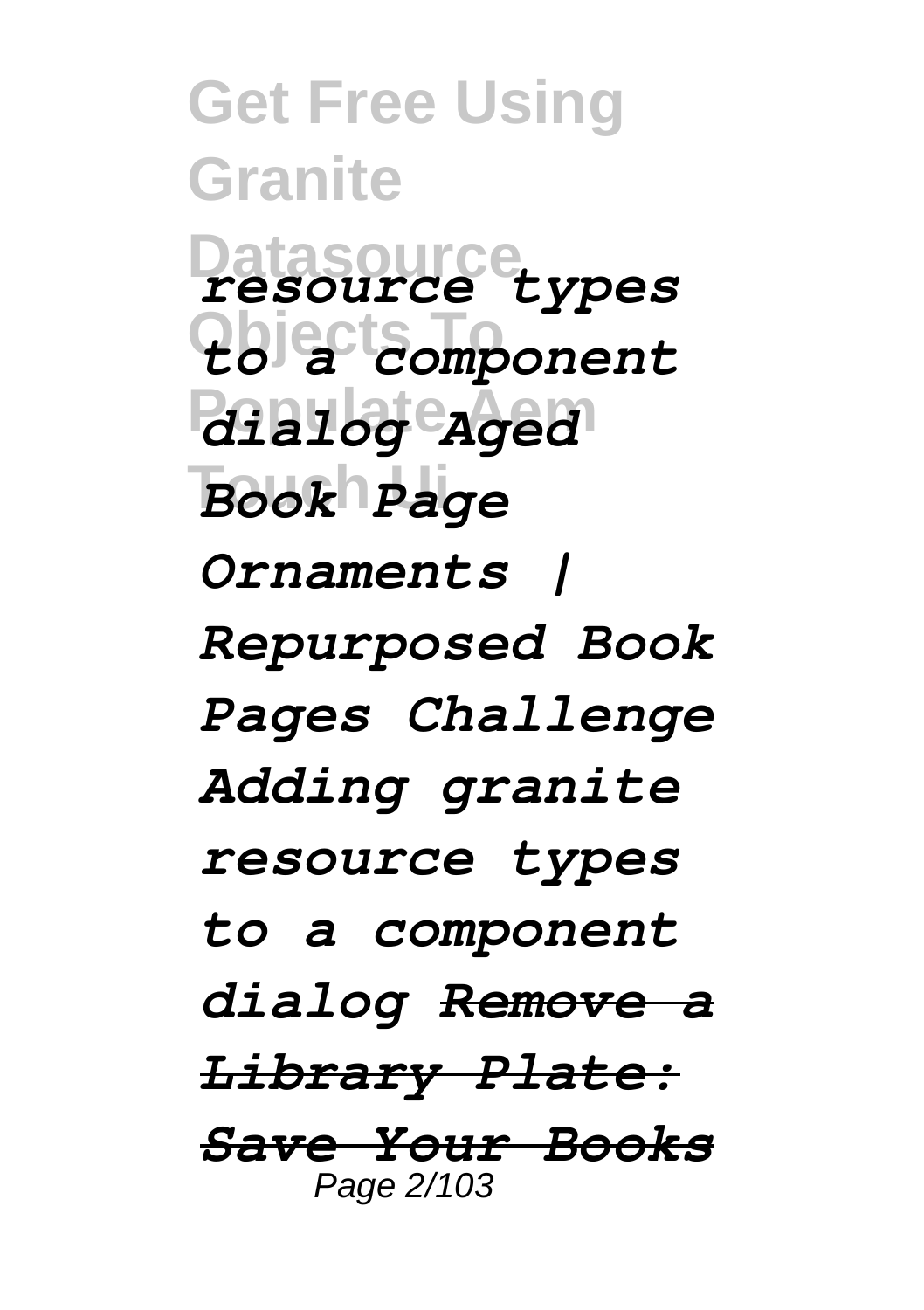*resource types to a component dialog Aged Book Page Ornaments | Repurposed Book Pages Challenge Adding granite resource types to a component dialog ~~Remove a Library Plate: Save Your Books~~*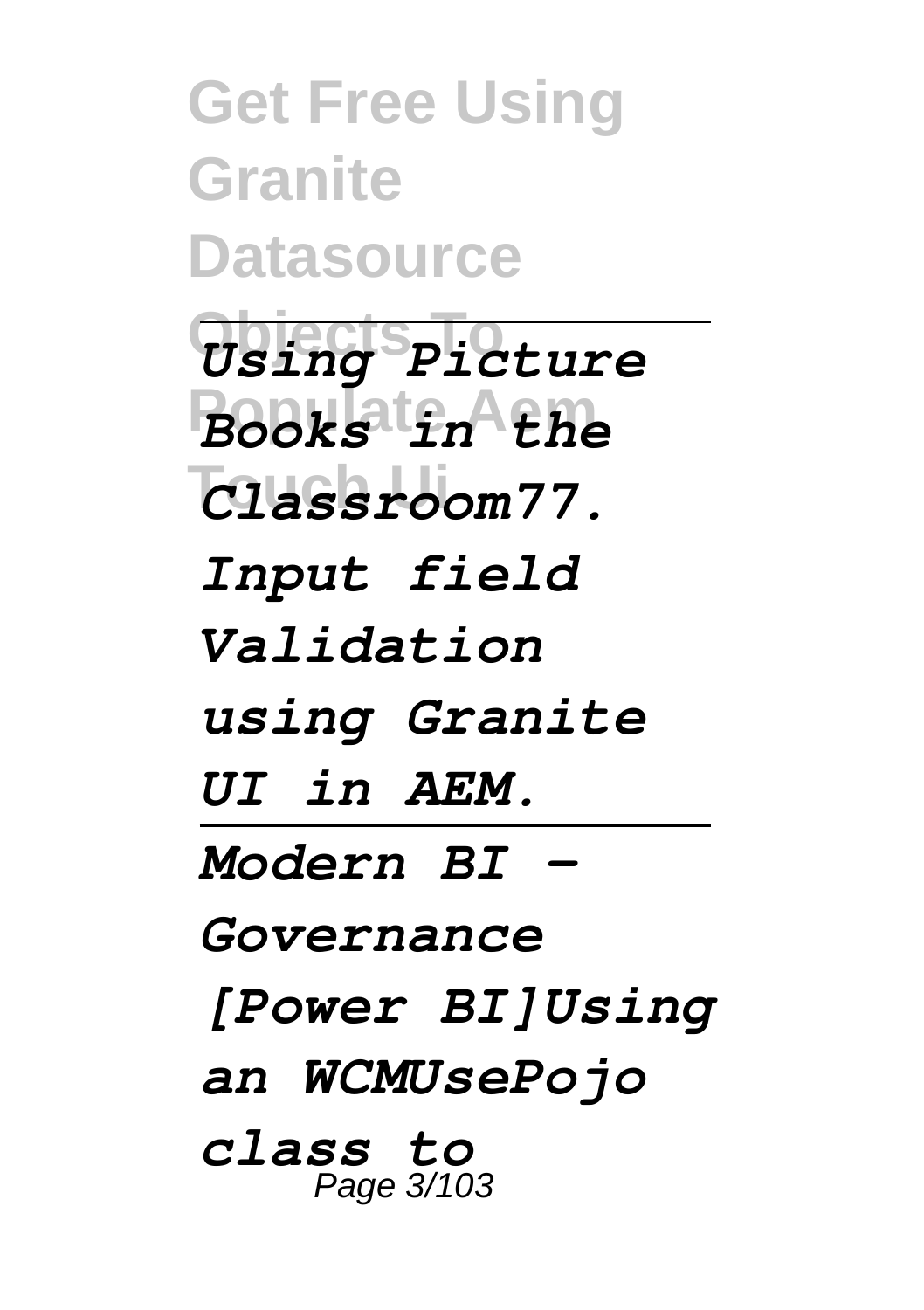*Using Picture Books in the Classroom77. Input field Validation using Granite UI in AEM.*

---

*Modern BI - Governance [Power BI]Using an WCMUsePojo class to*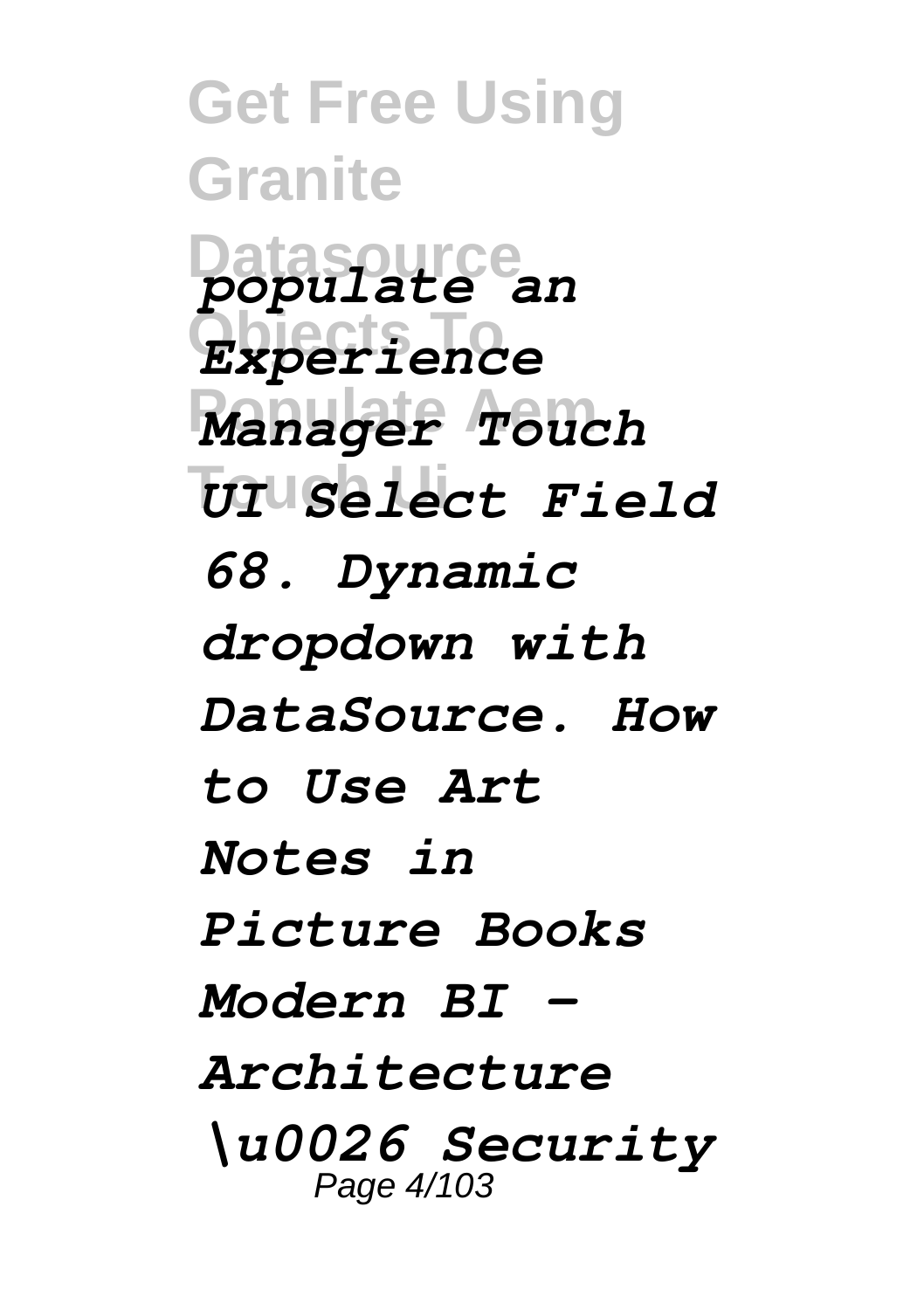*populate an Experience Manager Touch UI Select Field 68. Dynamic dropdown with DataSource. How to Use Art Notes in Picture Books Modern BI - Architecture \u0026 Security*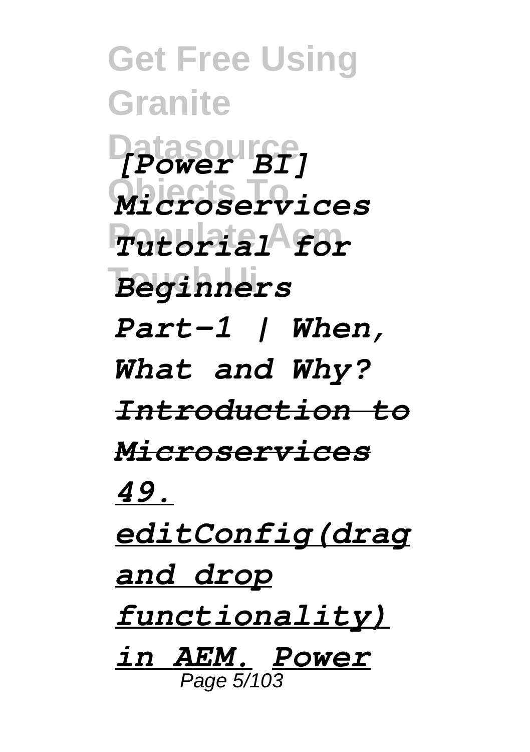*[Power BI] Microservices Tutorial for Beginners Part-1 | When, What and Why?* *~~Introduction to Microservices~~* *49. editConfig(drag and drop functionality) in AEM.* *Power*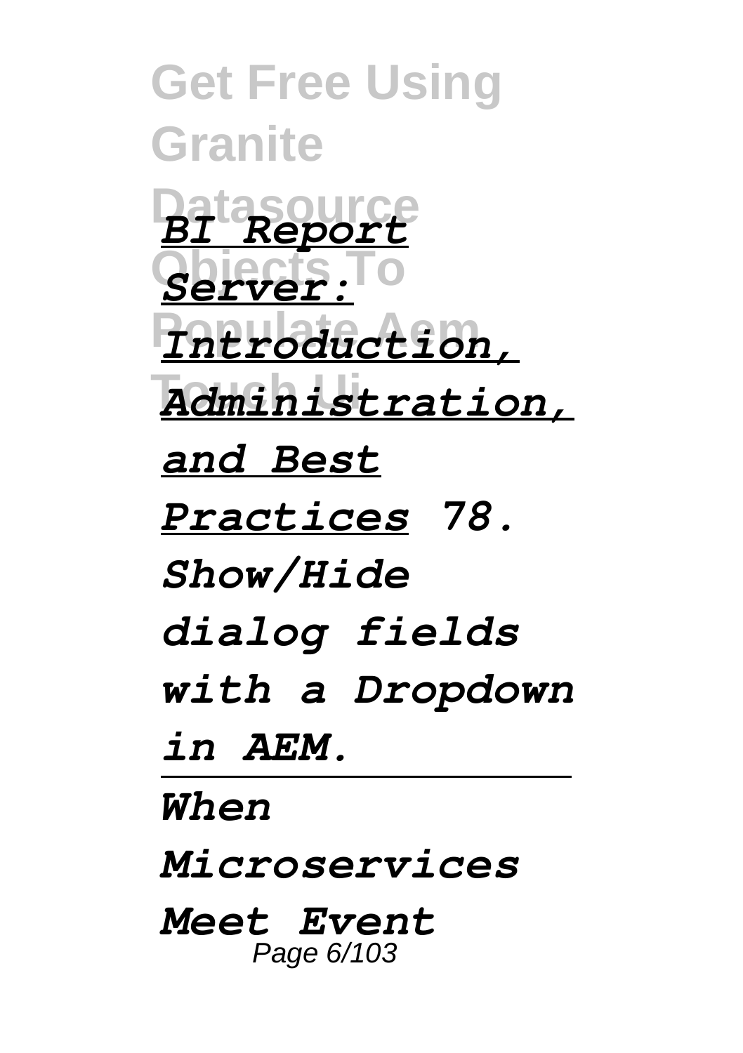*BI Report Server: Introduction, Administration, and Best Practices* *78. Show/Hide dialog fields with a Dropdown in AEM.*

---

*When Microservices Meet Event*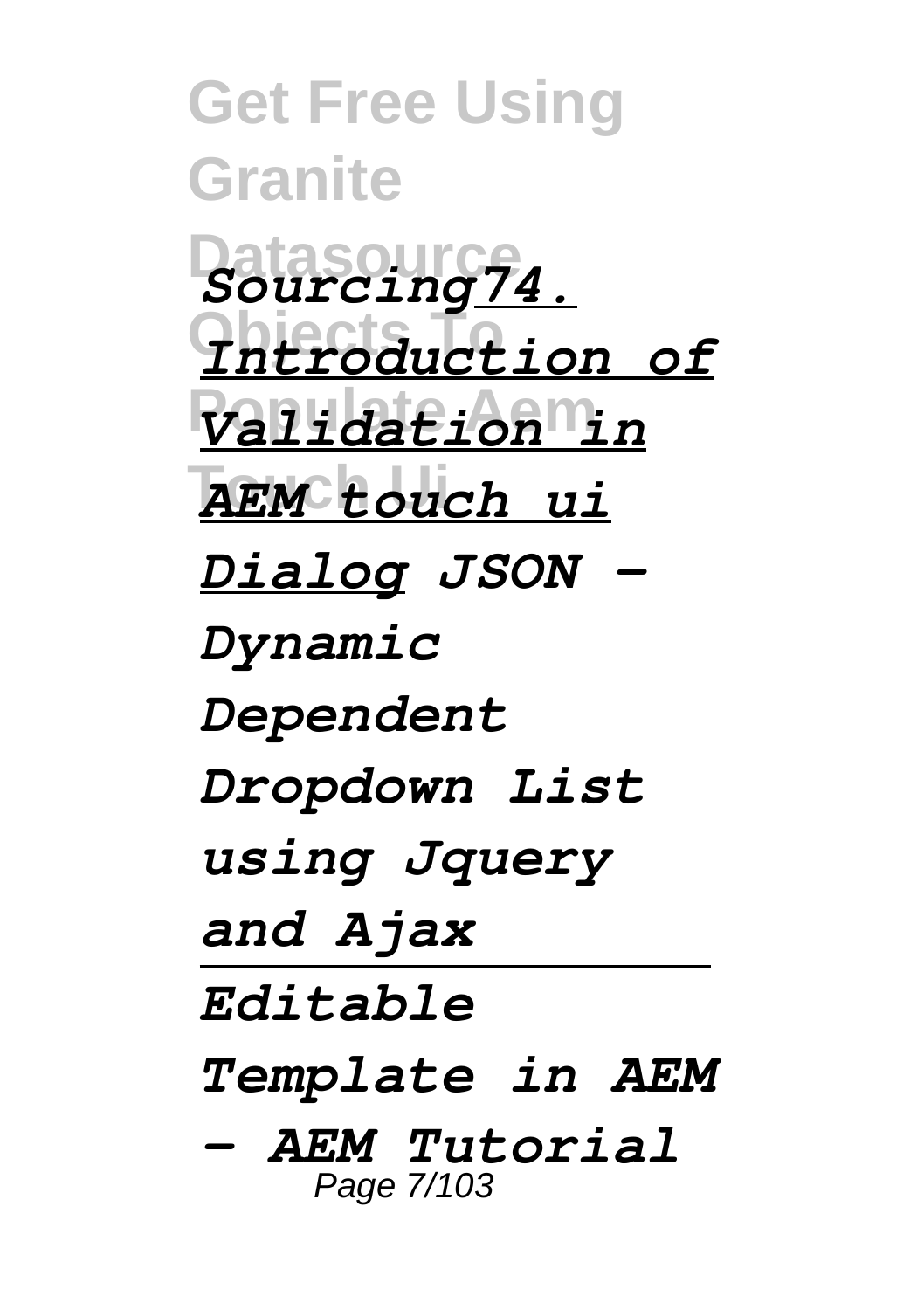*Sourcing74. Introduction of Validation in AEM touch ui Dialog JSON - Dynamic Dependent Dropdown List using Jquery and Ajax*

---

*Editable Template in AEM - AEM Tutorial*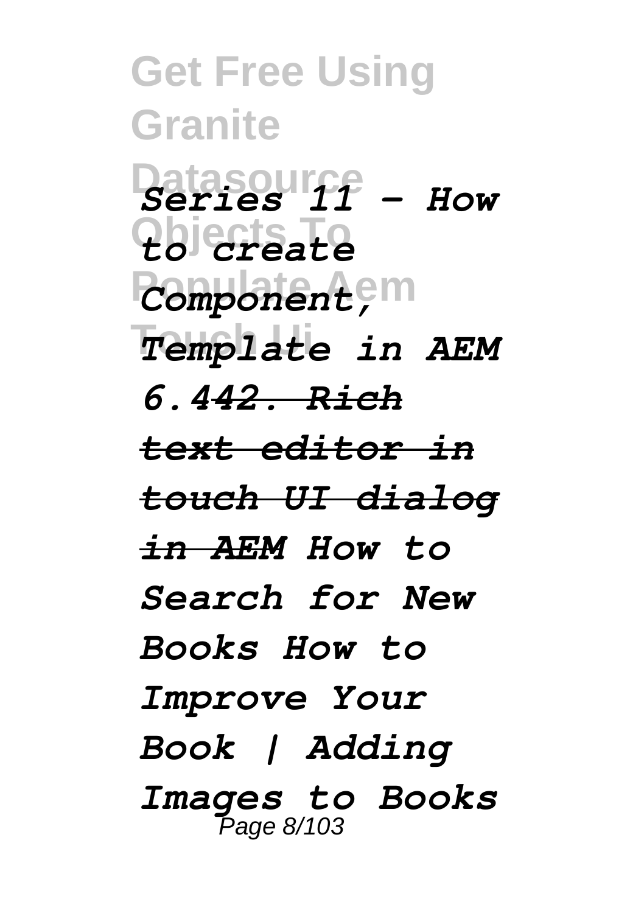*Series 11 - How to create Component, Template in AEM 6.4~~42. Rich text editor in touch UI dialog in AEM~~ How to Search for New Books How to Improve Your Book | Adding Images to Books*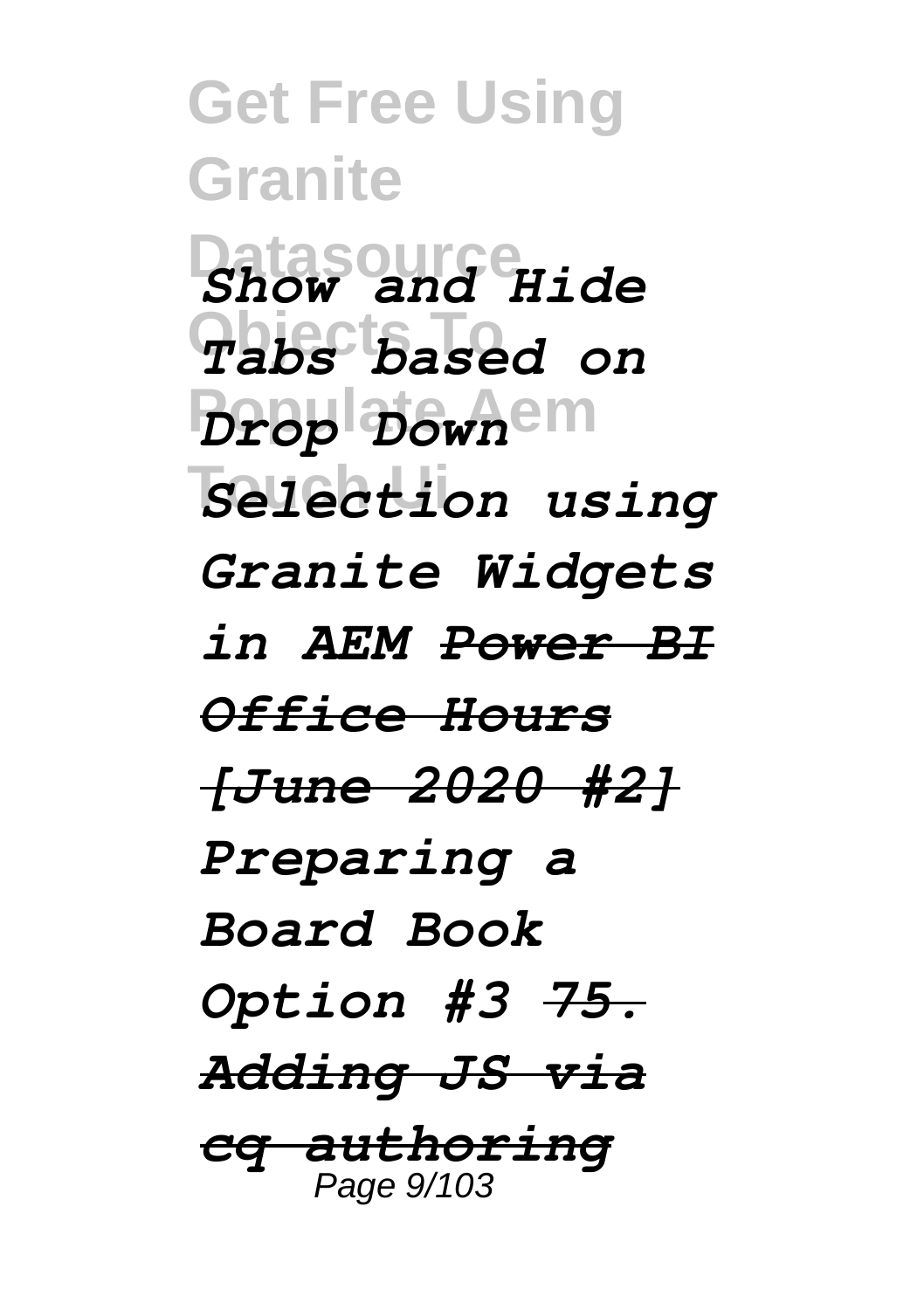*Show and Hide Tabs based on Drop Down Selection using Granite Widgets in AEM* *~~Power BI Office Hours [June 2020 #2]~~* *Preparing a Board Book Option #3* *~~75. Adding JS via cq authoring~~*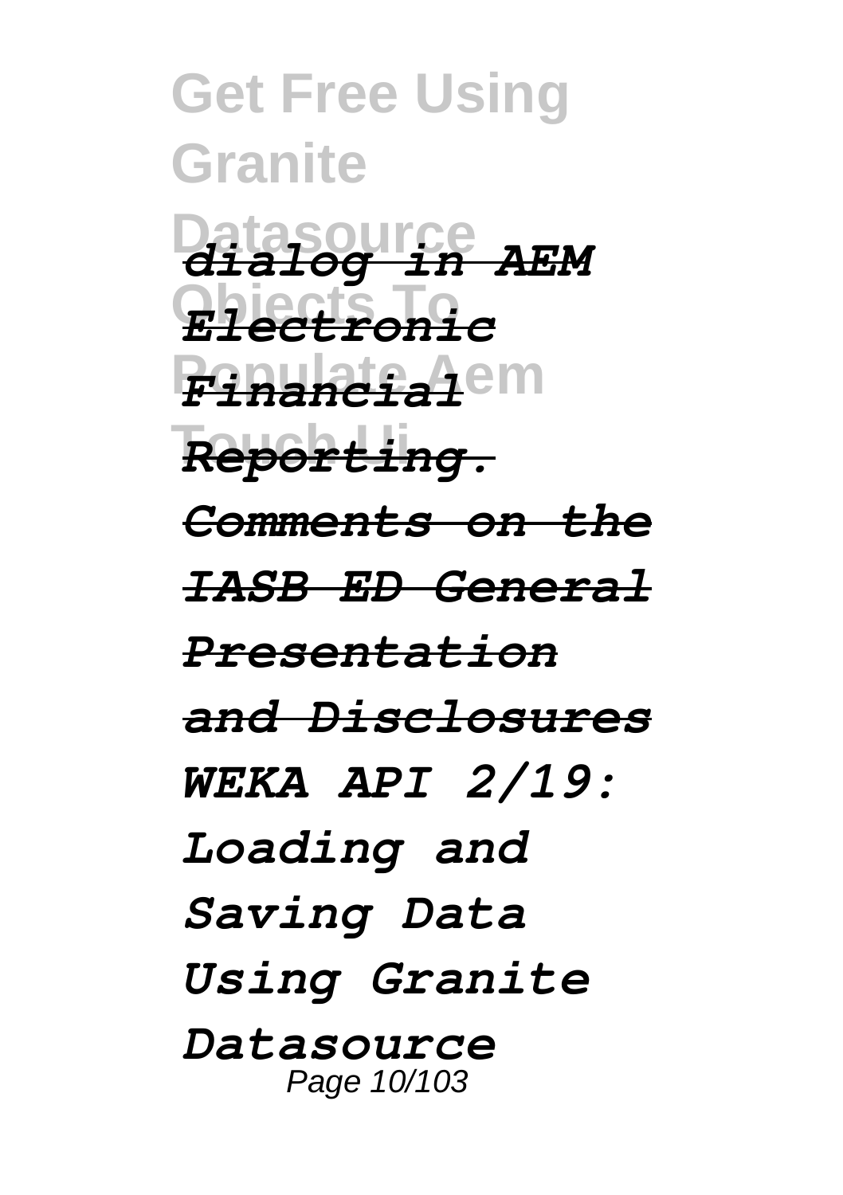*dialog in AEM Electronic Financial Reporting.*

*Comments on the IASB ED General Presentation and Disclosures*

*WEKA API 2/19: Loading and Saving Data*

*Using Granite Datasource*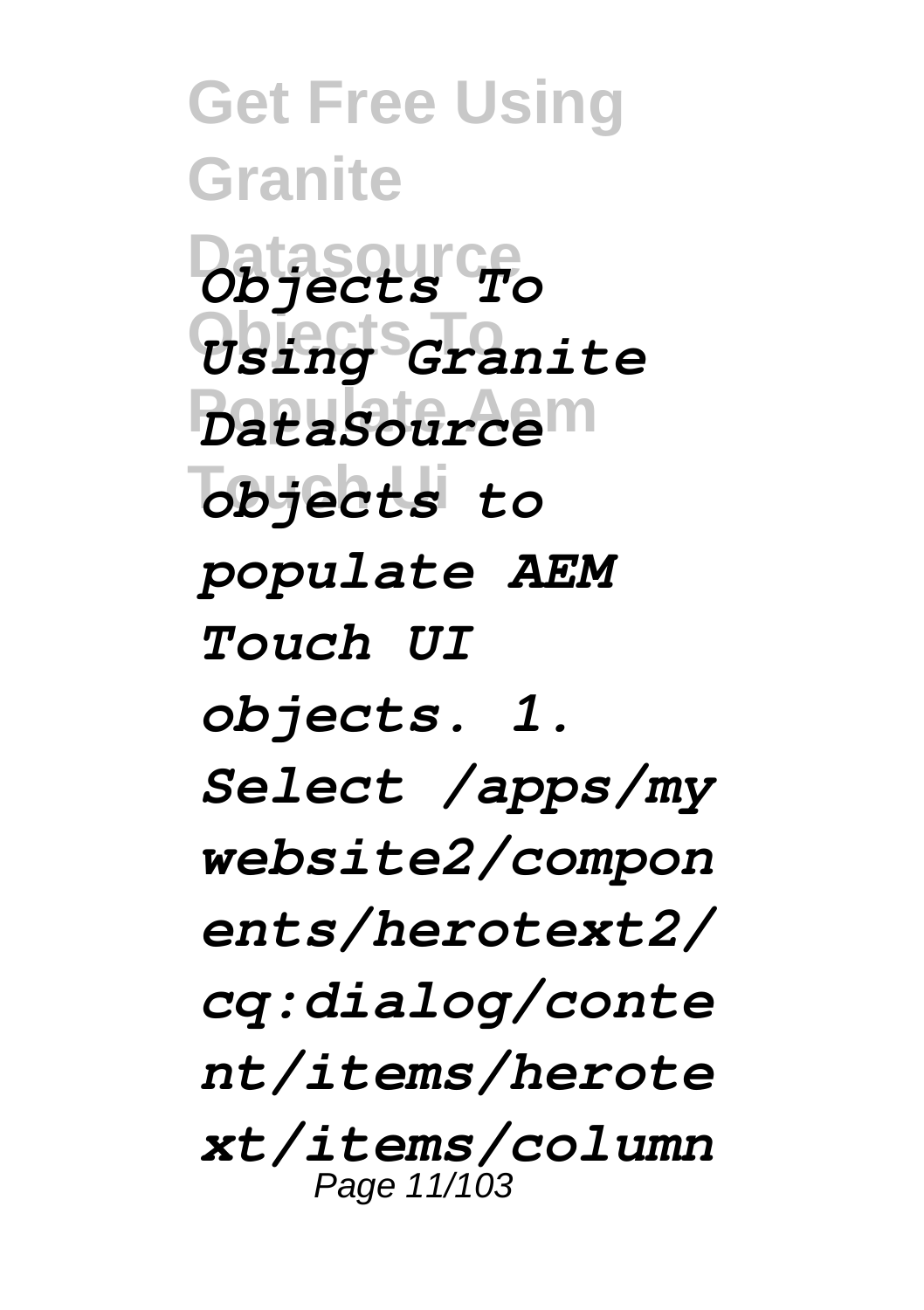*Objects To Using Granite DataSource objects to populate AEM Touch UI objects. 1. Select /apps/mywebsite2/components/herotext2/cq:dialog/content/items/herotext/items/column*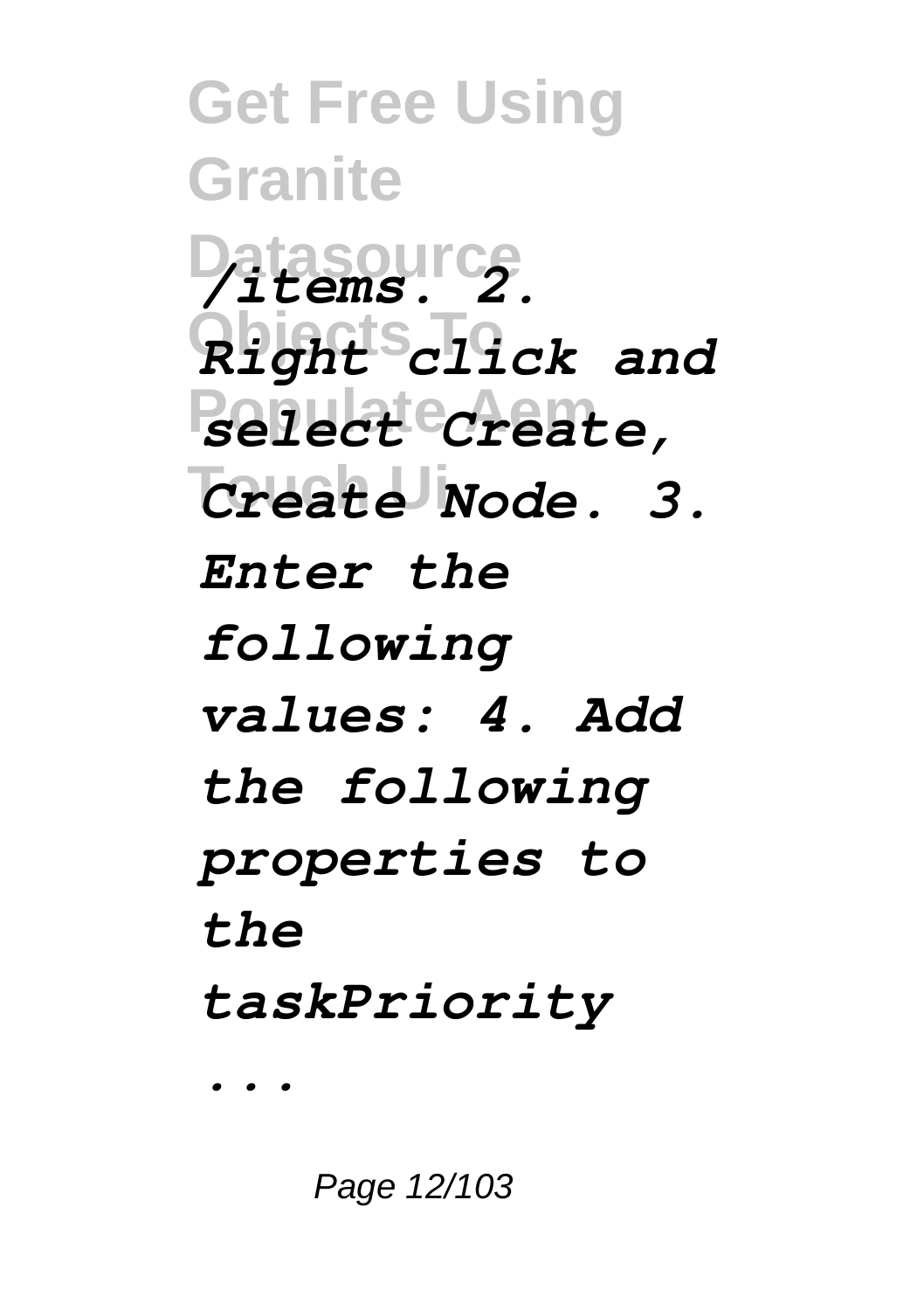*/items. 2. Right click and select Create, Create Node. 3. Enter the following values: 4. Add the following properties to the taskPriority ...*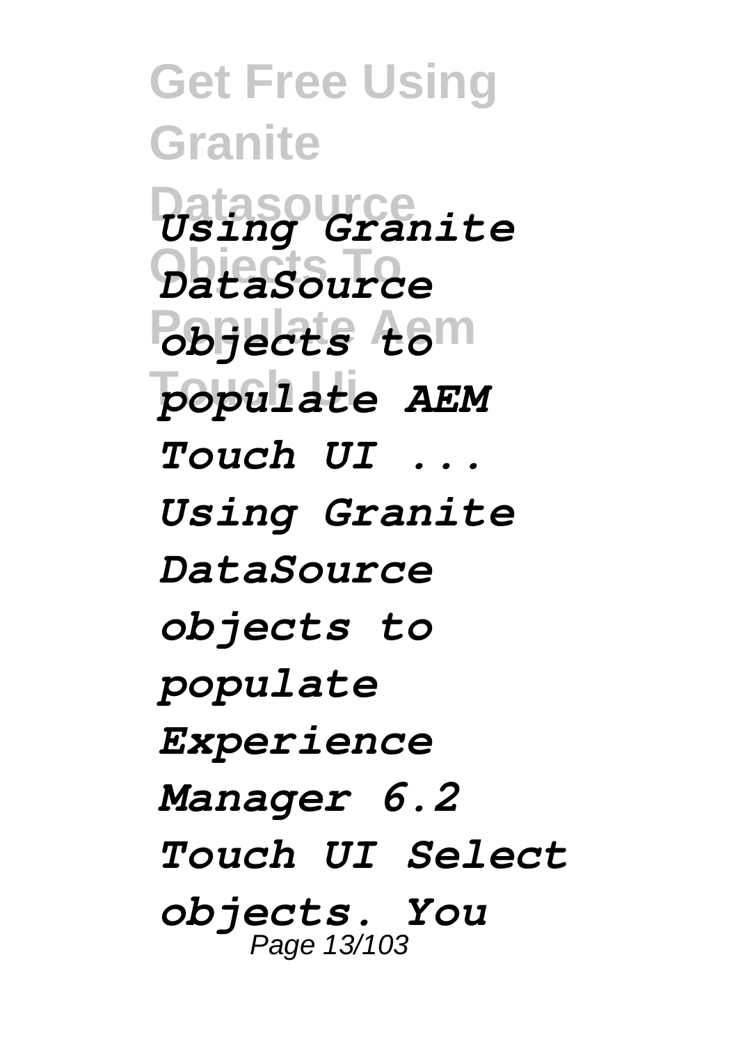*Using Granite DataSource objects to populate AEM Touch UI ...*
*Using Granite DataSource objects to populate Experience Manager 6.2 Touch UI Select objects. You*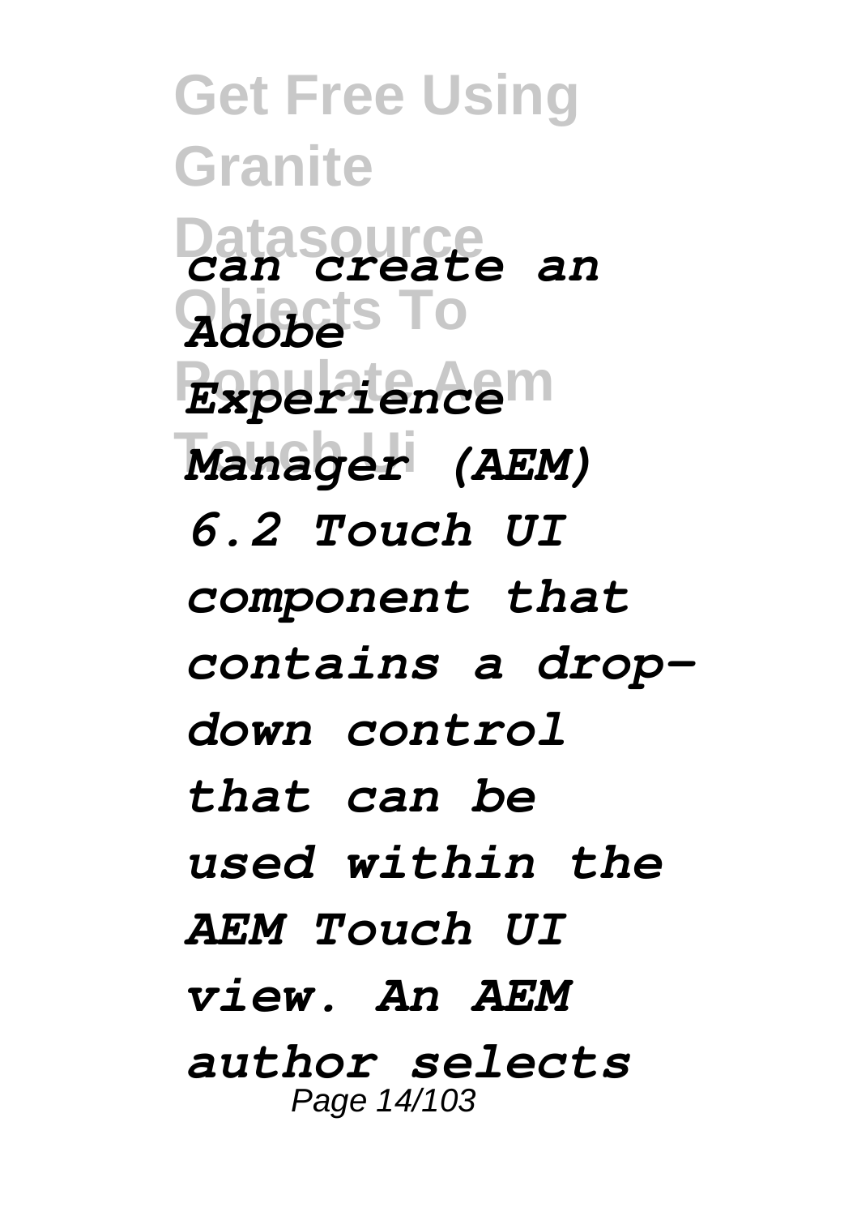*can create an Adobe Experience Manager (AEM) 6.2 Touch UI component that contains a drop-down control that can be used within the AEM Touch UI view. An AEM author selects*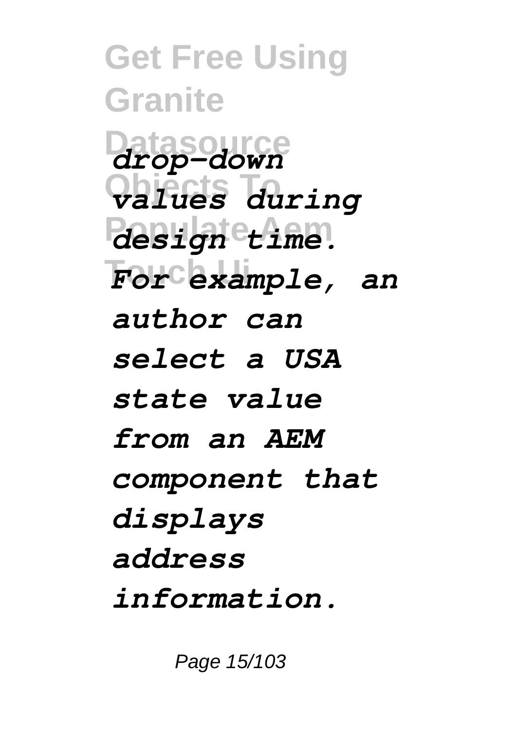*drop-down values during design time. For example, an author can select a USA state value from an AEM component that displays address information.*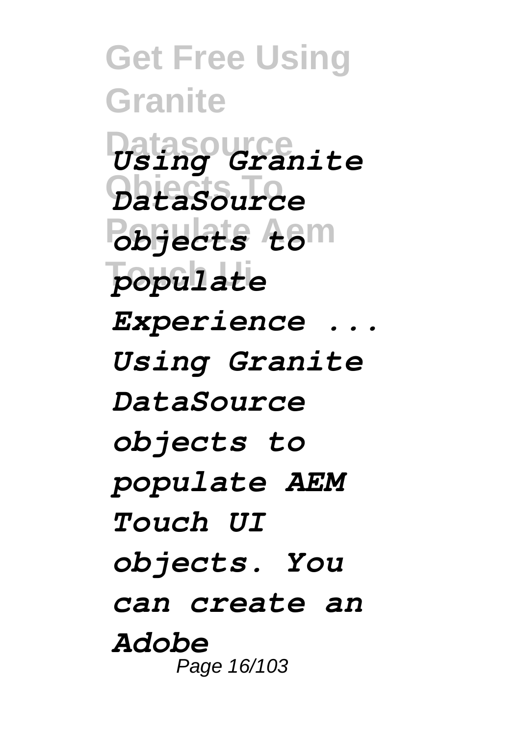*Using Granite DataSource objects to populate Experience ...*
*Using Granite DataSource objects to populate AEM Touch UI objects. You can create an Adobe*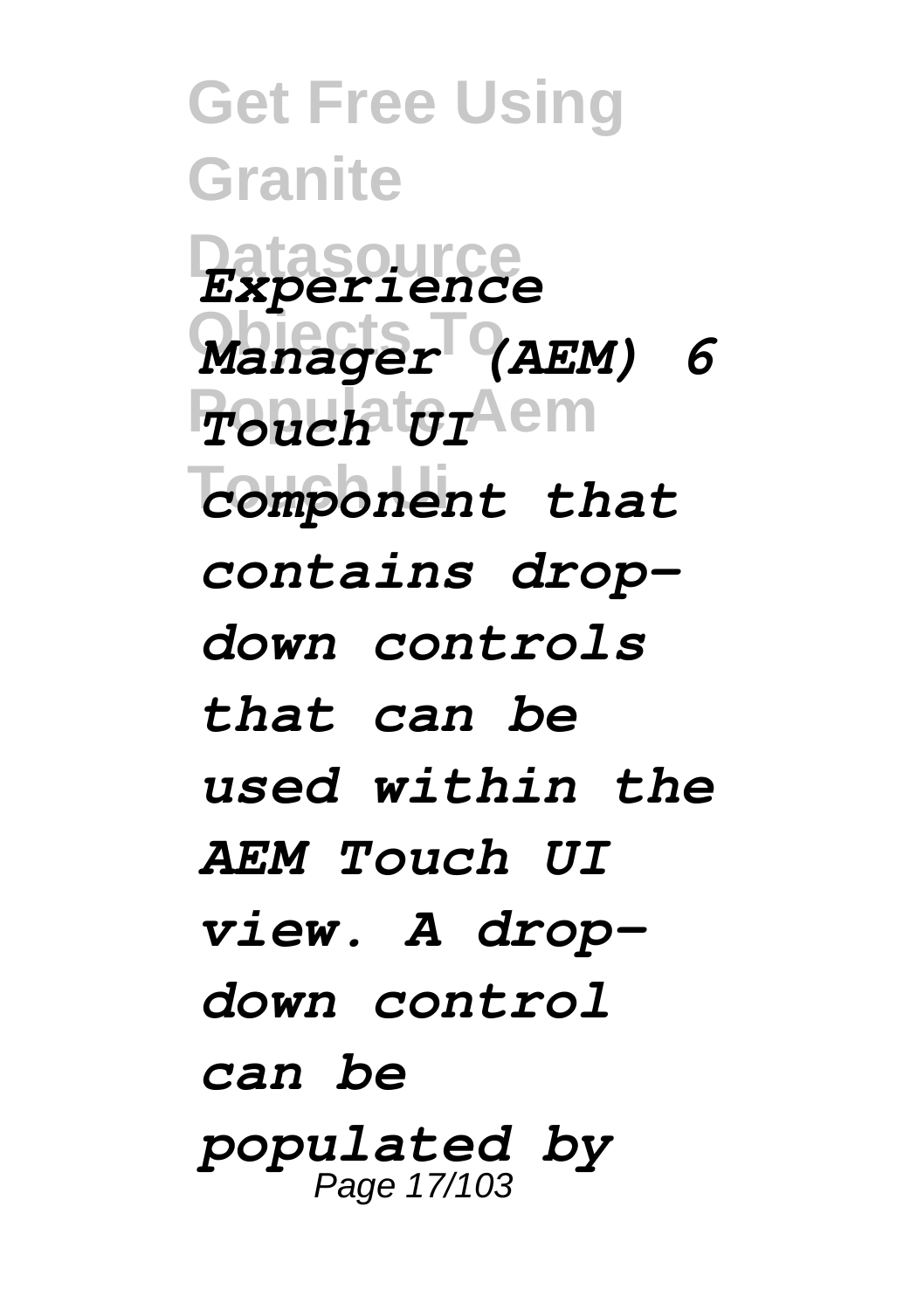*Experience Manager (AEM) 6 Touch UI component that contains drop-down controls that can be used within the AEM Touch UI view. A drop-down control can be populated by*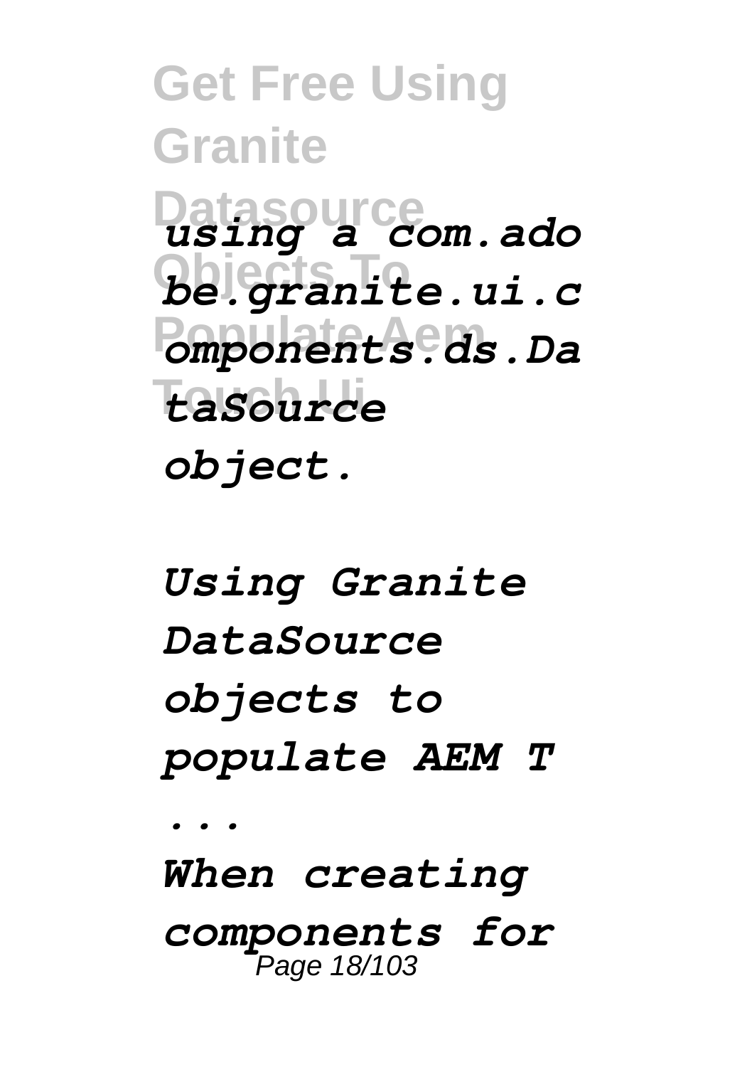*using a com.adobe.granite.ui.components.ds.DataSource object.*

*Using Granite DataSource objects to populate AEM T ...*

*When creating components for*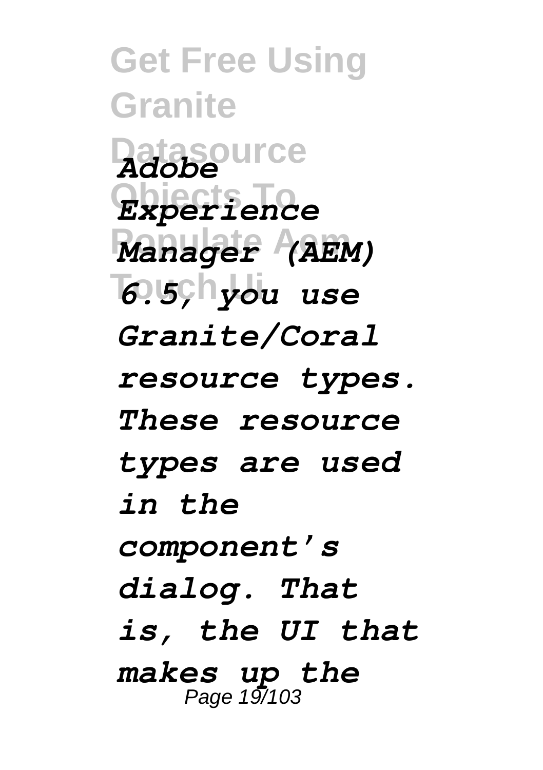*Adobe Experience Manager (AEM) 6.5, you use Granite/Coral resource types. These resource types are used in the component's dialog. That is, the UI that makes up the*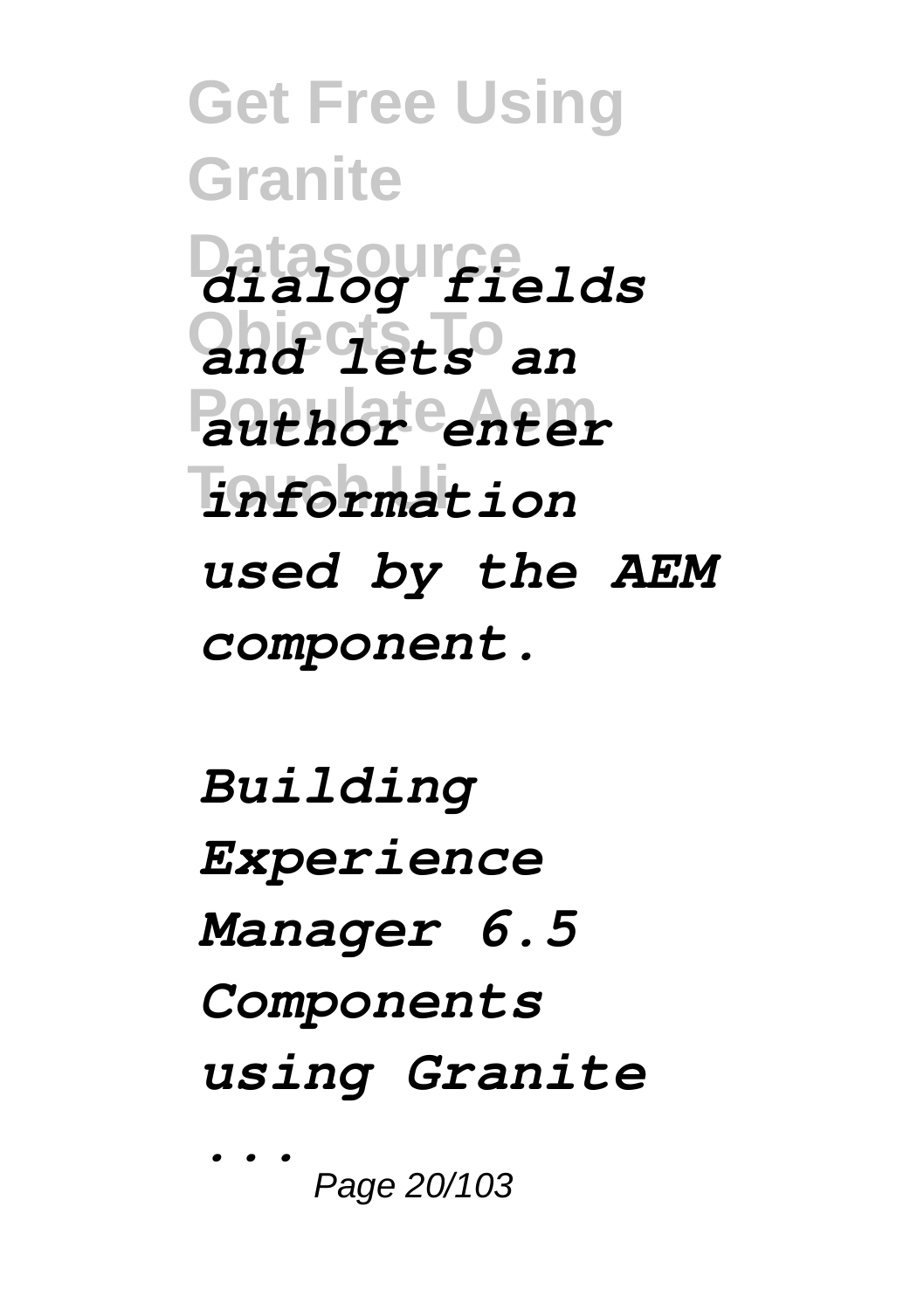*dialog fields and lets an author enter information used by the AEM component.*

*Building Experience Manager 6.5 Components using Granite ...*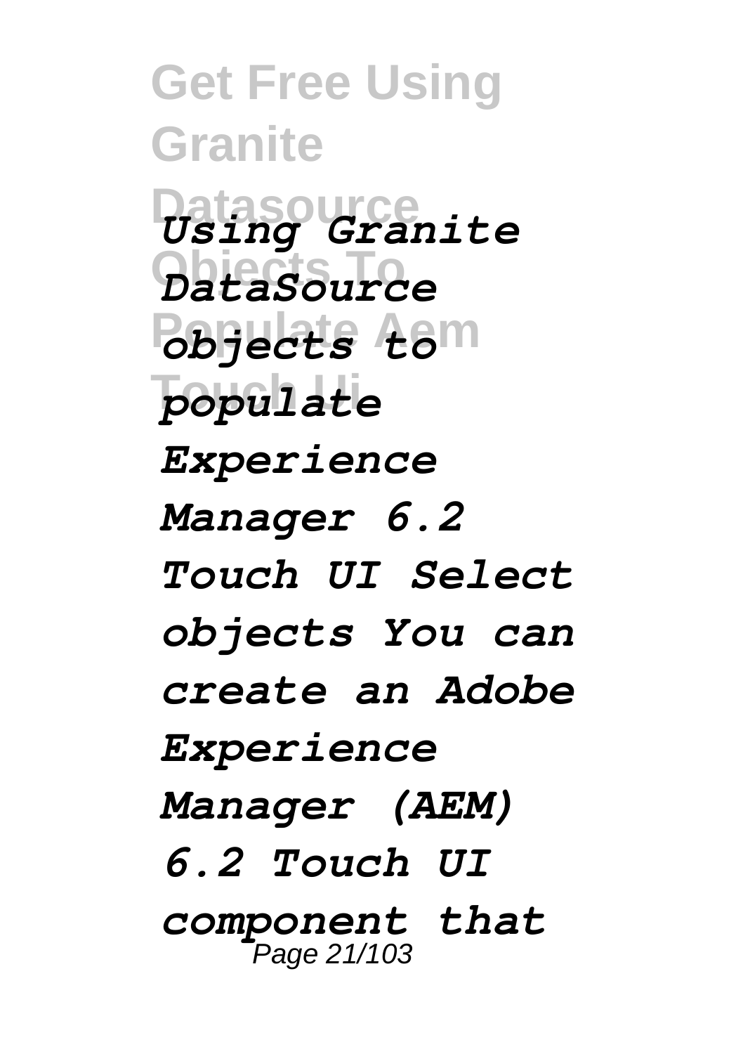*Using Granite DataSource objects to populate Experience Manager 6.2 Touch UI Select objects You can create an Adobe Experience Manager (AEM) 6.2 Touch UI component that*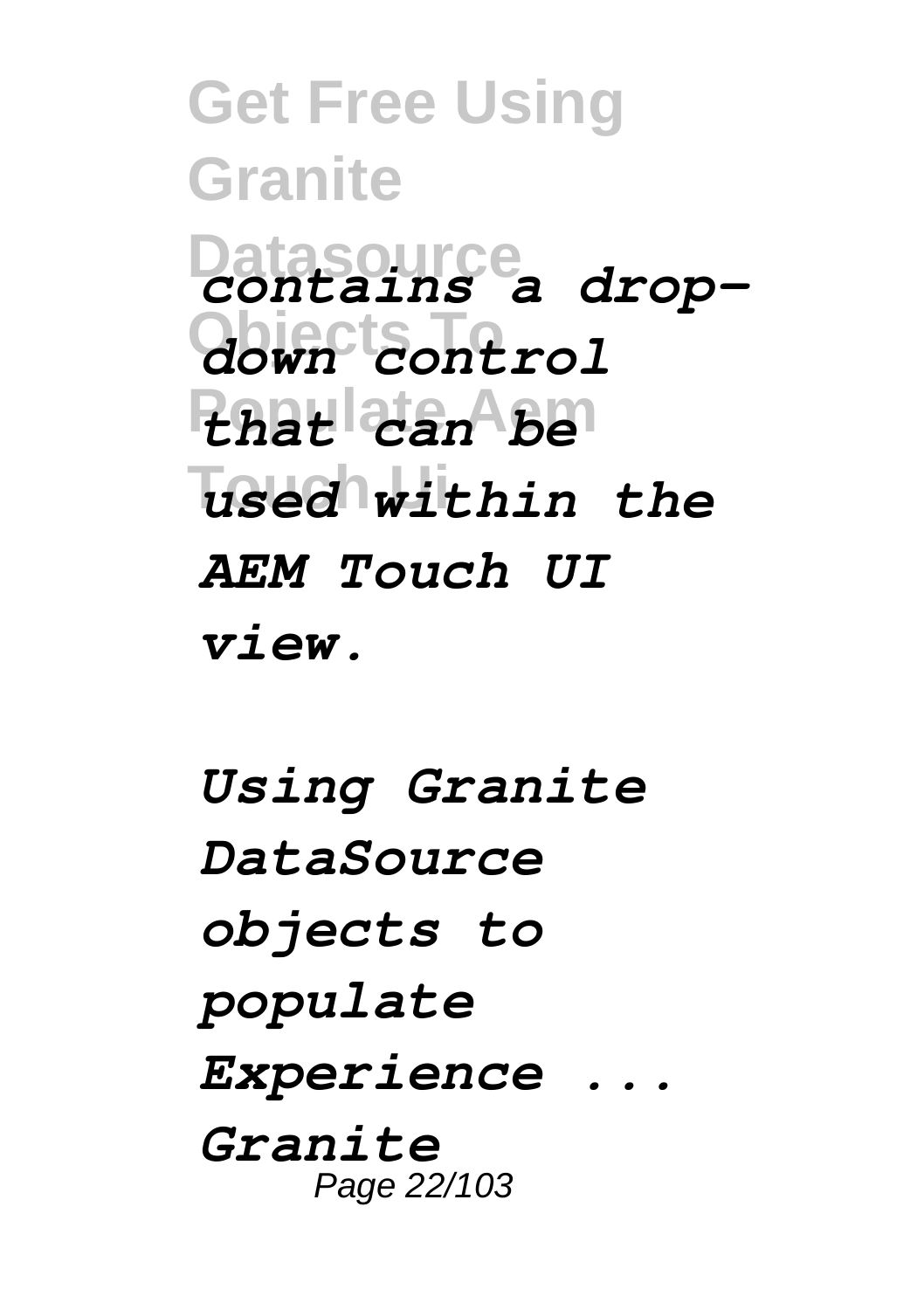*contains a drop-down control that can be used within the AEM Touch UI view.*

*Using Granite DataSource objects to populate Experience ...*

*Granite*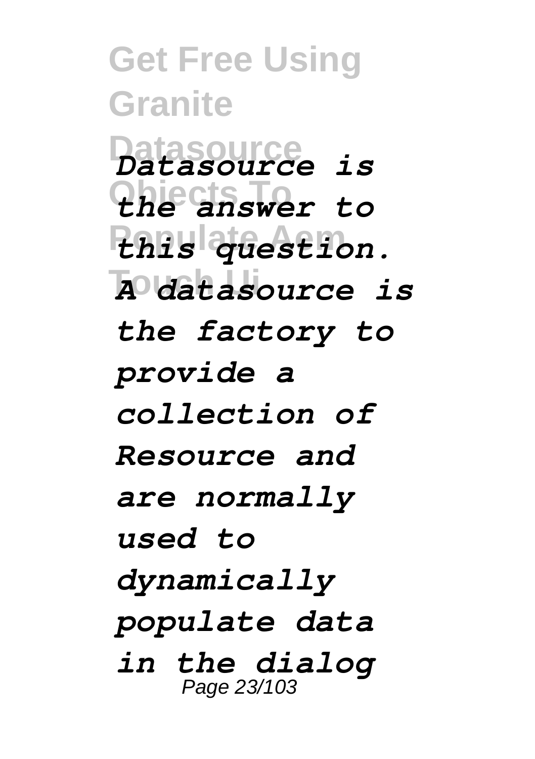*Datasource is the answer to this question. A datasource is the factory to provide a collection of Resource and are normally used to dynamically populate data in the dialog*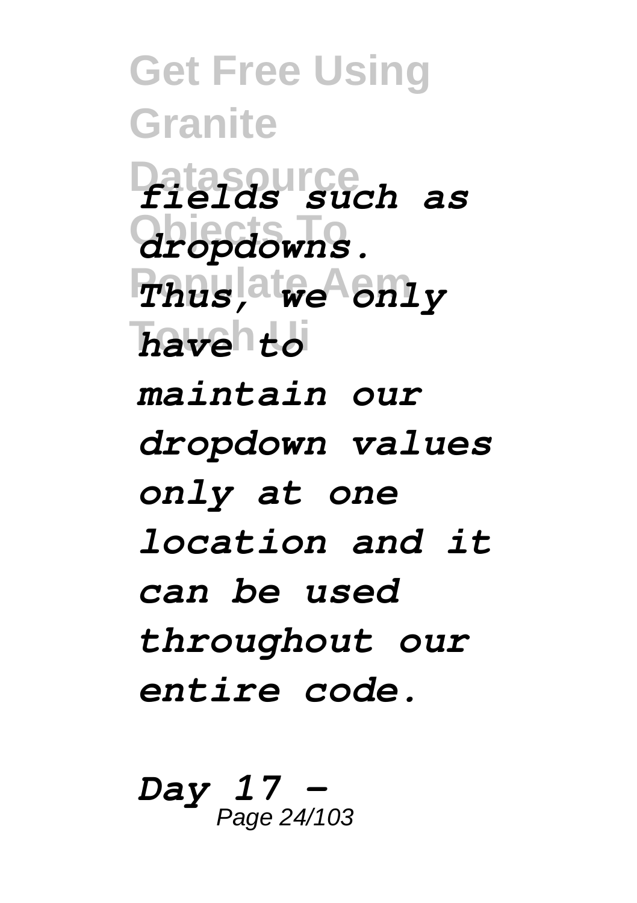*fields such as dropdowns. Thus, we only have to maintain our dropdown values only at one location and it can be used throughout our entire code.*

*Day 17 -*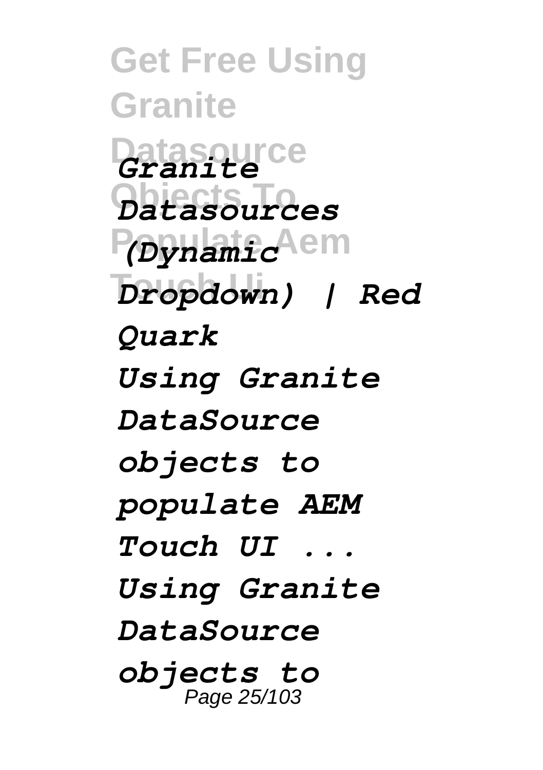*Granite Datasources (Dynamic Dropdown) | Red Quark*

*Using Granite DataSource objects to populate AEM Touch UI ...*

*Using Granite DataSource objects to*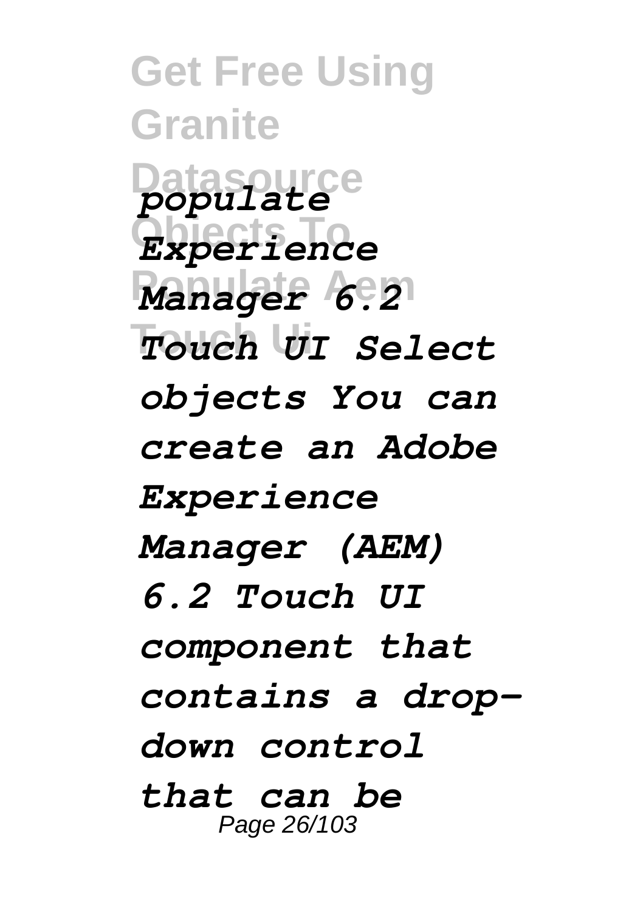*populate Experience Manager 6.2 Touch UI Select objects You can create an Adobe Experience Manager (AEM) 6.2 Touch UI component that contains a drop-down control that can be*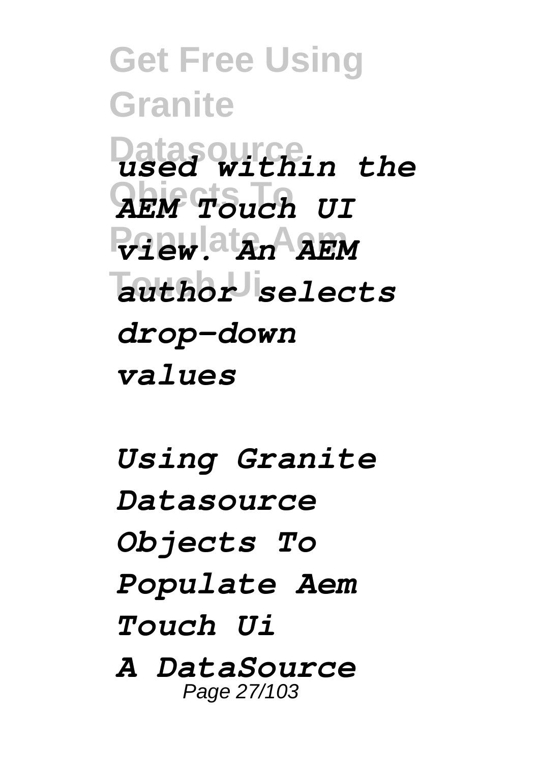*used within the AEM Touch UI view. An AEM author selects drop-down values*

*Using Granite Datasource Objects To Populate Aem Touch Ui*

*A DataSource*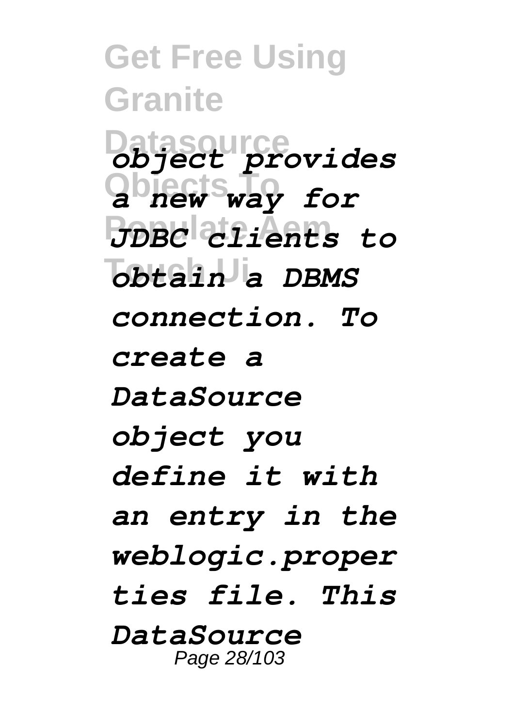*object provides a new way for JDBC clients to obtain a DBMS connection. To create a DataSource object you define it with an entry in the weblogic.properties file. This DataSource*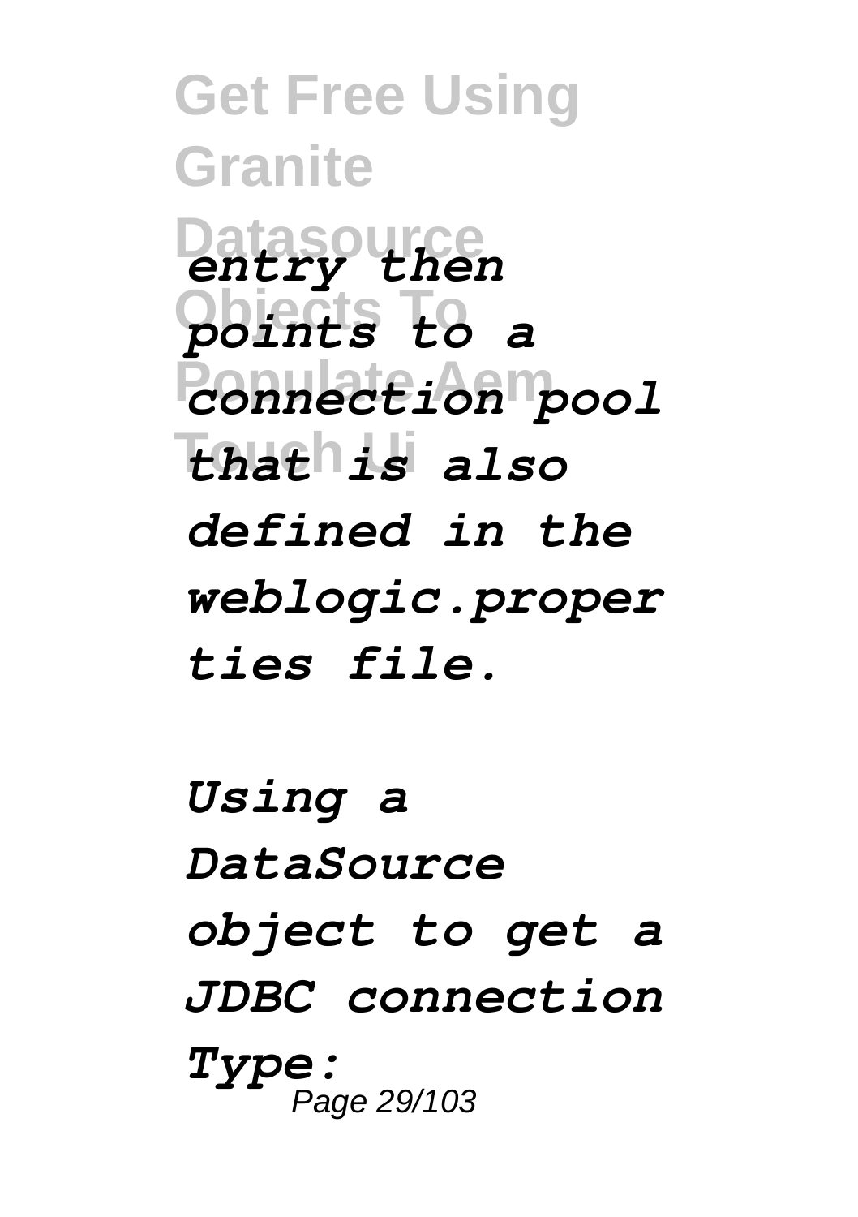*entry then points to a connection pool that is also defined in the weblogic.properties file.*

*Using a DataSource object to get a JDBC connection Type:*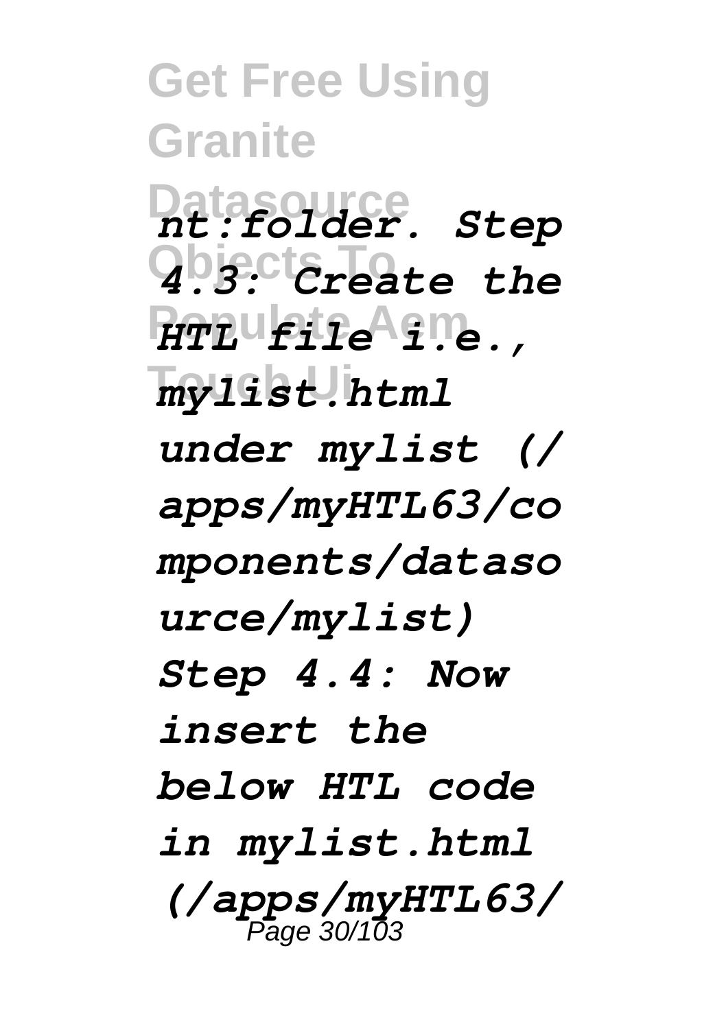*nt:folder. Step 4.3: Create the HTL file i.e., mylist.html under mylist (/apps/myHTL63/components/datasource/mylist) Step 4.4: Now insert the below HTL code in mylist.html (/apps/myHTL63/*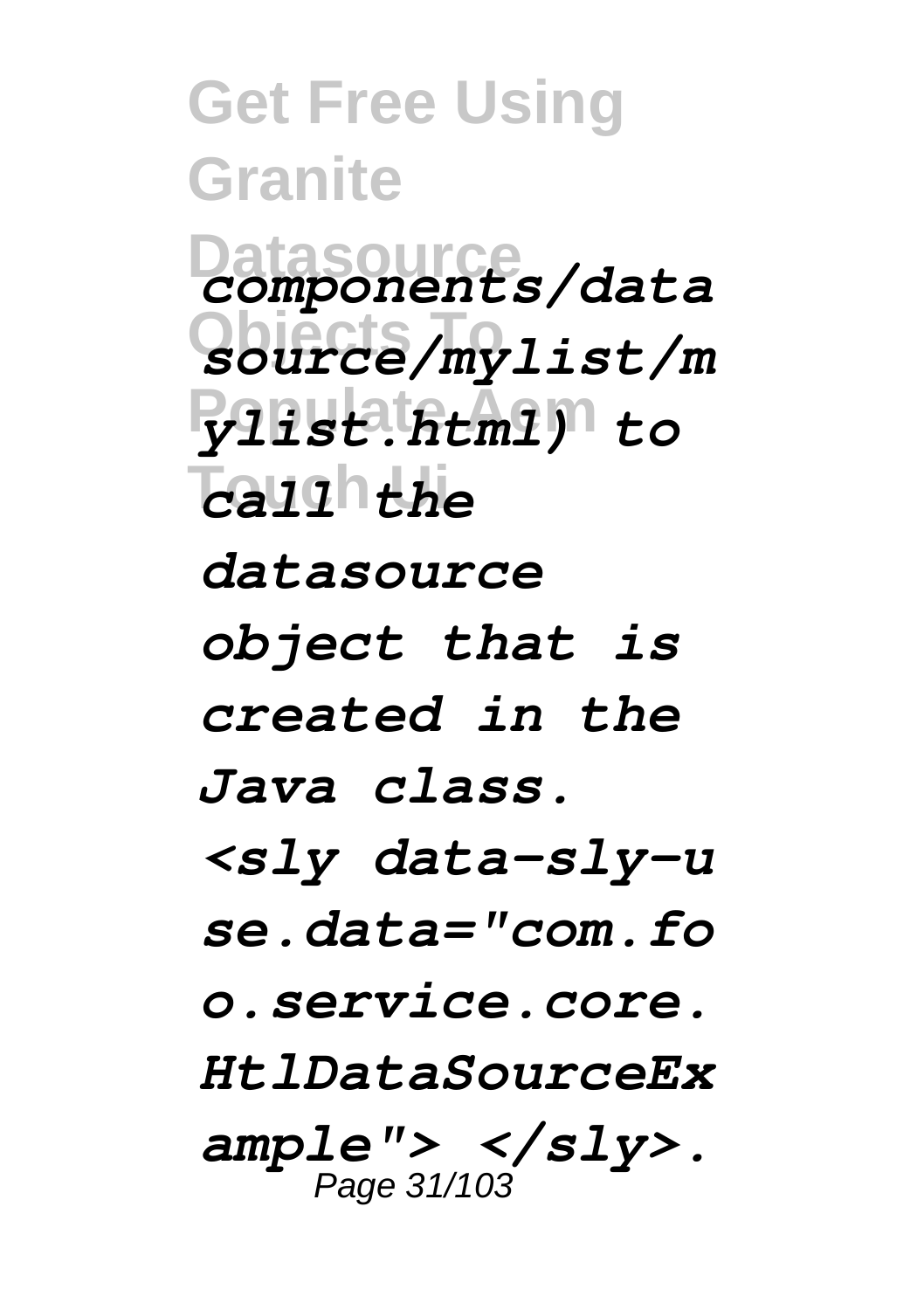*components/datasource/mylist/mylist.html) to call the datasource object that is created in the Java class. <sly data-sly-use.data="com.foo.service.core.HtlDataSourceExample"> </sly>.*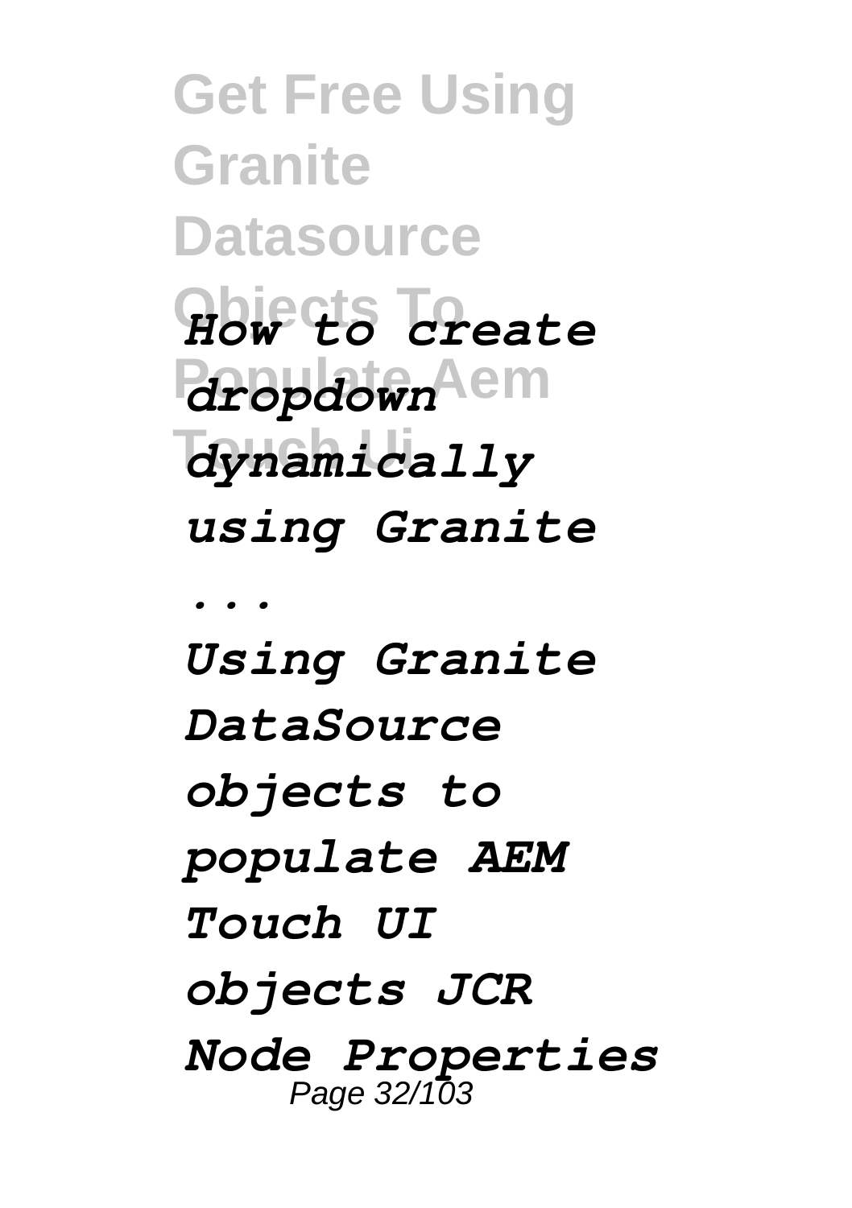*How to create dropdown dynamically using Granite ...*

*Using Granite DataSource objects to populate AEM Touch UI objects JCR Node Properties*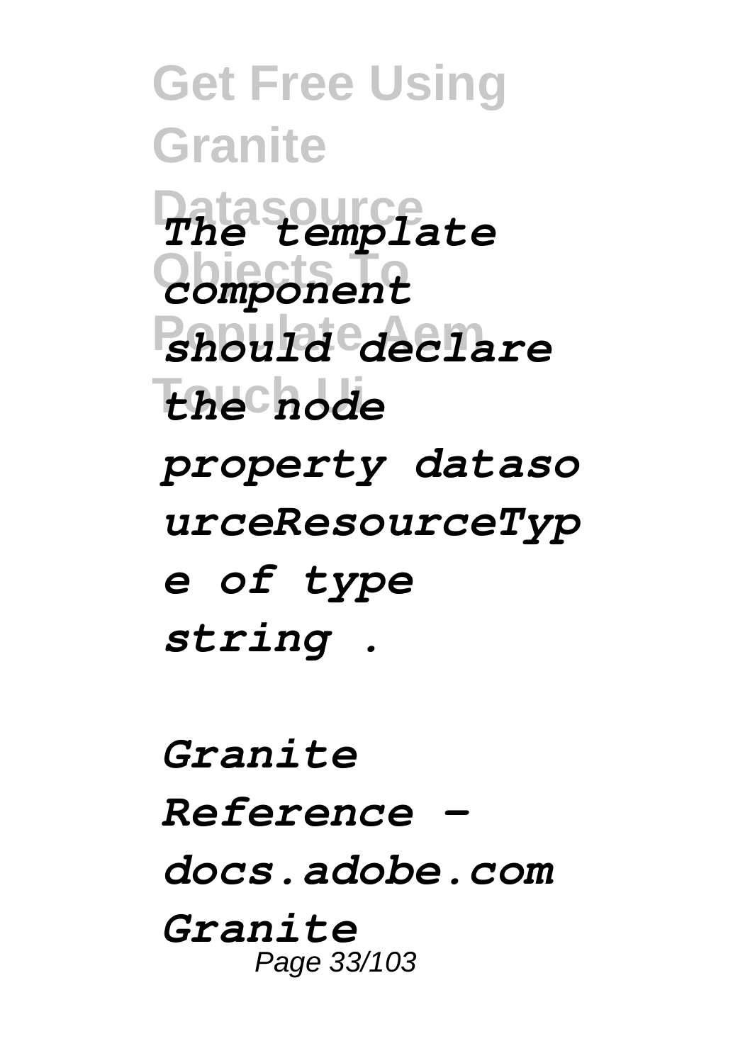*The template component should declare the node property datasourceResourceType of type string .*

*Granite Reference - docs.adobe.com Granite*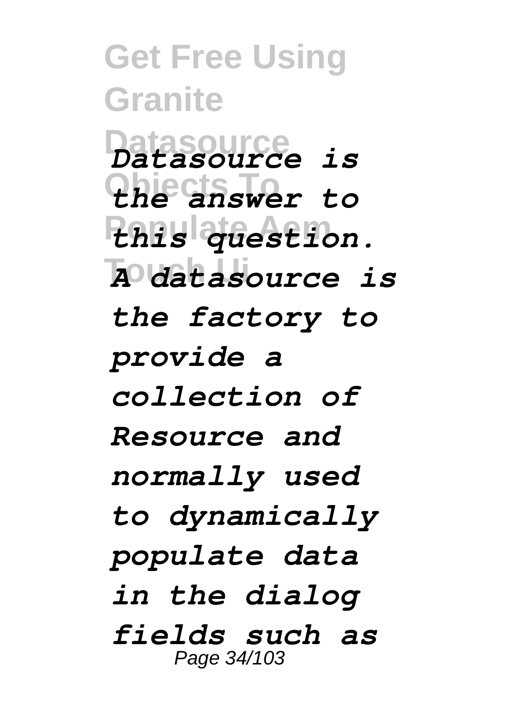*Datasource is the answer to this question. A datasource is the factory to provide a collection of Resource and normally used to dynamically populate data in the dialog fields such as*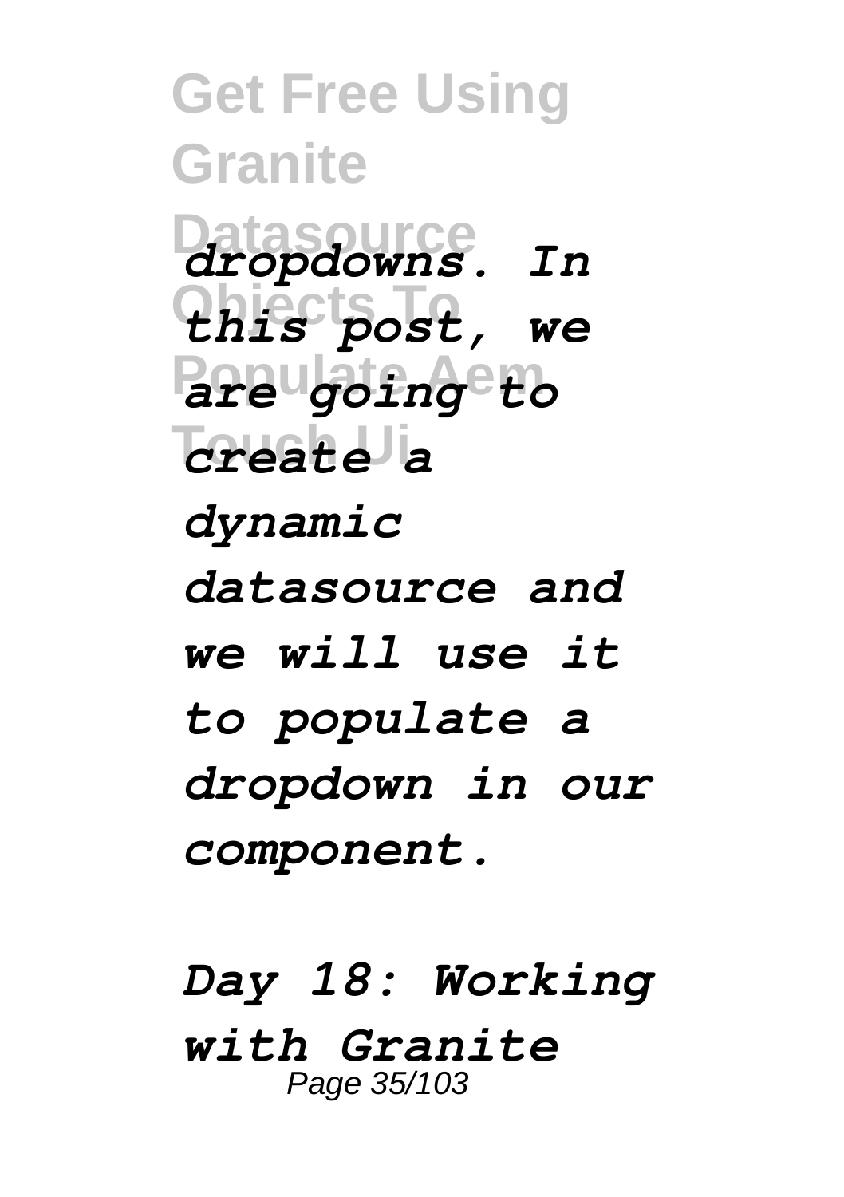*dropdowns. In this post, we are going to create a dynamic datasource and we will use it to populate a dropdown in our component.*

*Day 18: Working with Granite*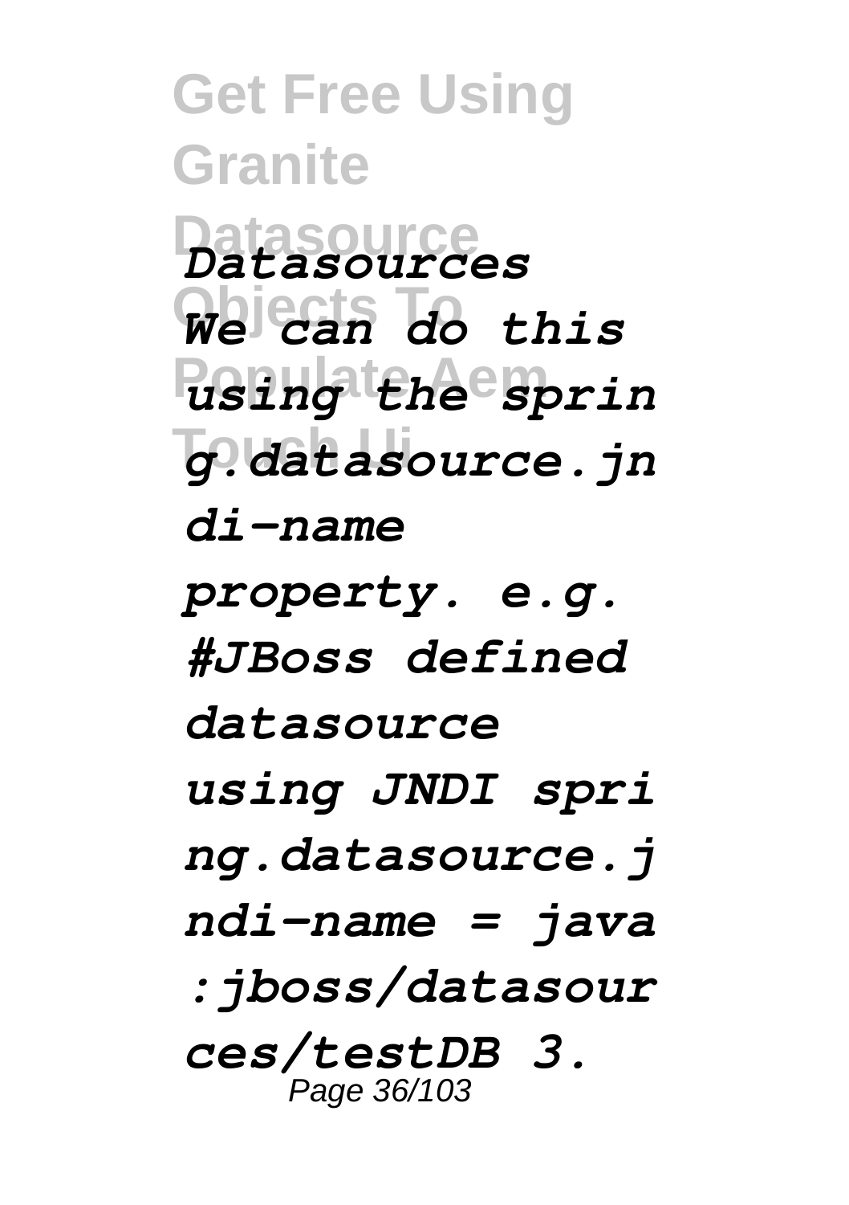*Datasources We can do this using the spring.datasource.jndi-name property. e.g. #JBoss defined datasource using JNDI spring.datasource.jndi-name = java:jboss/datasources/testDB 3.*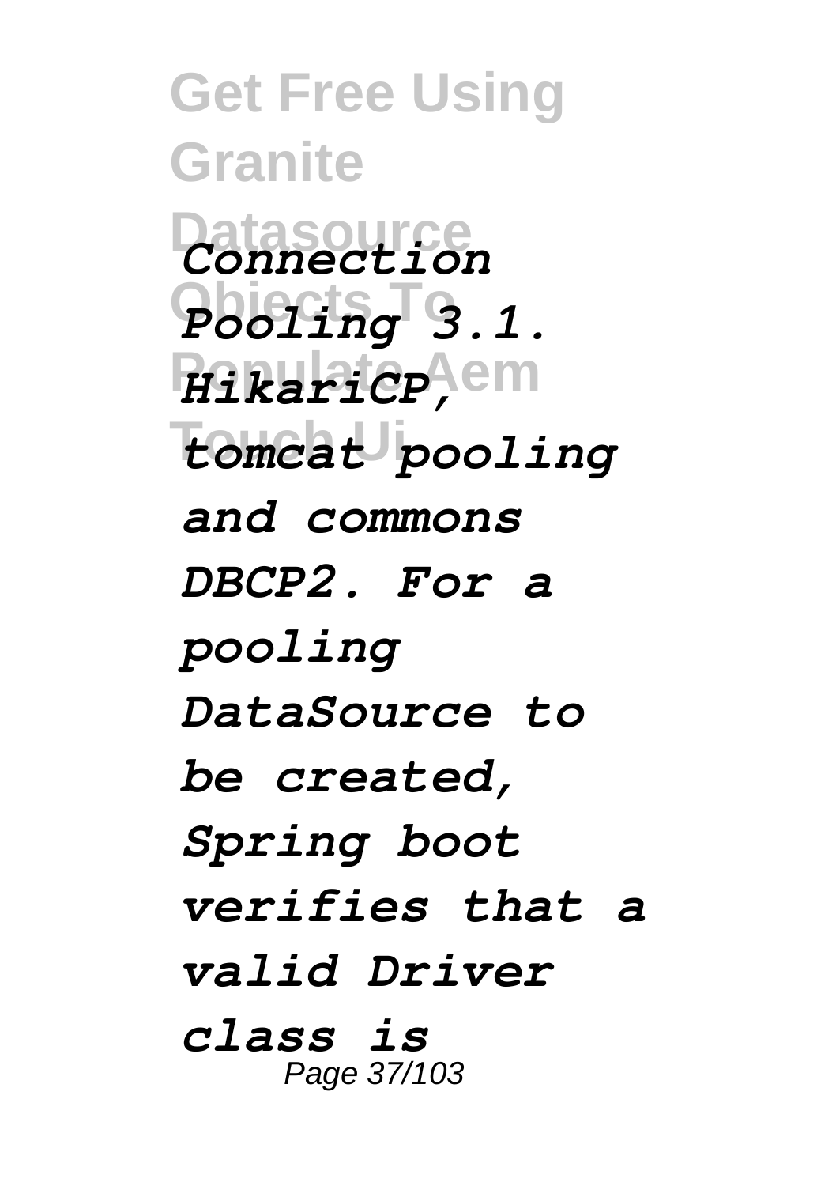*Connection Pooling 3.1. HikariCP, tomcat pooling and commons DBCP2. For a pooling DataSource to be created, Spring boot verifies that a valid Driver class is*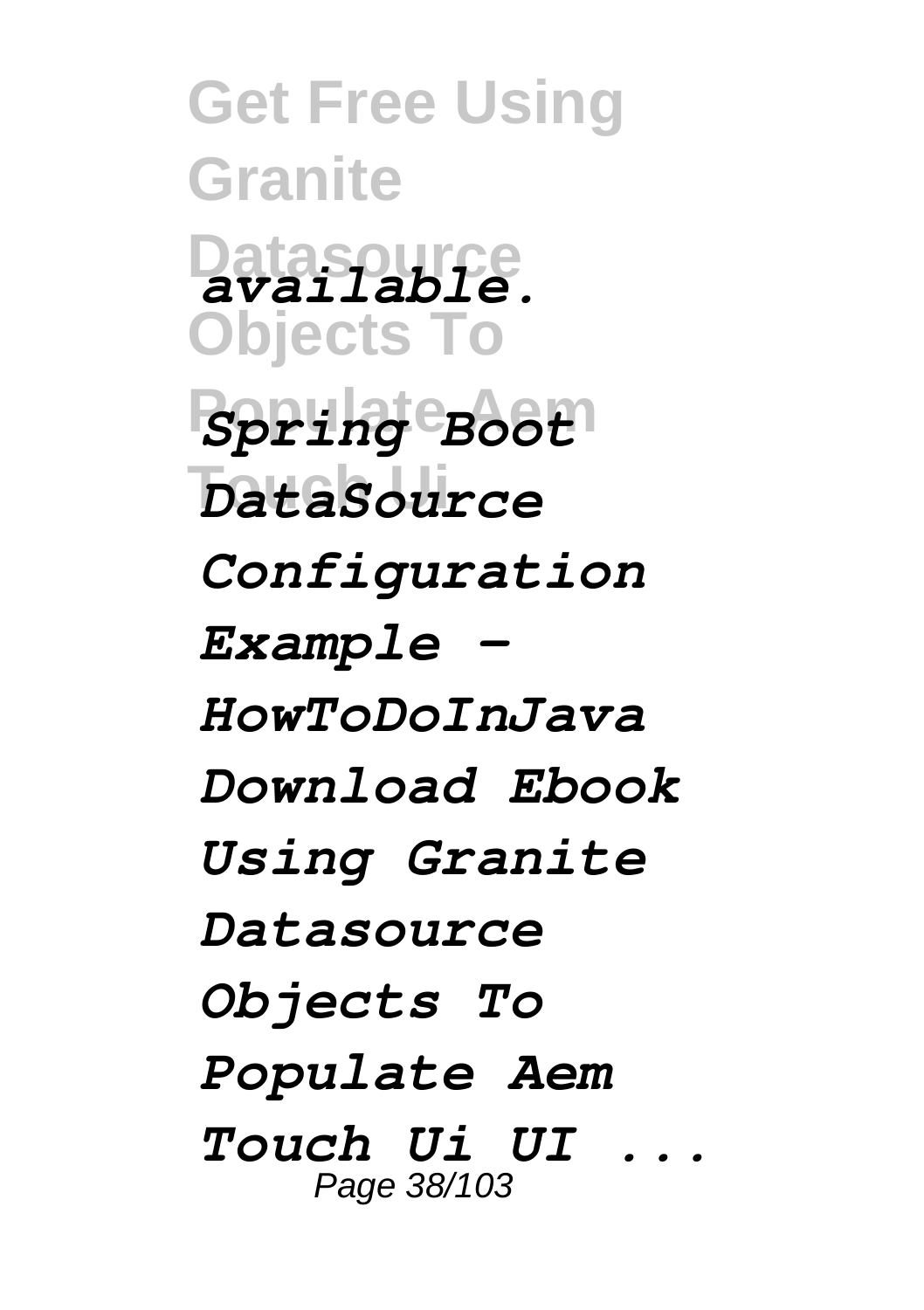*available.*

*Spring Boot DataSource Configuration Example - HowToDoInJava Download Ebook Using Granite Datasource Objects To Populate Aem Touch Ui UI ...*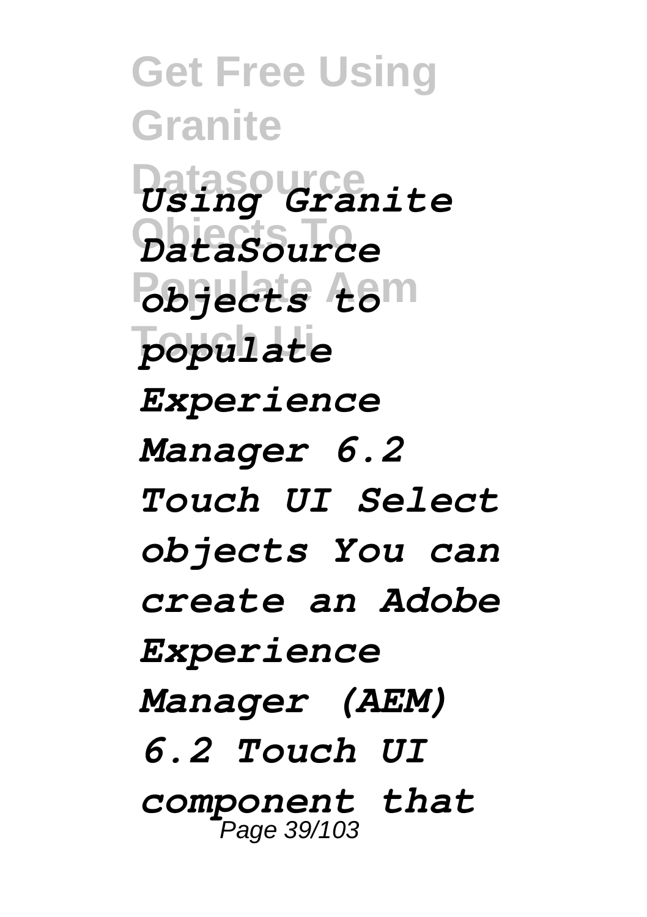*Using Granite DataSource objects to populate Experience Manager 6.2 Touch UI Select objects You can create an Adobe Experience Manager (AEM) 6.2 Touch UI component that*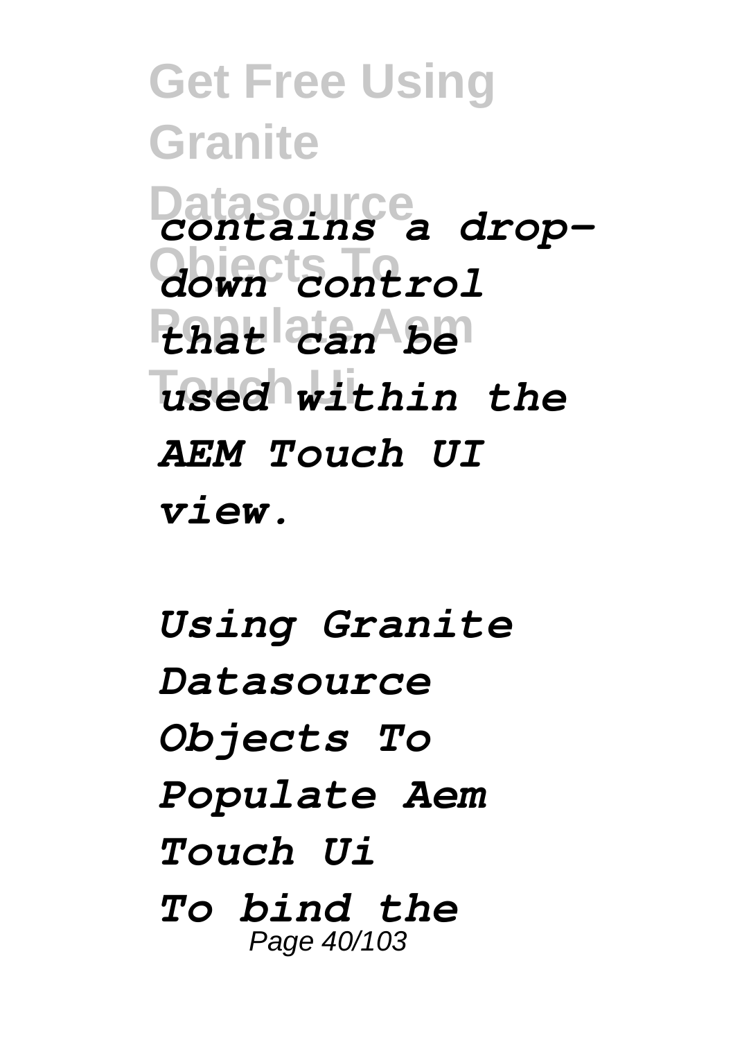*contains a drop-down control that can be used within the AEM Touch UI view.*

*Using Granite Datasource Objects To Populate Aem Touch Ui*

*To bind the*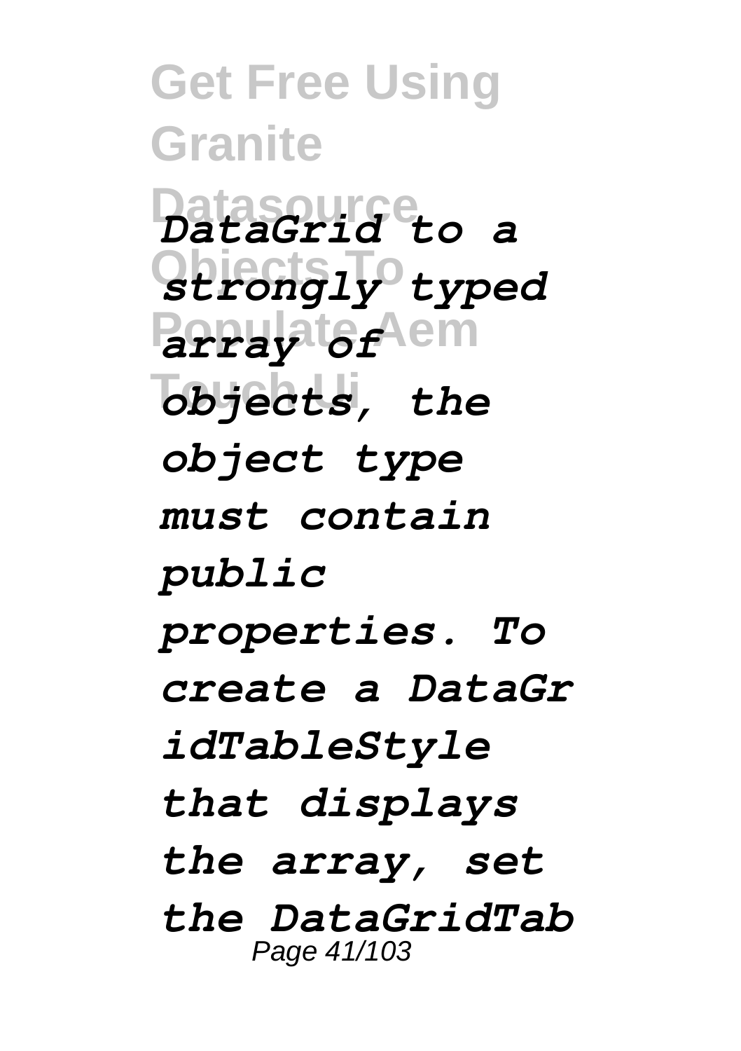*DataGrid to a strongly typed array of objects, the object type must contain public properties. To create a DataGridTableStyle that displays the array, set the DataGridTab*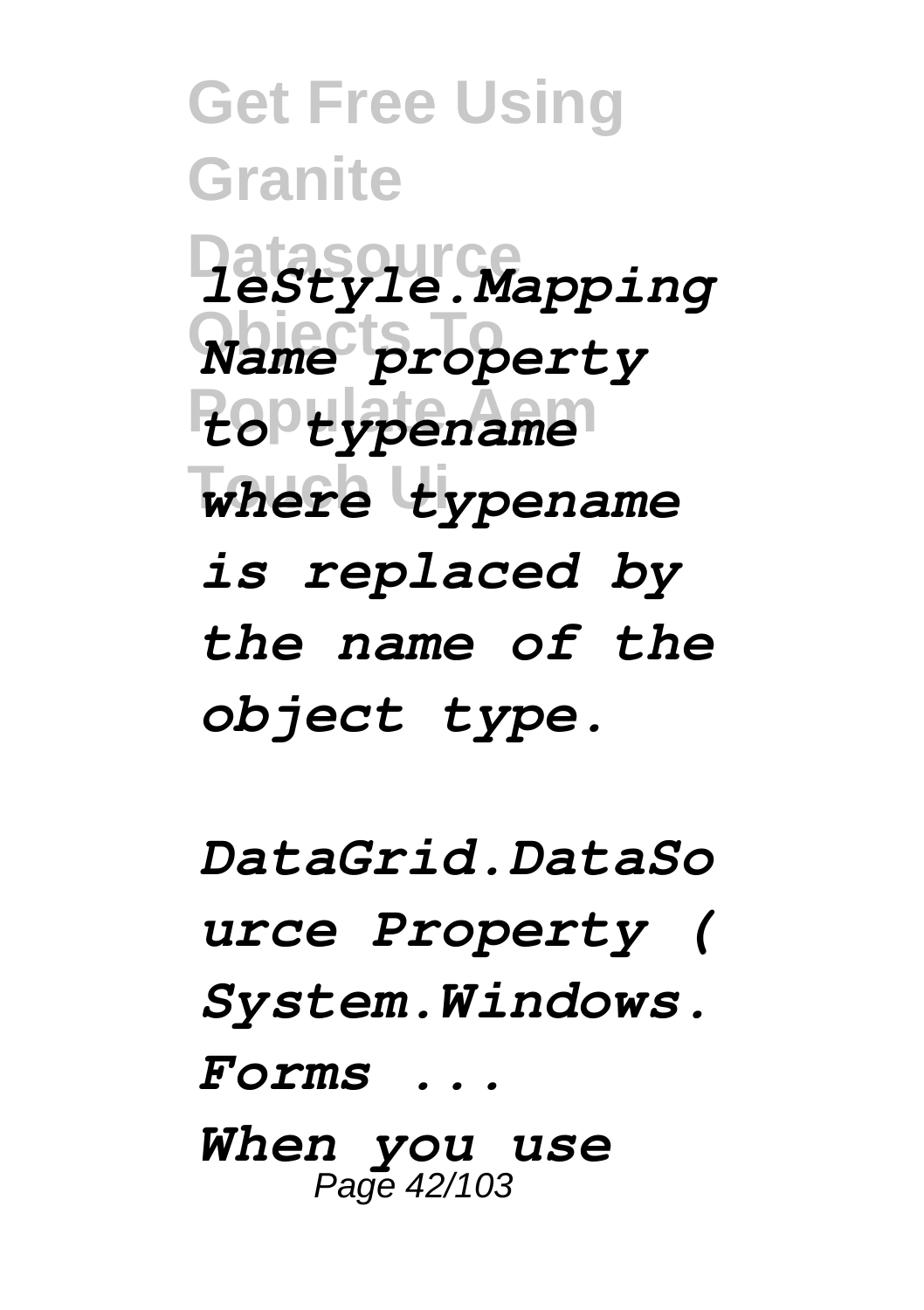*leStyle.Mapping Name property to typename where typename is replaced by the name of the object type.*

*DataGrid.DataSource Property (System.Windows.Forms ...*

*When you use*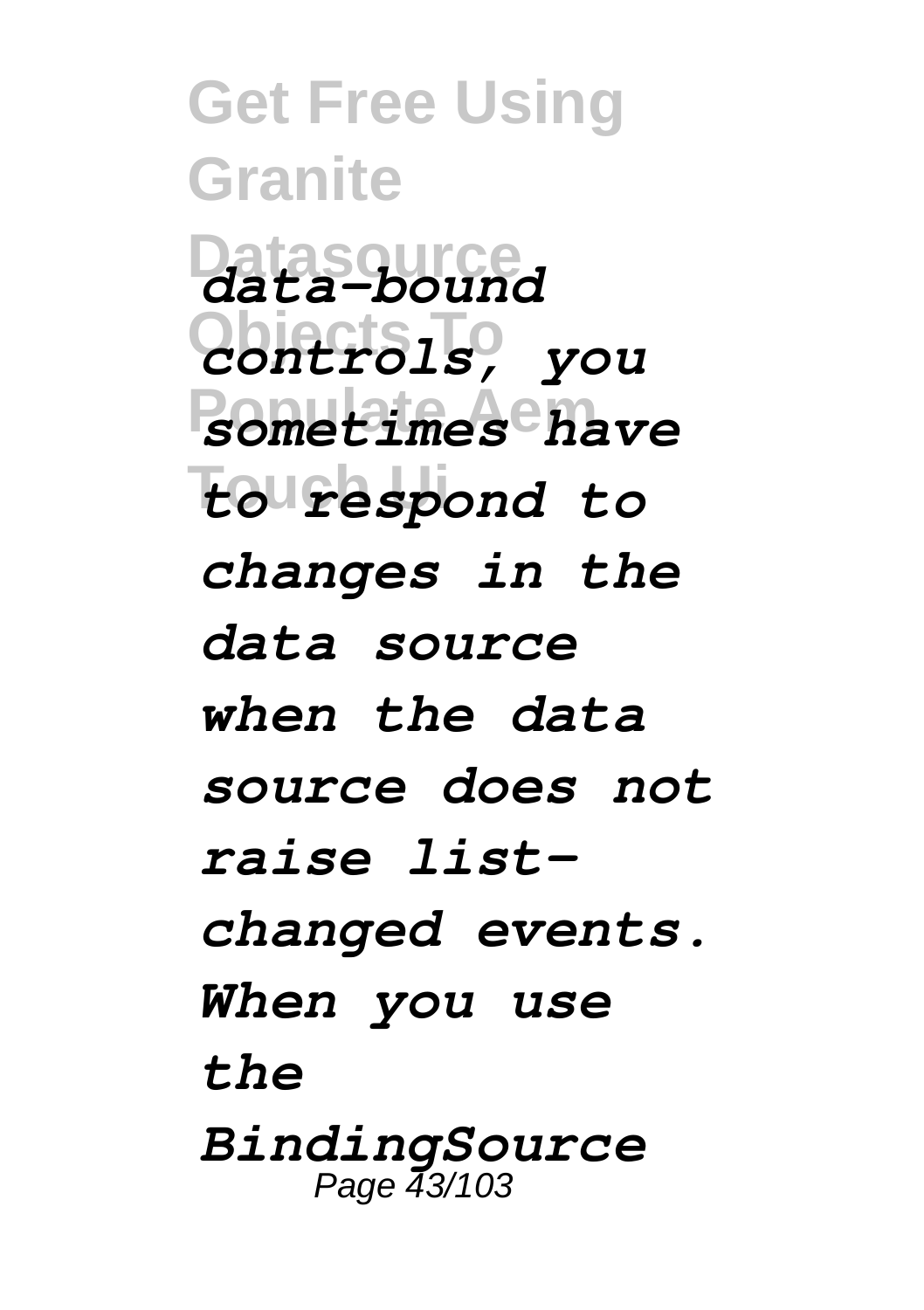*data-bound controls, you sometimes have to respond to changes in the data source when the data source does not raise list-changed events. When you use the BindingSource*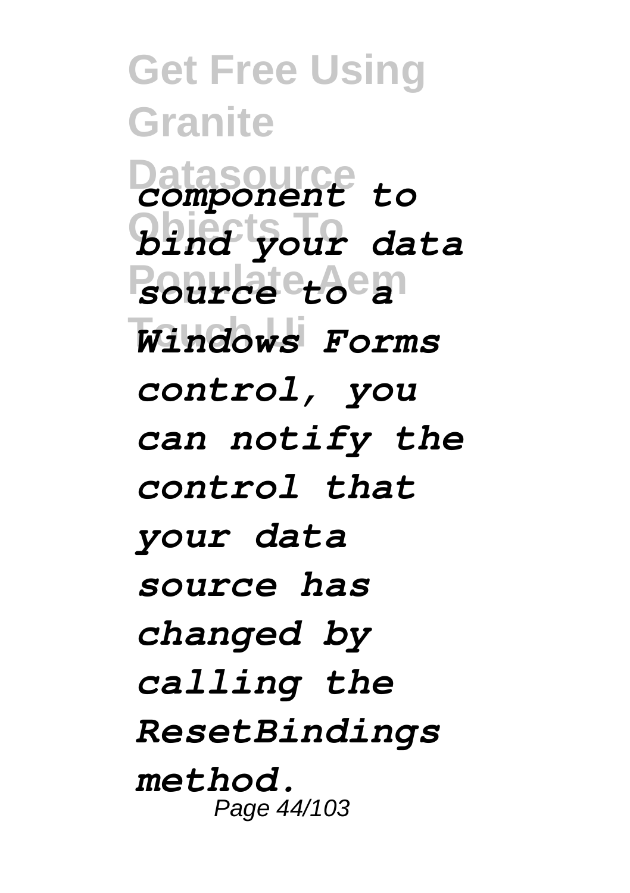*component to bind your data source to a Windows Forms control, you can notify the control that your data source has changed by calling the ResetBindings method.*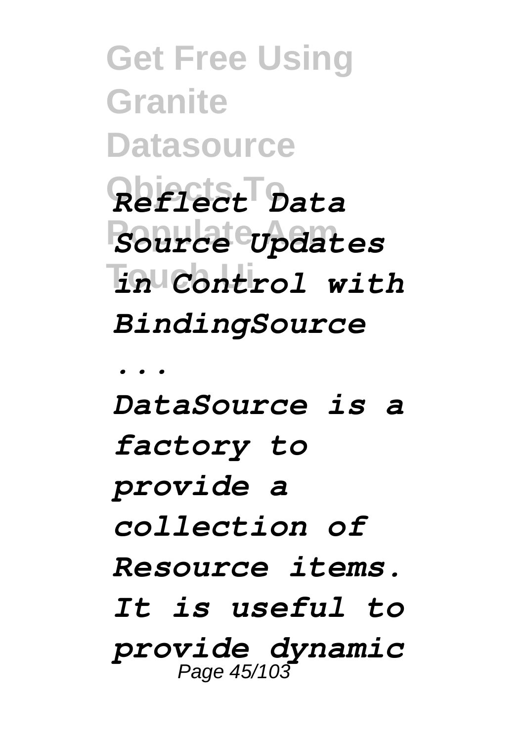*Reflect Data Source Updates in Control with BindingSource ...*

*DataSource is a factory to provide a collection of Resource items. It is useful to provide dynamic*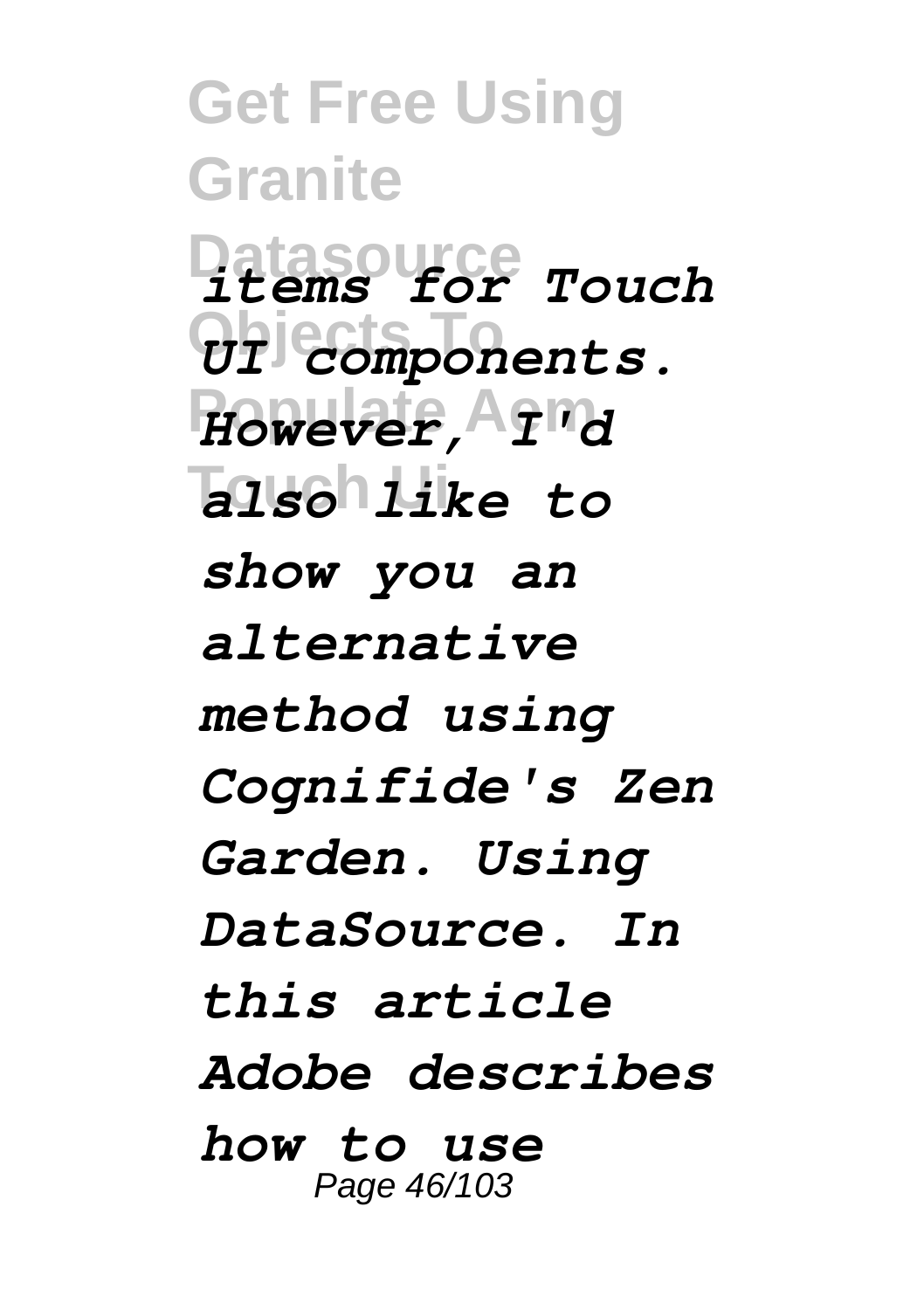*items for Touch UI components. However, I'd also like to show you an alternative method using Cognifide's Zen Garden. Using DataSource. In this article Adobe describes how to use*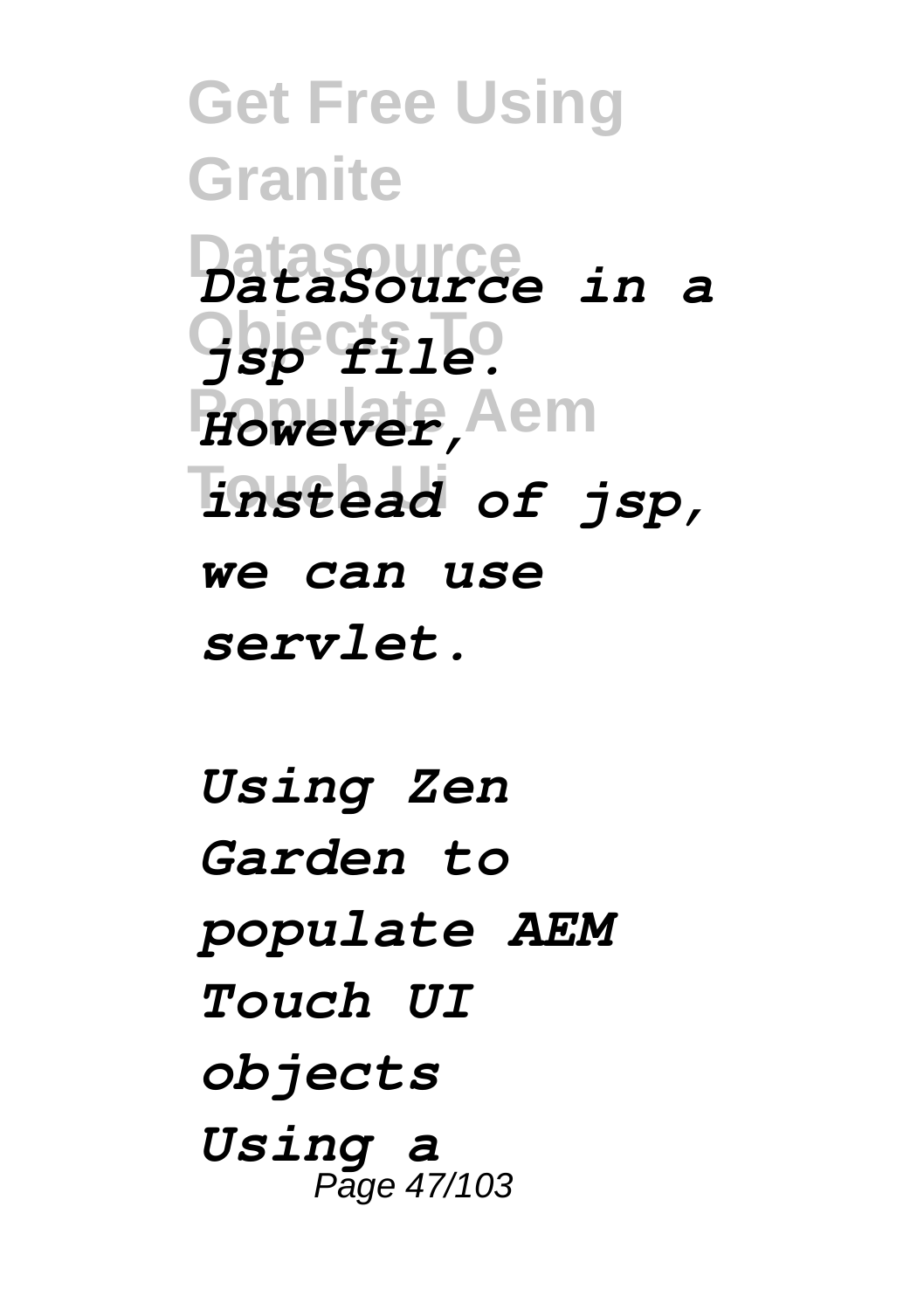*DataSource in a jsp file. However, instead of jsp, we can use servlet.*

*Using Zen Garden to populate AEM Touch UI objects*

*Using a*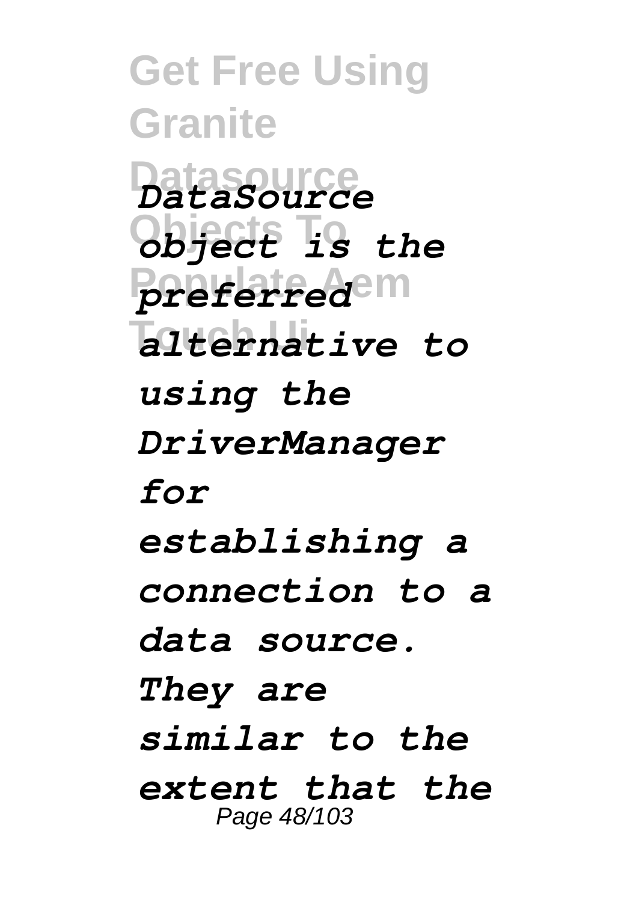*DataSource object is the preferred alternative to using the DriverManager for establishing a connection to a data source. They are similar to the extent that the*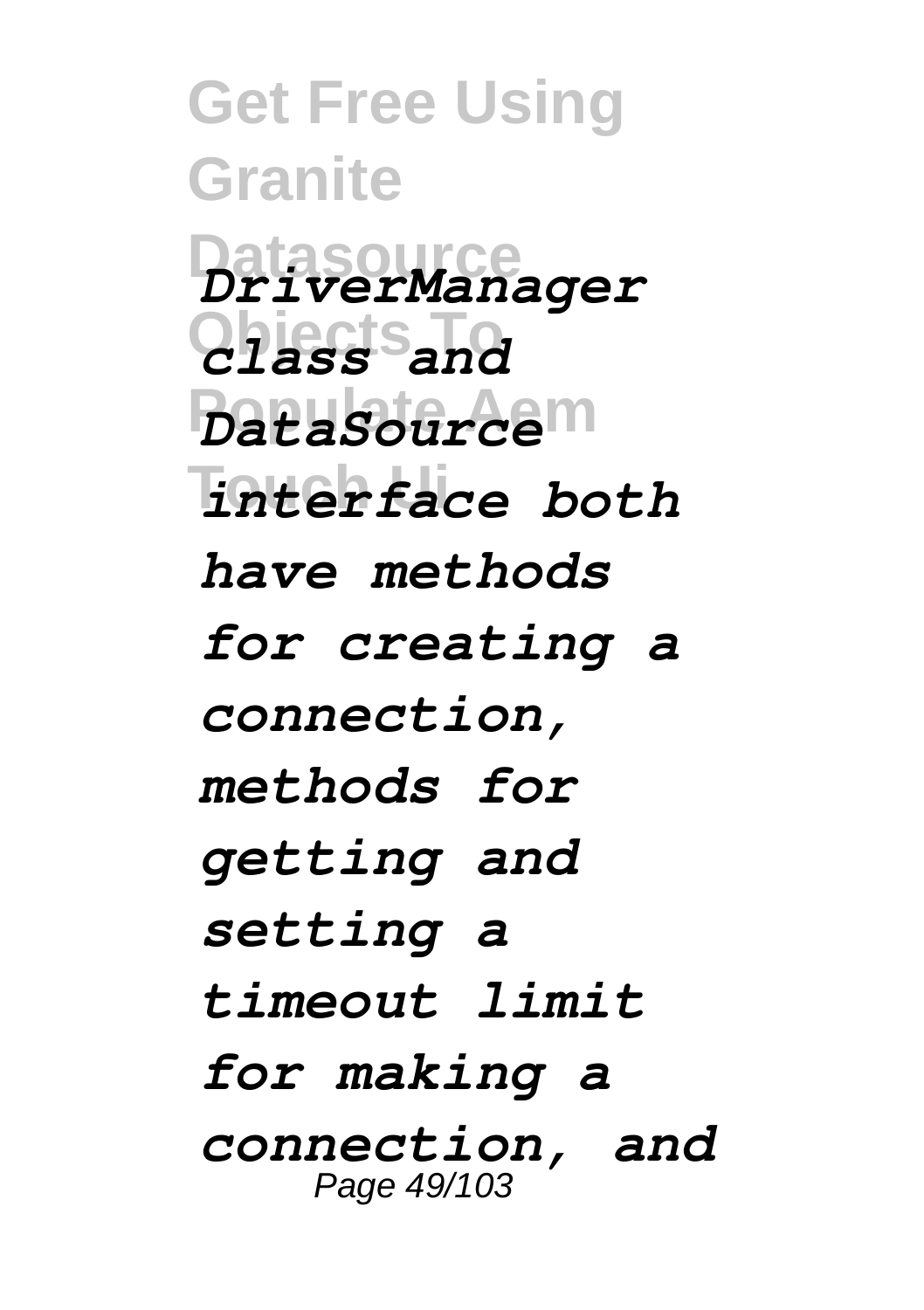*DriverManager class and DataSource interface both have methods for creating a connection, methods for getting and setting a timeout limit for making a connection, and*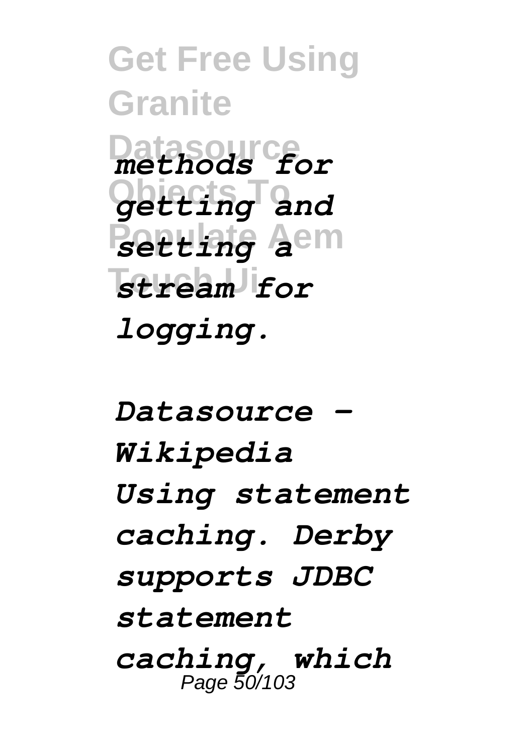*methods for getting and setting a stream for logging.*

*Datasource - Wikipedia*

*Using statement caching. Derby supports JDBC statement caching, which*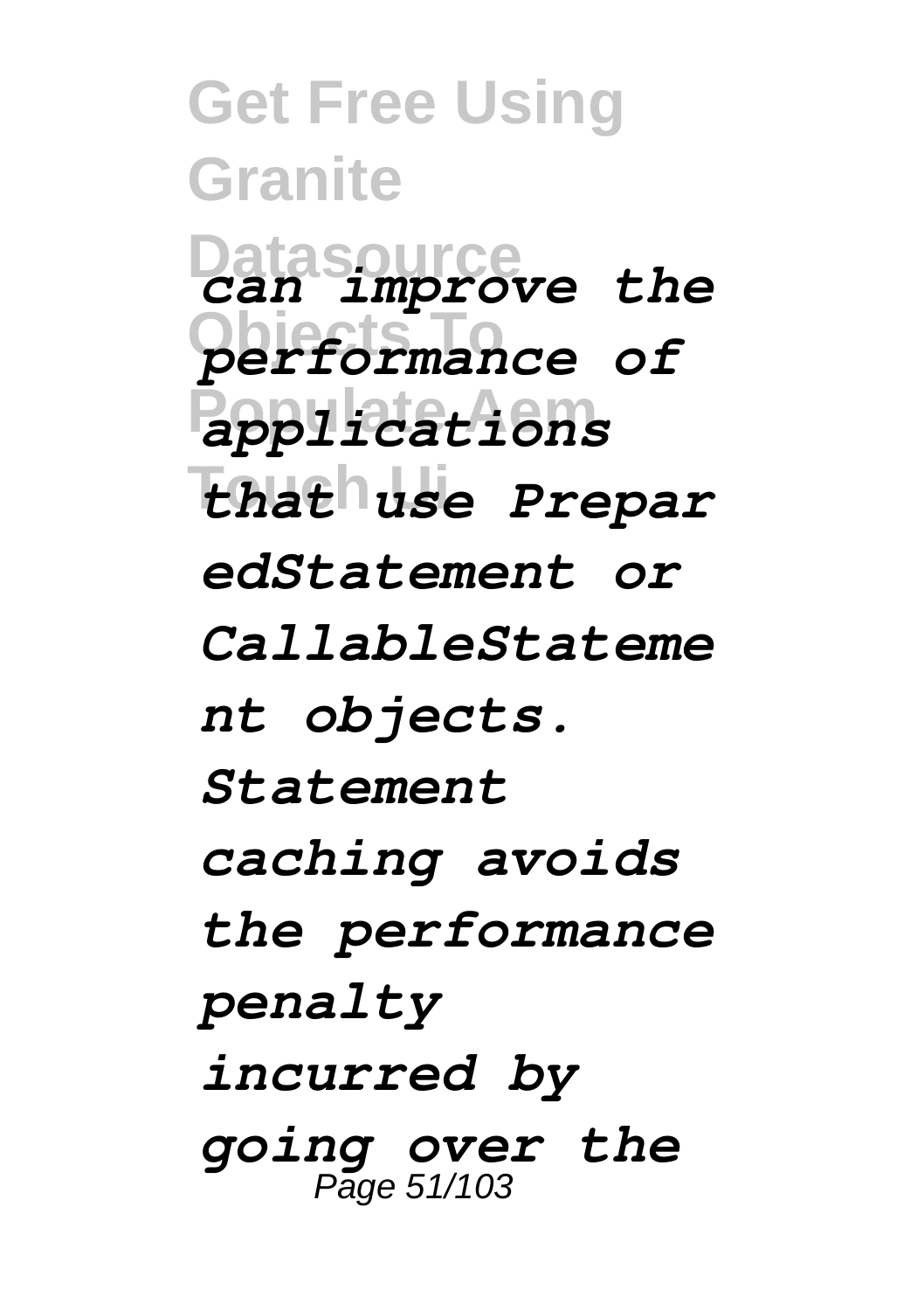*can improve the performance of applications that use PreparedStatement or CallableStatement objects. Statement caching avoids the performance penalty incurred by going over the*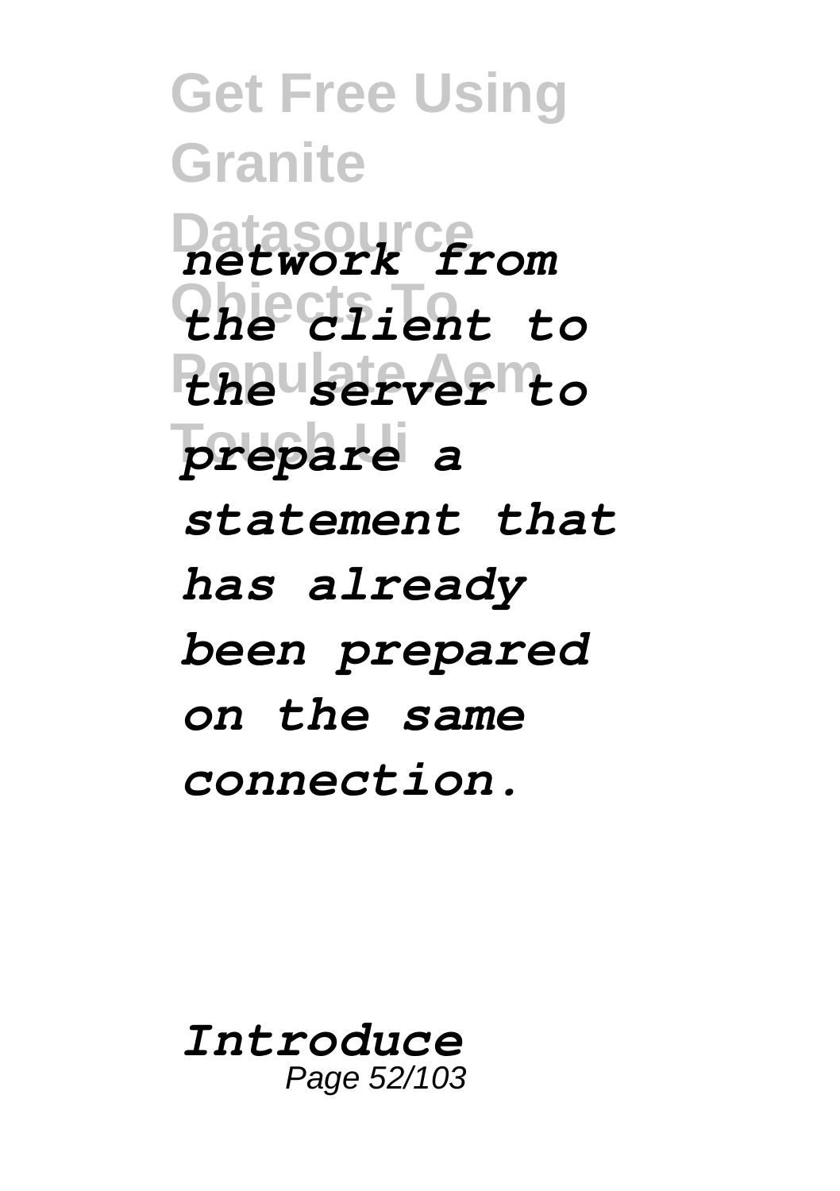*network from the client to the server to prepare a statement that has already been prepared on the same connection.*

*Introduce*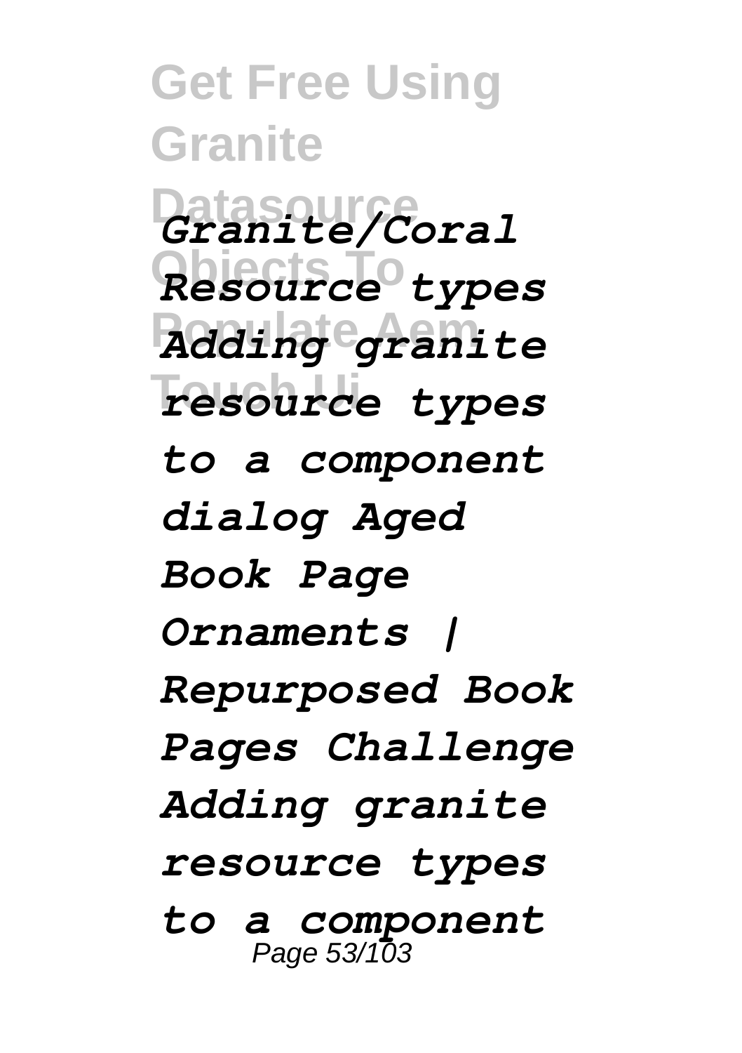*Granite/Coral Resource types Adding granite resource types to a component dialog Aged Book Page Ornaments | Repurposed Book Pages Challenge Adding granite resource types to a component*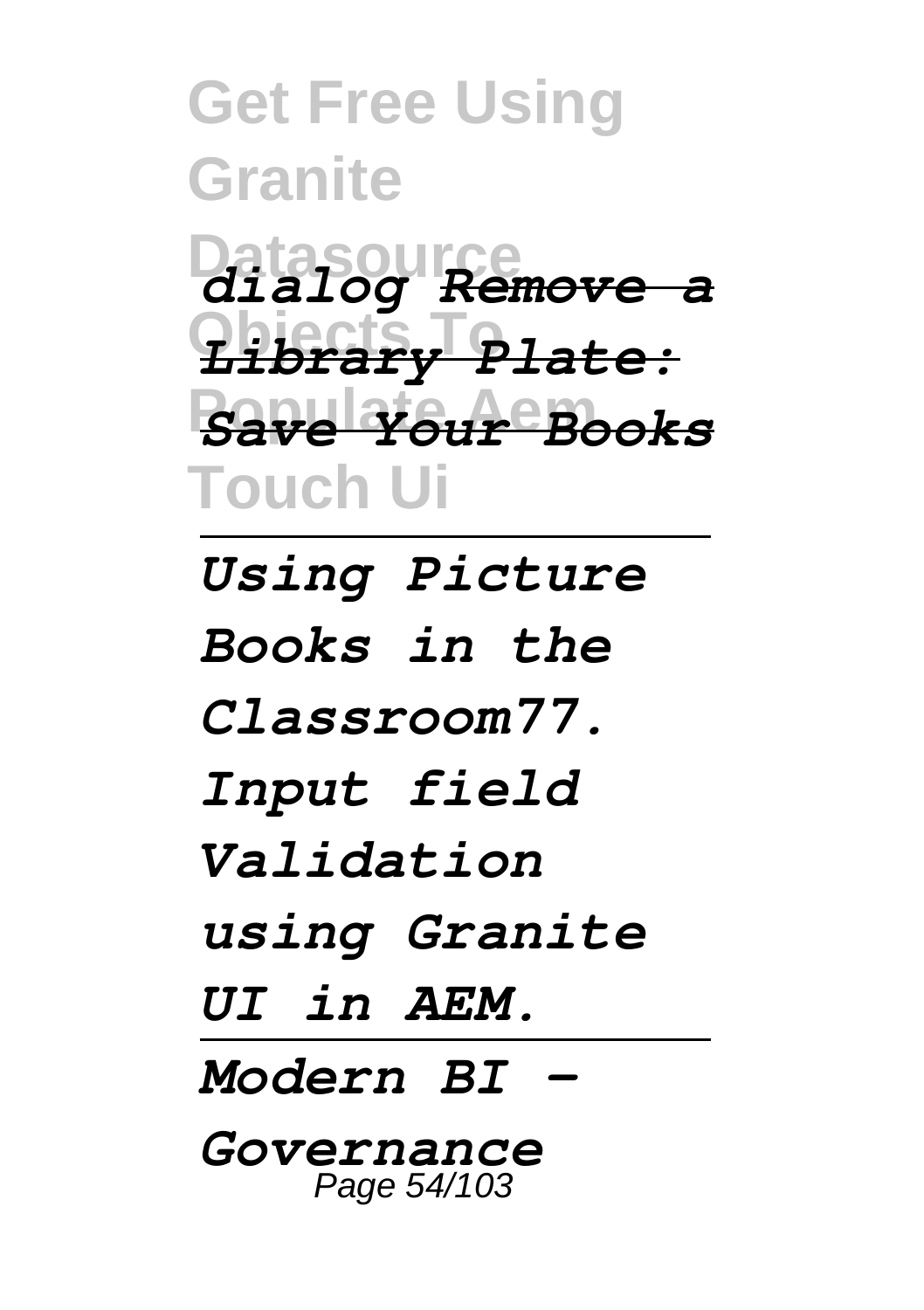*dialog Remove a Library Plate: Save Your Books*

---

*Using Picture Books in the Classroom77. Input field Validation using Granite UI in AEM.*

---

*Modern BI - Governance*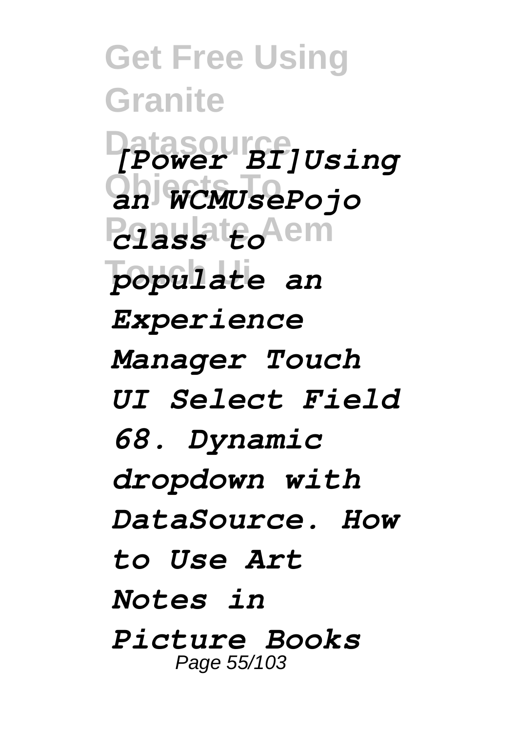*[Power BI]Using an WCMUsePojo class to populate an Experience Manager Touch UI Select Field 68. Dynamic dropdown with DataSource. How to Use Art Notes in Picture Books*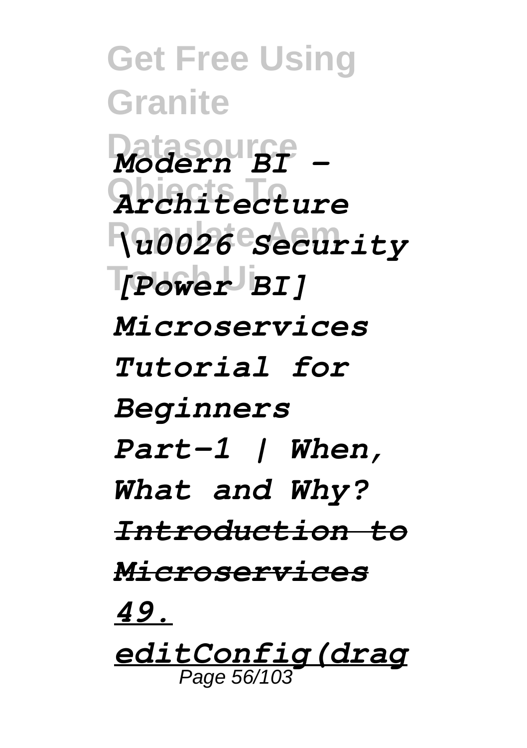*Modern BI - Architecture \u0026 Security [Power BI]*

*Microservices Tutorial for Beginners Part-1 | When, What and Why?*

*Introduction to Microservices*

*49. editConfig(drag*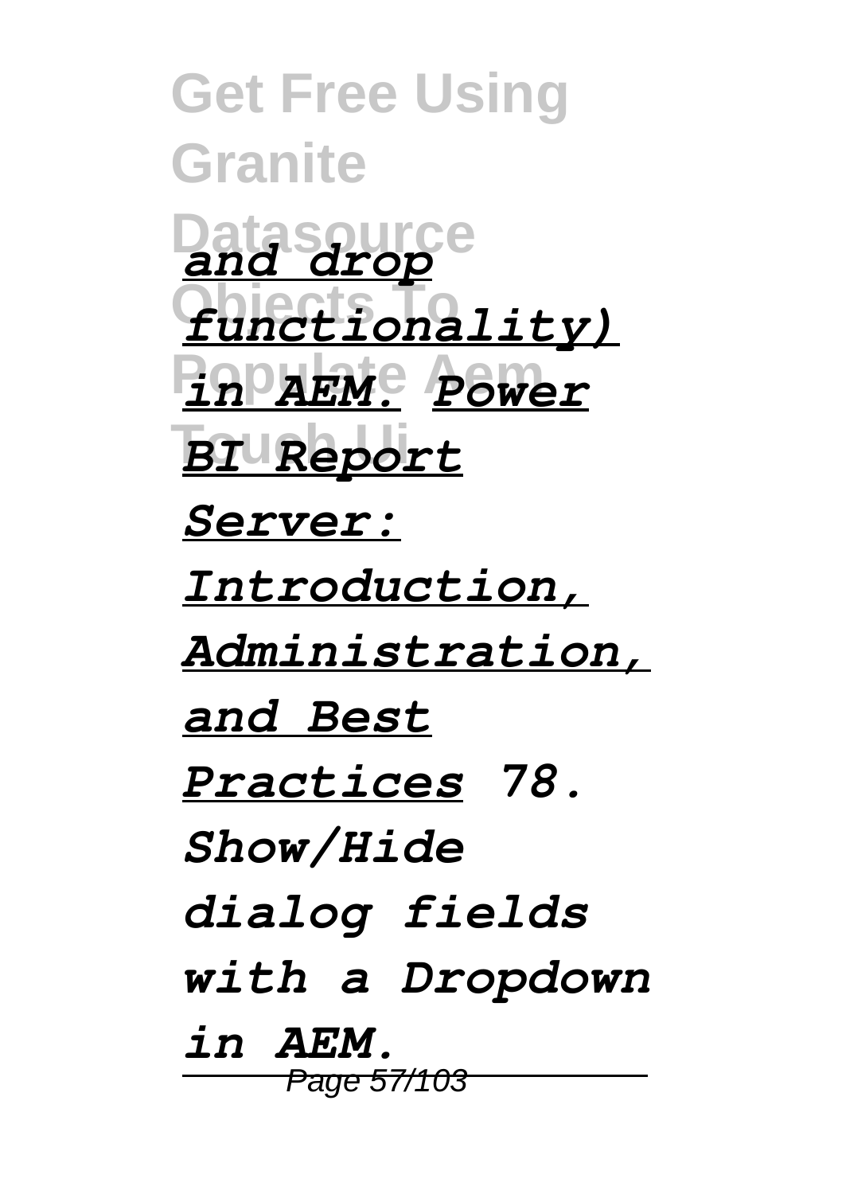*and drop functionality) in AEM.* *Power BI Report Server: Introduction, Administration, and Best Practices* *78. Show/Hide dialog fields with a Dropdown in AEM.*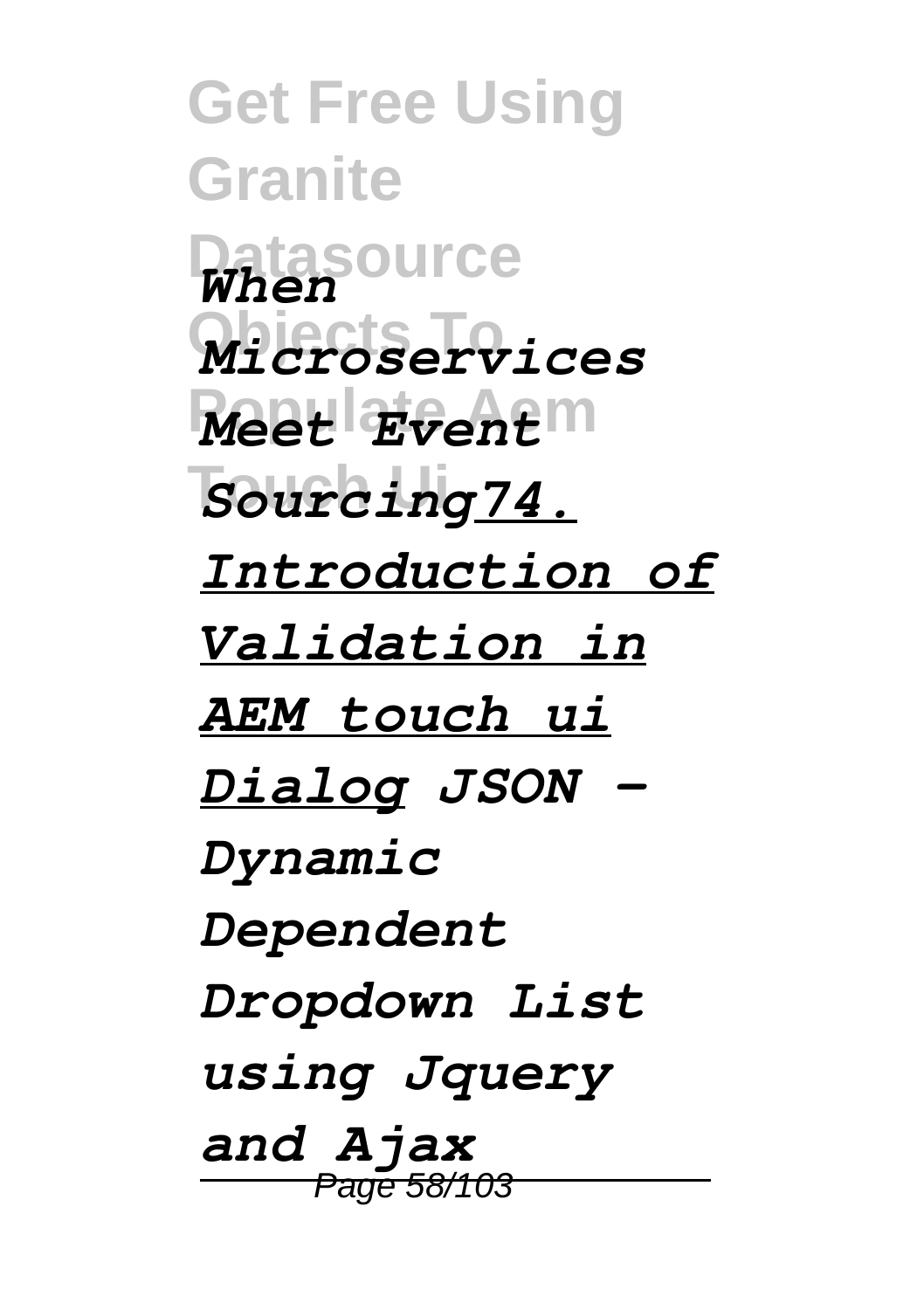*When Microservices Meet Event Sourcing*[*74. Introduction of Validation in AEM touch ui Dialog*]() *JSON - Dynamic Dependent Dropdown List using Jquery and Ajax*

---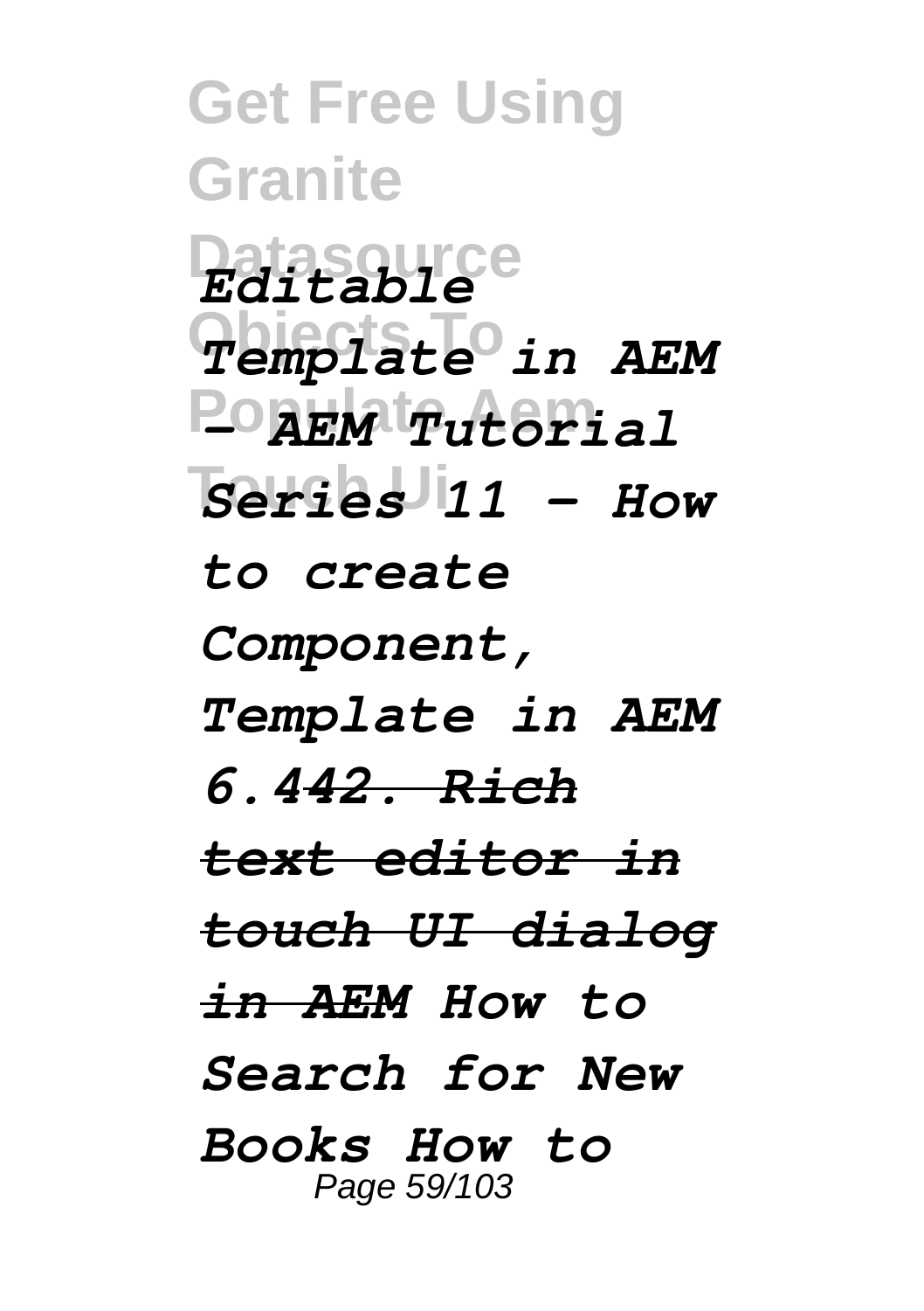*Editable Template in AEM - AEM Tutorial Series 11 - How to create Component, Template in AEM 6.442. Rich text editor in touch UI dialog in AEM How to Search for New Books How to*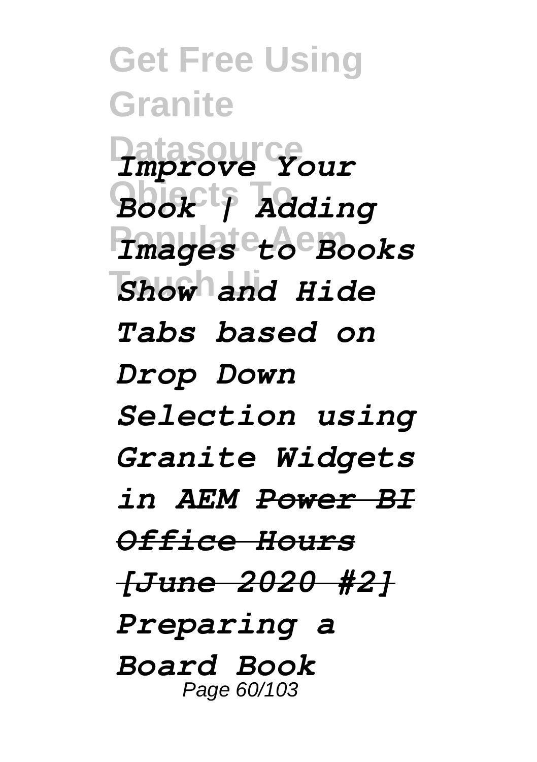*Improve Your Book | Adding Images to Books* *Show and Hide Tabs based on Drop Down Selection using Granite Widgets in AEM* ~~*Power BI Office Hours [June 2020 #2]*~~ *Preparing a Board Book*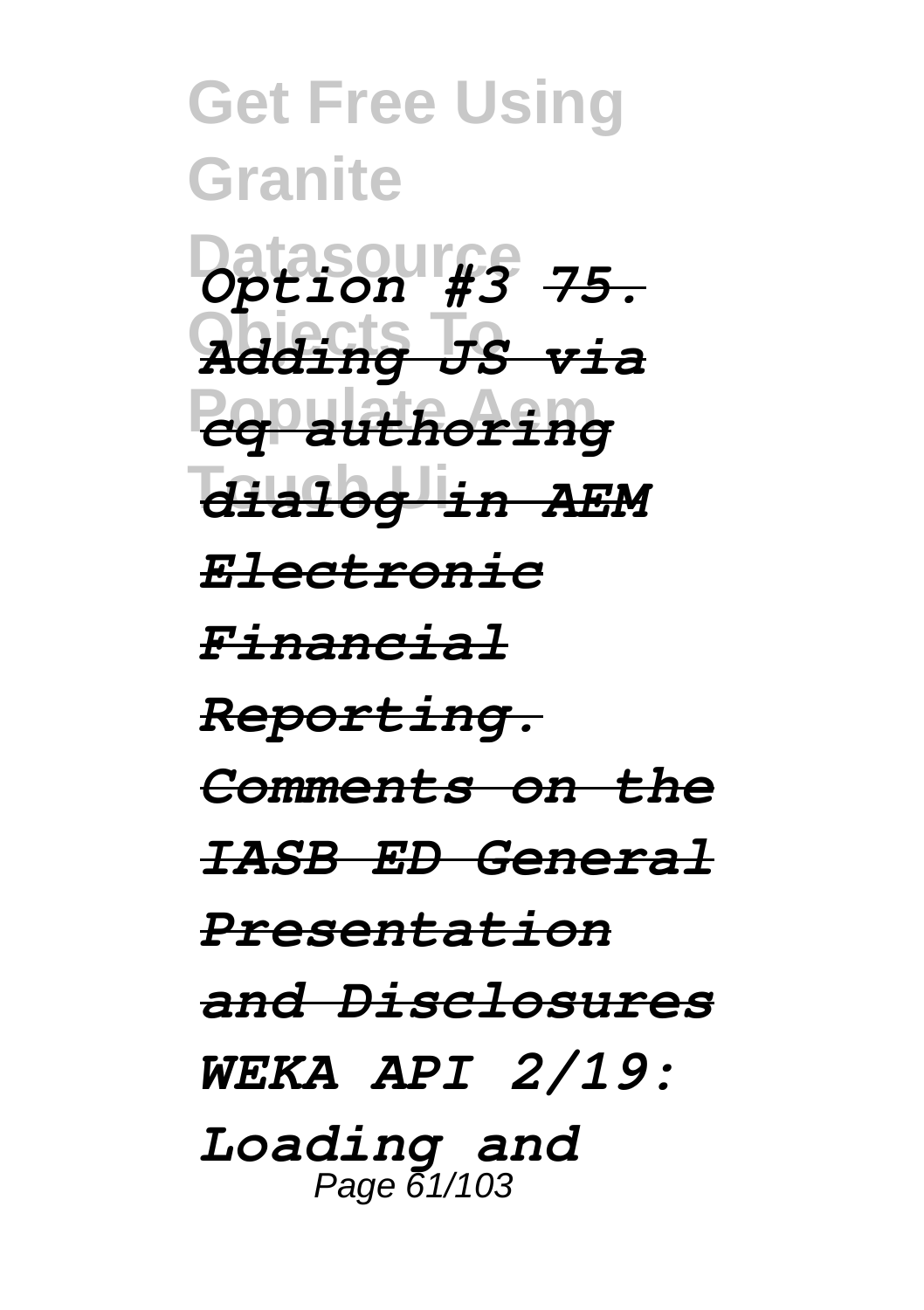*Option #3* *75. Adding JS via cq authoring dialog in AEM* *Electronic Financial Reporting. Comments on the IASB ED General Presentation and Disclosures* *WEKA API 2/19: Loading and*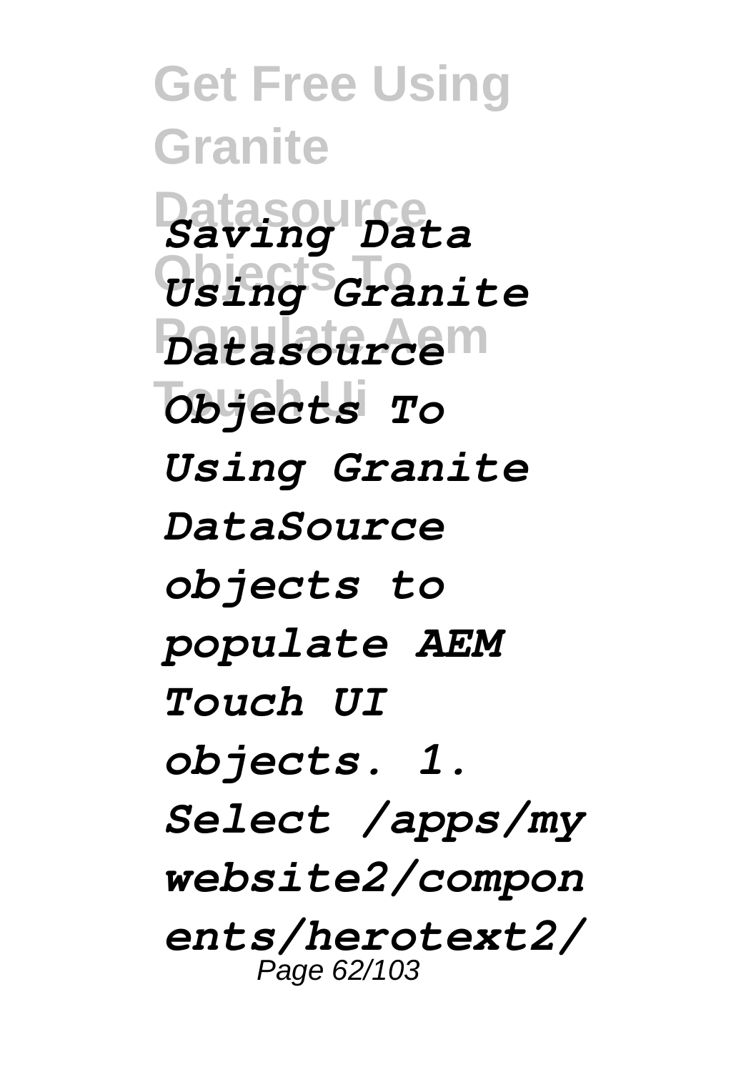*Saving Data Using Granite Datasource Objects To Using Granite DataSource objects to populate AEM Touch UI objects. 1. Select /apps/mywebsite2/components/herotext2/*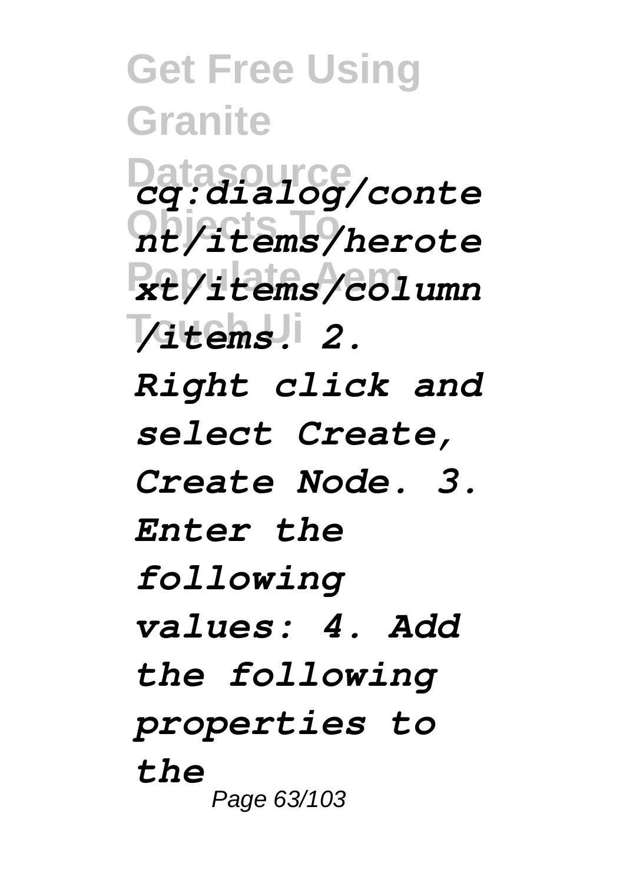*cq:dialog/content/items/herotext/items/column/items. 2. Right click and select Create, Create Node. 3. Enter the following values: 4. Add the following properties to the*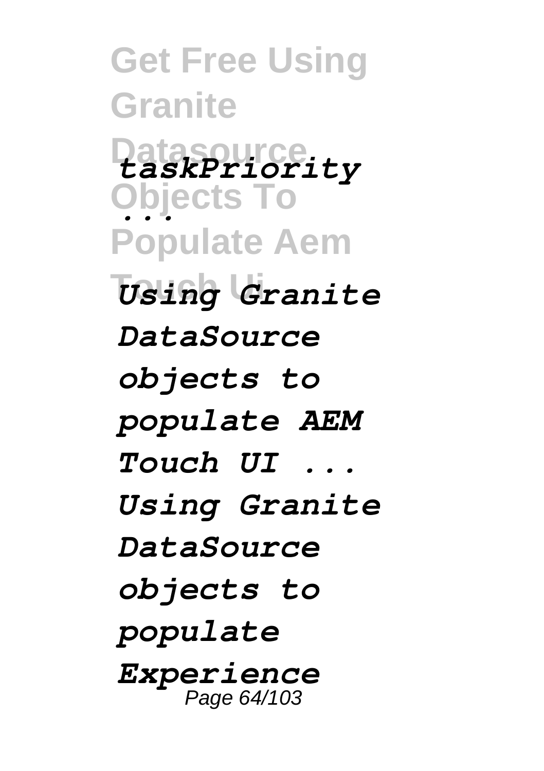*taskPriority ...*

*Using Granite DataSource objects to populate AEM Touch UI ... Using Granite DataSource objects to populate Experience*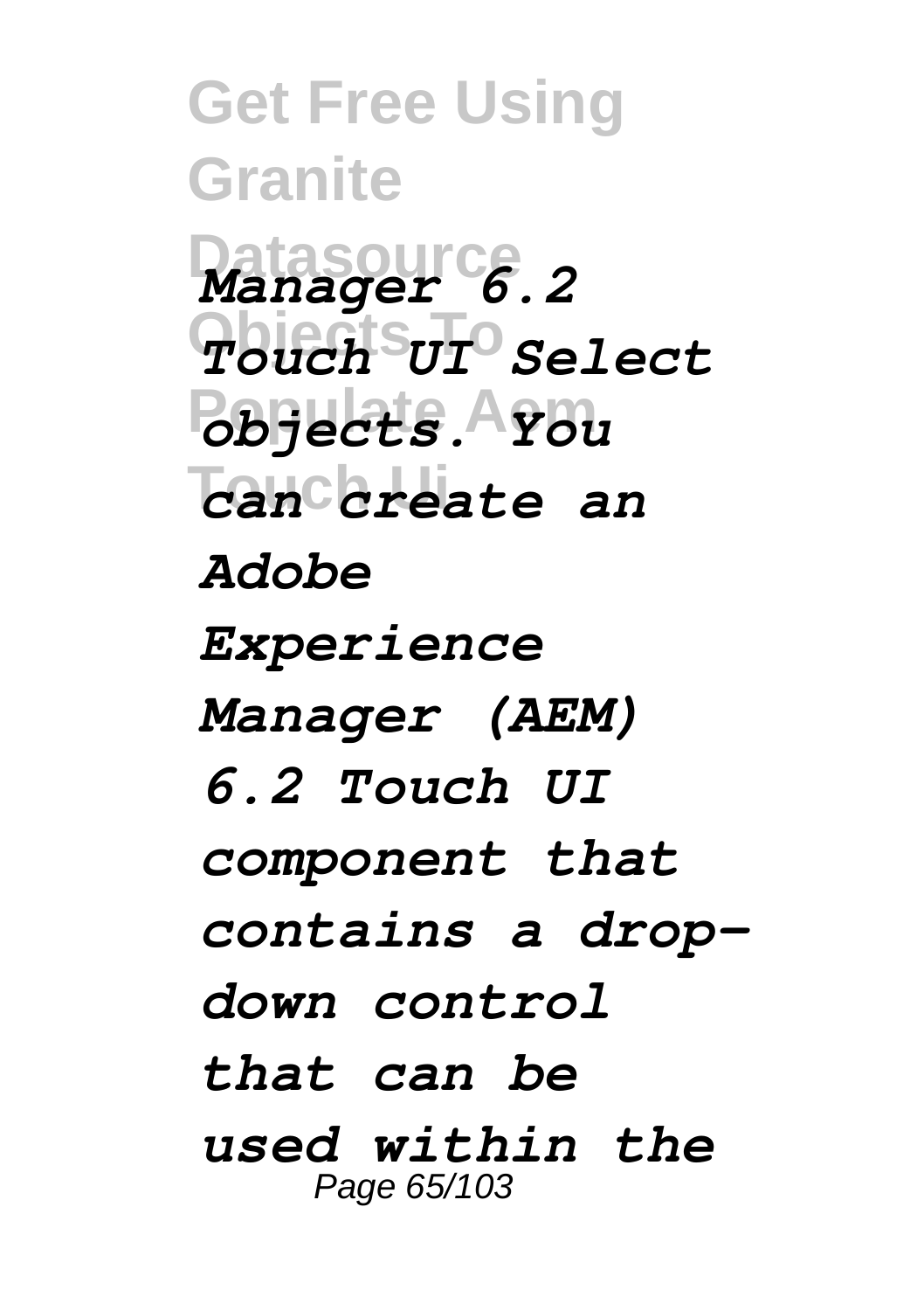*Manager 6.2 Touch UI Select objects. You can create an Adobe Experience Manager (AEM) 6.2 Touch UI component that contains a drop-down control that can be used within the*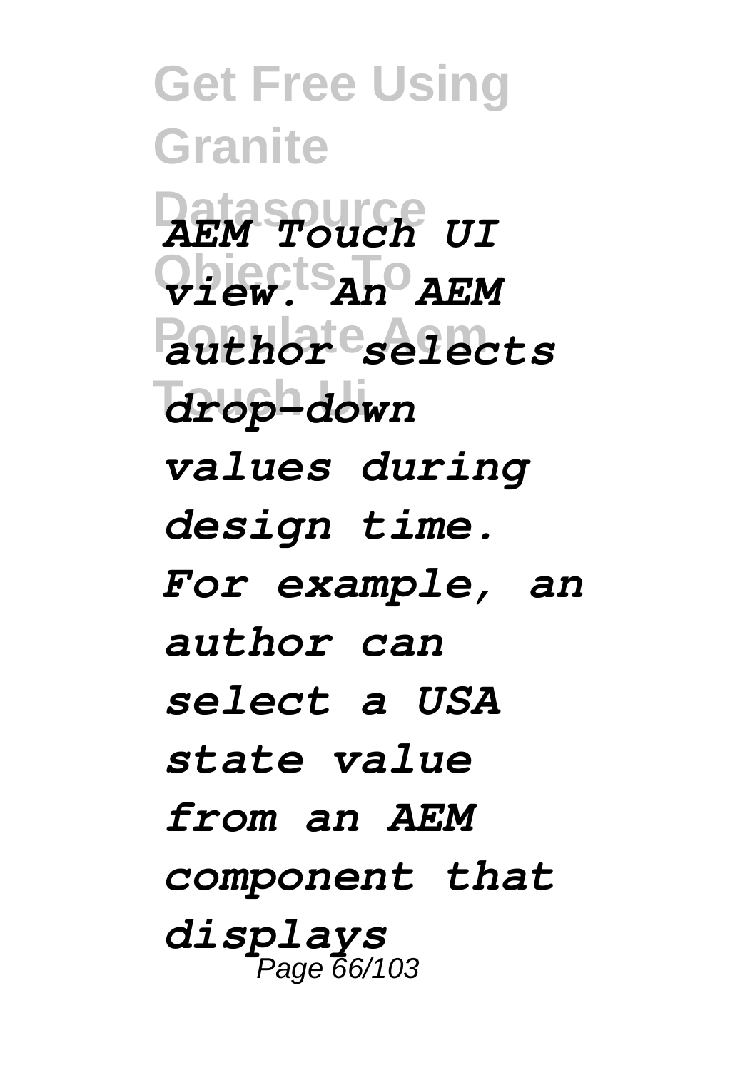*AEM Touch UI view. An AEM author selects drop-down values during design time. For example, an author can select a USA state value from an AEM component that displays*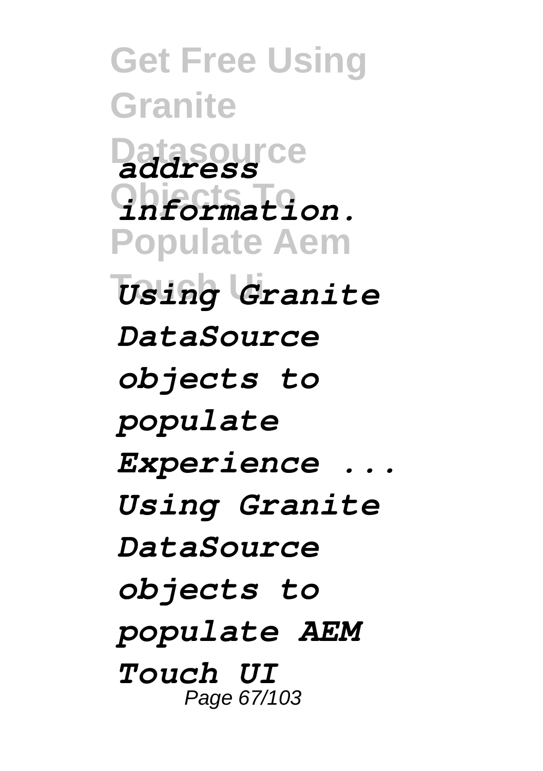*address information.*

*Using Granite DataSource objects to populate Experience ... Using Granite DataSource objects to populate AEM Touch UI*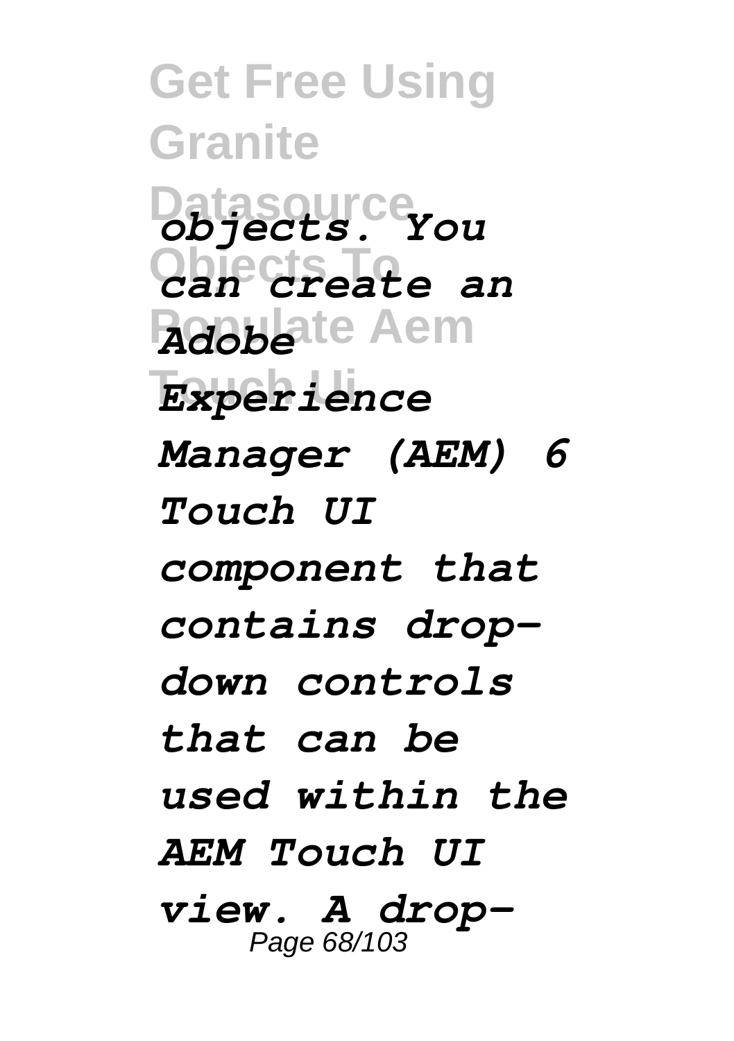*objects. You can create an Adobe Experience Manager (AEM) 6 Touch UI component that contains drop-down controls that can be used within the AEM Touch UI view. A drop-*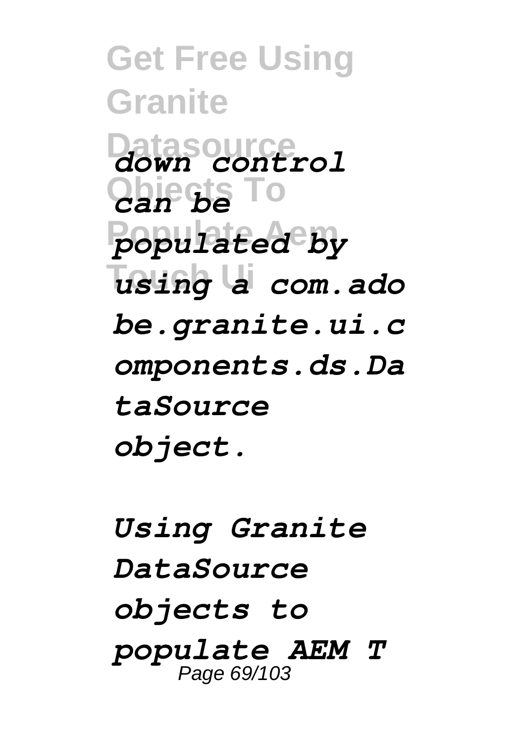*down control can be populated by using a com.adobe.granite.ui.components.ds.DataSource object.*

*Using Granite DataSource objects to populate AEM T*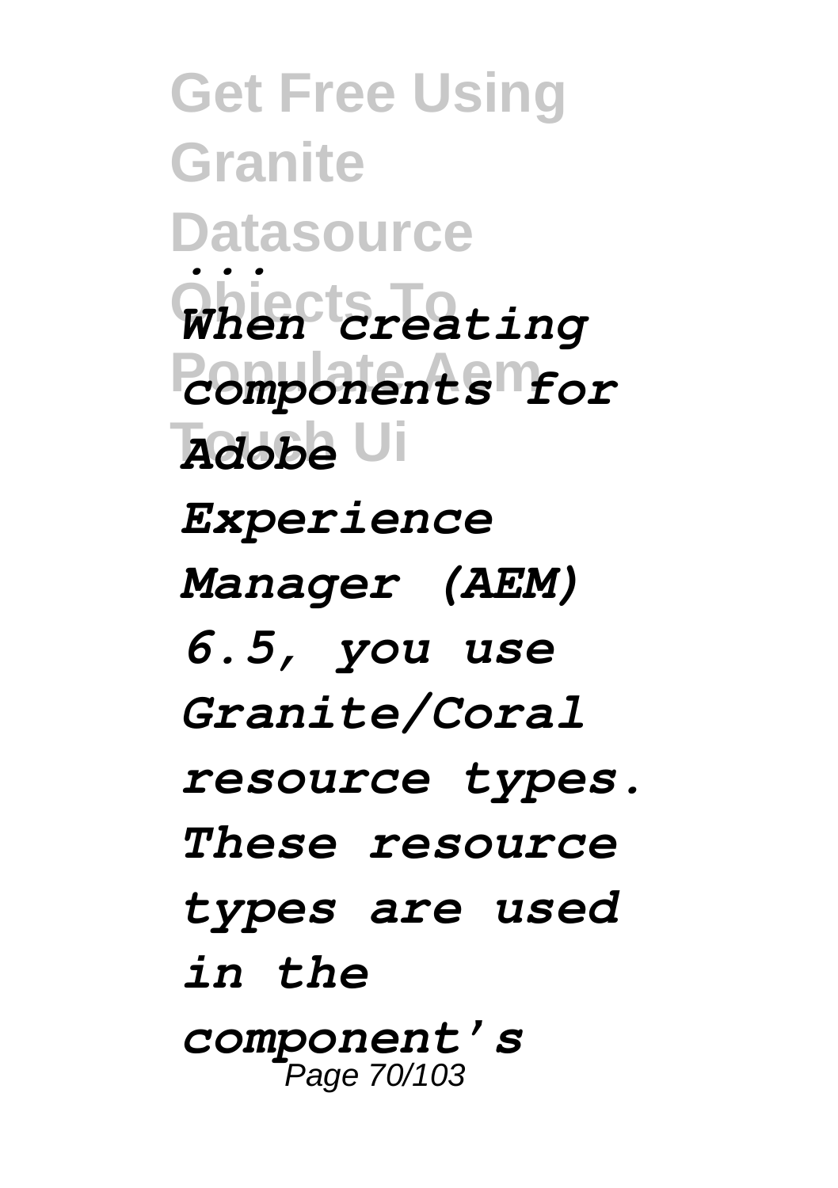*...*

*When creating components for Adobe Experience Manager (AEM) 6.5, you use Granite/Coral resource types. These resource types are used in the component's*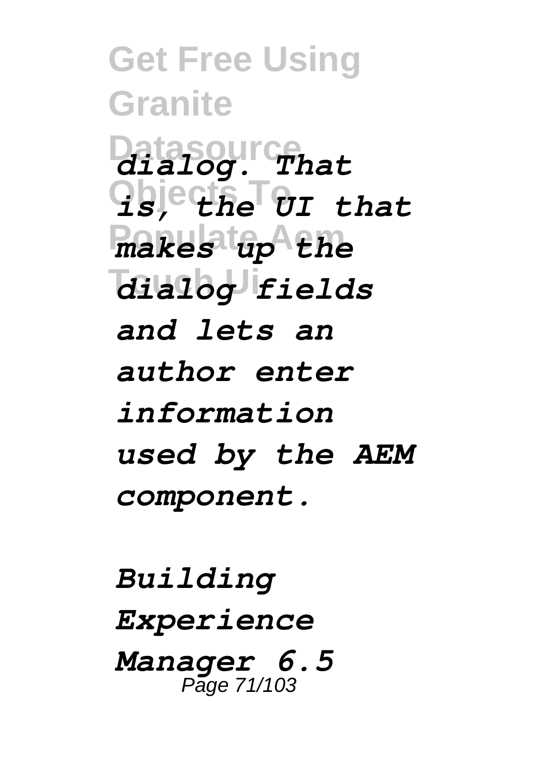*dialog. That is, the UI that makes up the dialog fields and lets an author enter information used by the AEM component.*

*Building Experience Manager 6.5*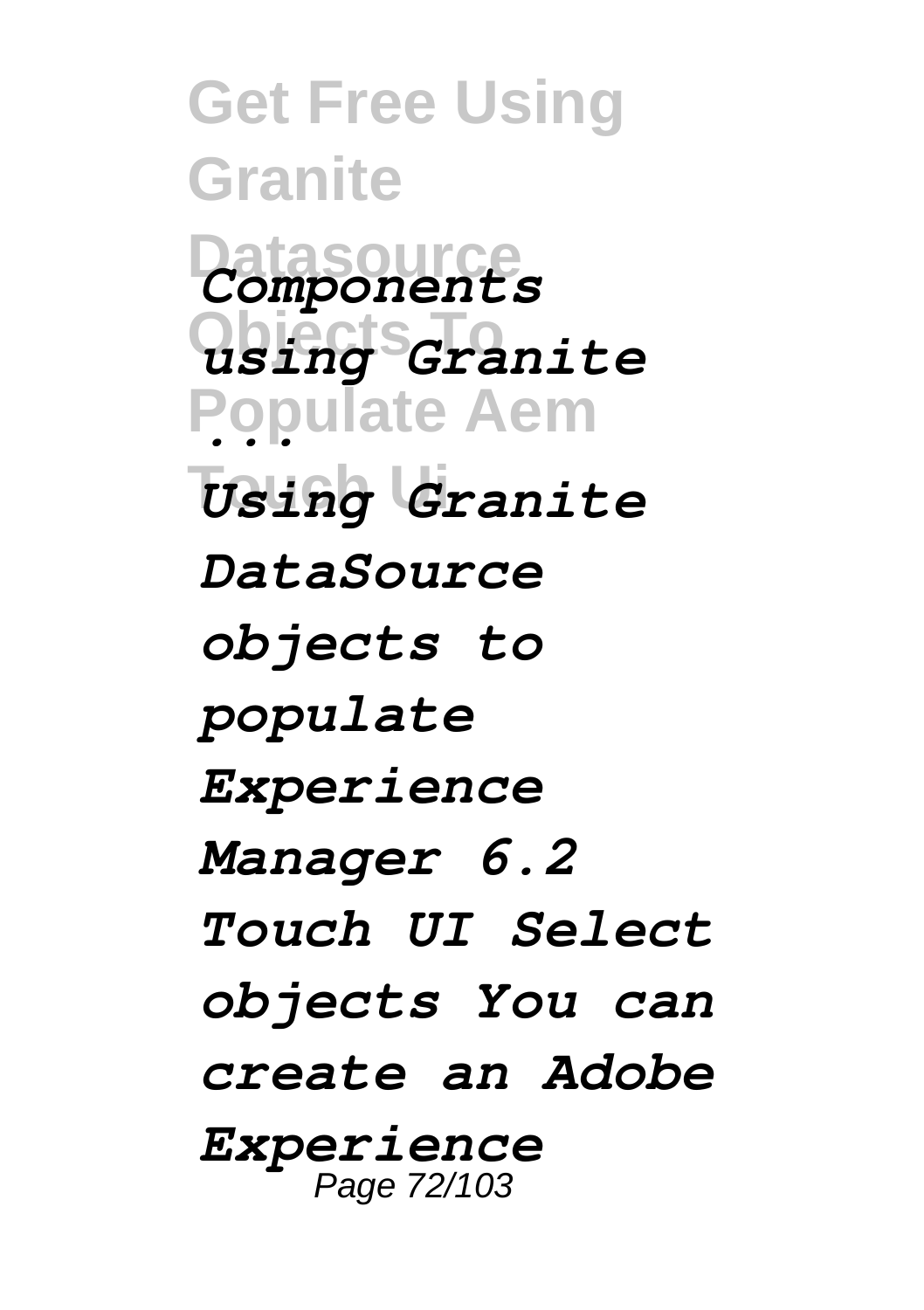*Components using Granite ...*

*Using Granite DataSource objects to populate Experience Manager 6.2 Touch UI Select objects You can create an Adobe Experience*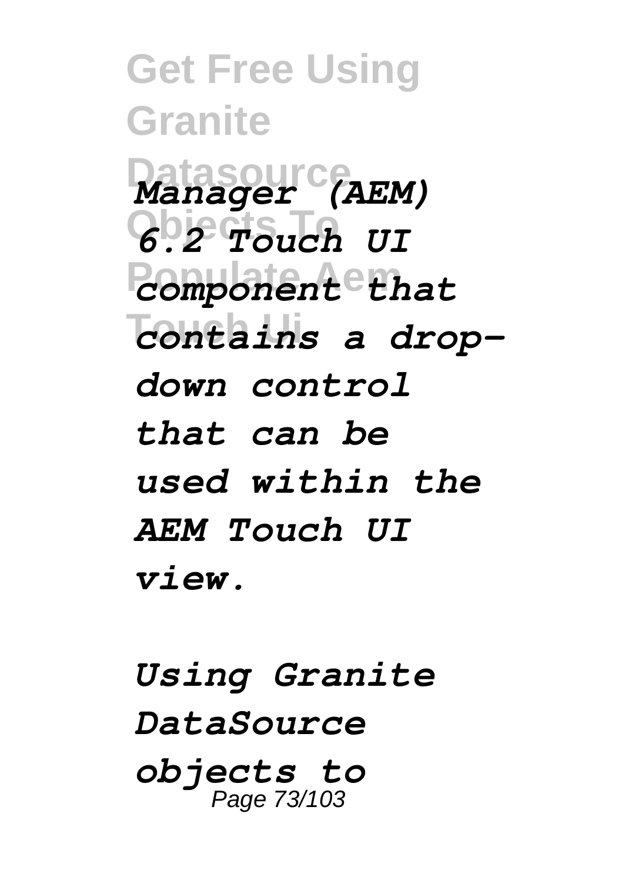*Manager (AEM) 6.2 Touch UI component that contains a drop-down control that can be used within the AEM Touch UI view.*

*Using Granite DataSource objects to*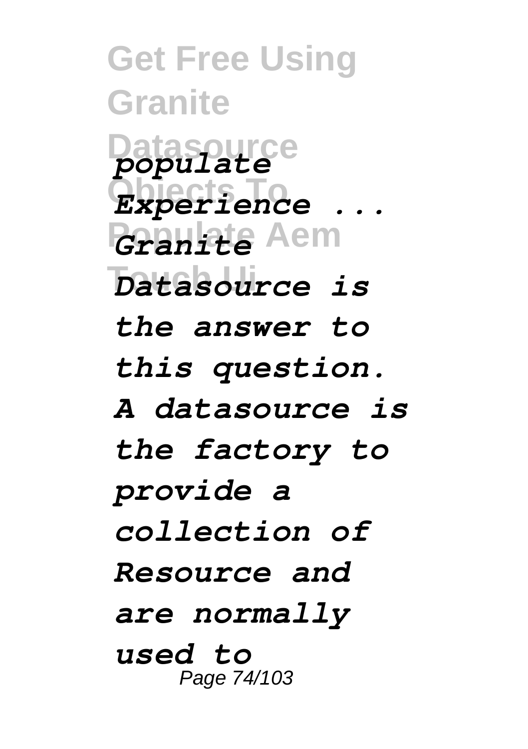*populate Experience ... Granite Datasource is the answer to this question. A datasource is the factory to provide a collection of Resource and are normally used to*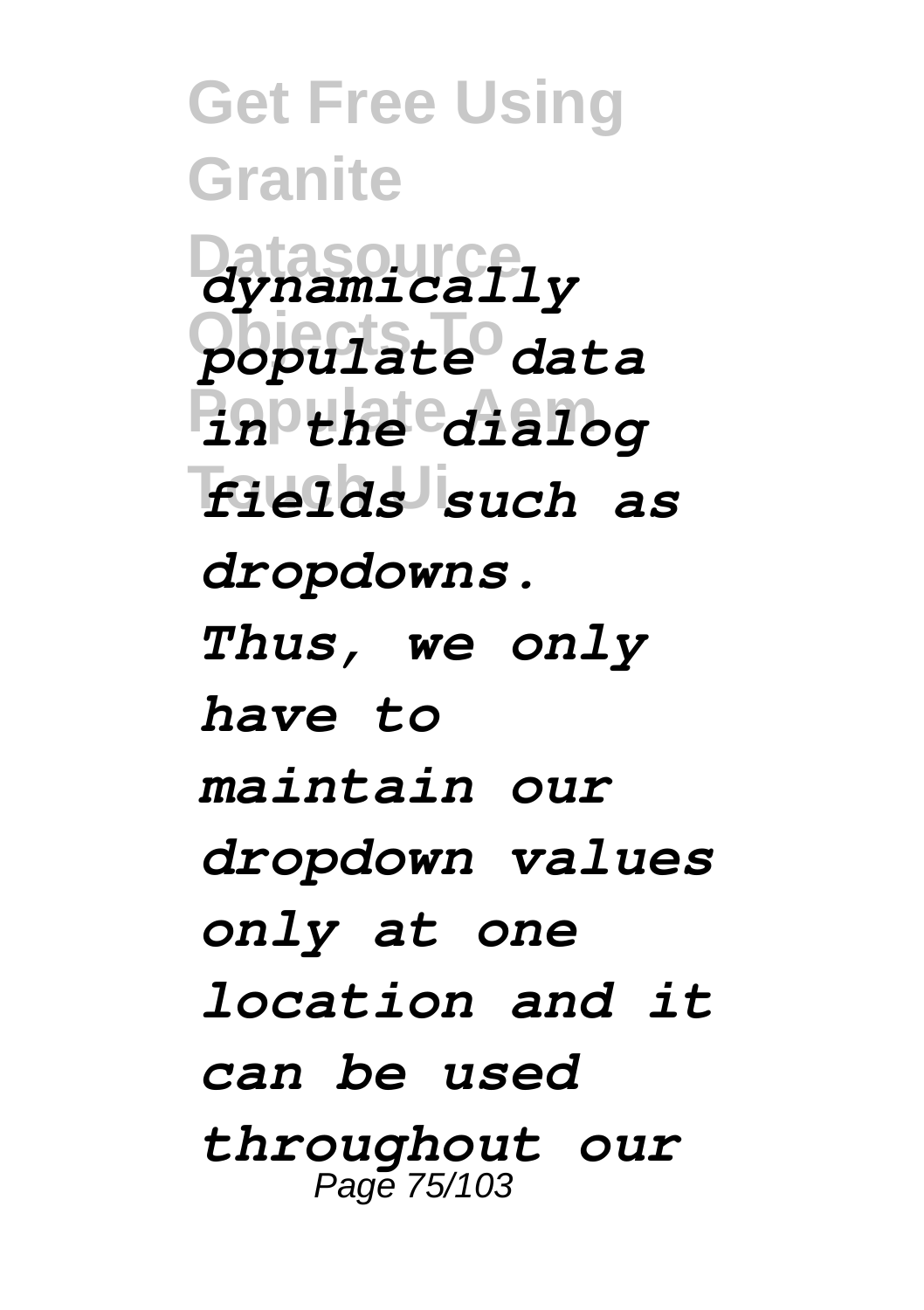*dynamically populate data in the dialog fields such as dropdowns. Thus, we only have to maintain our dropdown values only at one location and it can be used throughout our*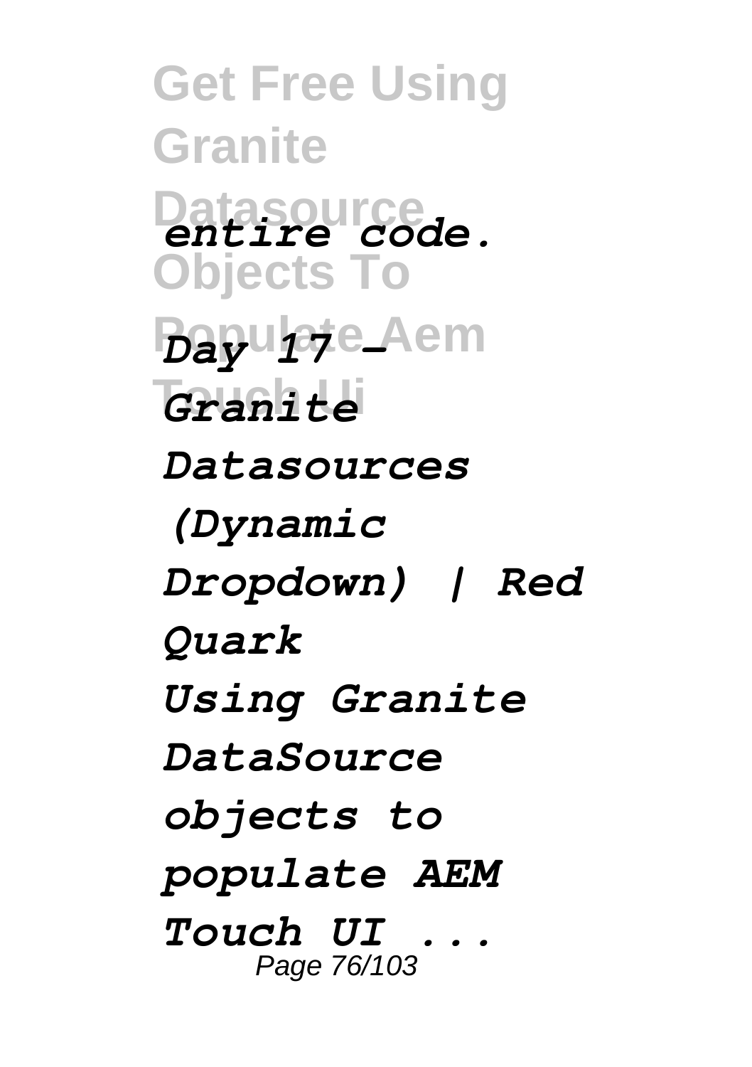*entire code.*

*Day 17 – Granite Datasources (Dynamic Dropdown) | Red Quark*

*Using Granite DataSource objects to populate AEM Touch UI ...*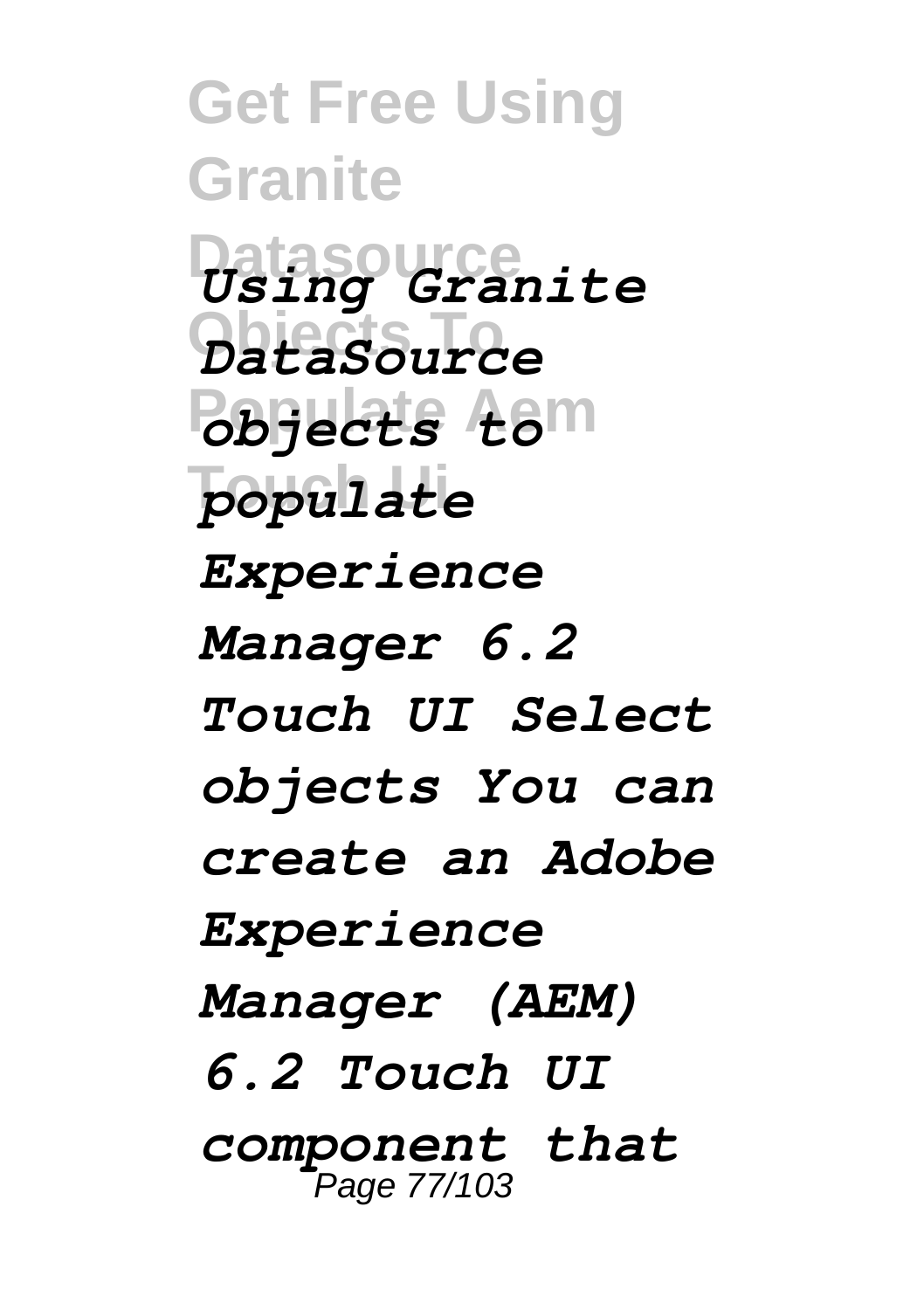*Using Granite DataSource objects to populate Experience Manager 6.2 Touch UI Select objects You can create an Adobe Experience Manager (AEM) 6.2 Touch UI component that*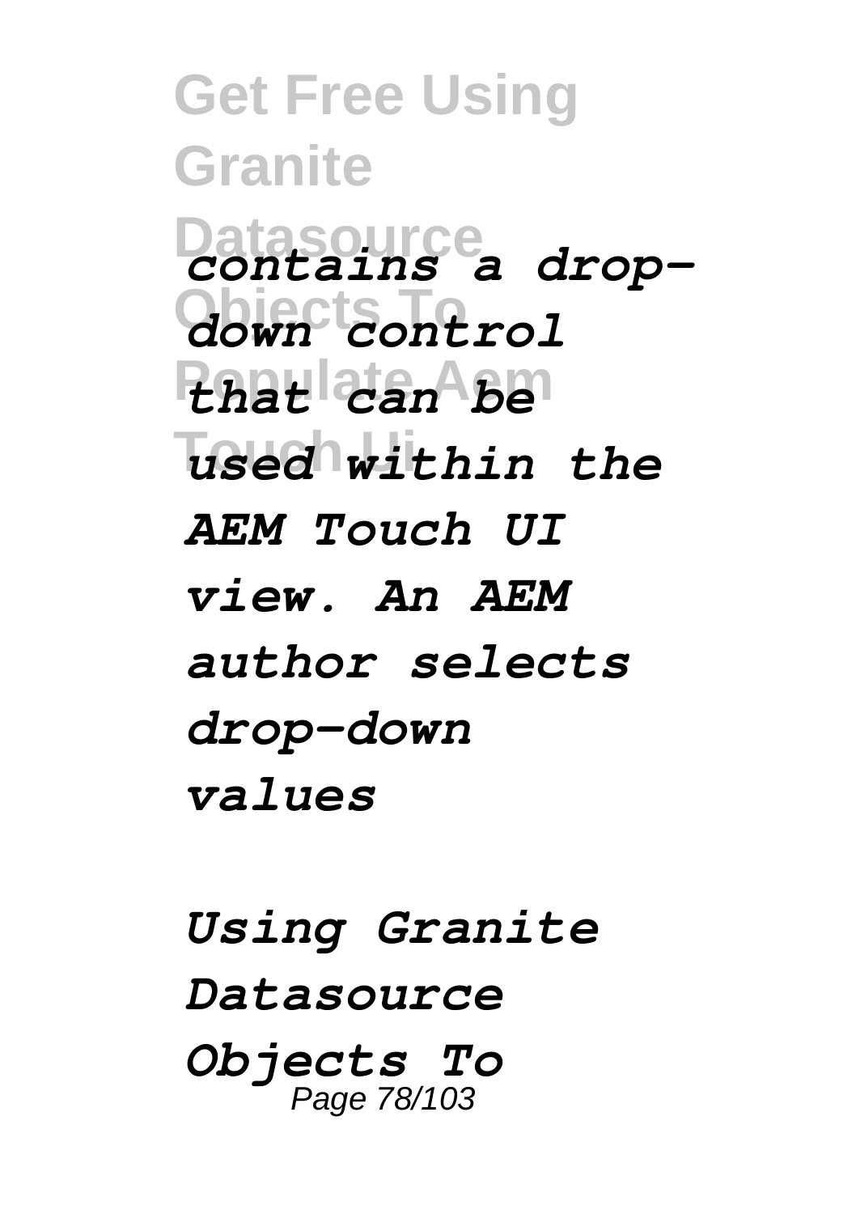*contains a drop-down control that can be used within the AEM Touch UI view. An AEM author selects drop-down values*

*Using Granite Datasource Objects To*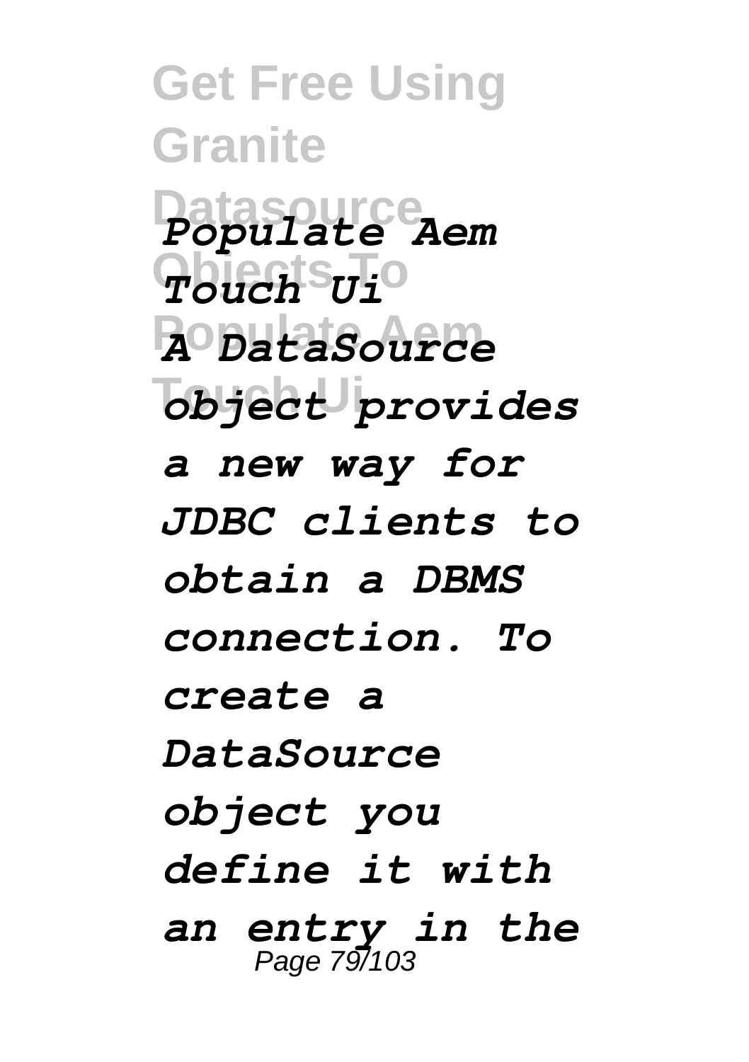*Populate Aem Touch Ui*

*A DataSource object provides a new way for JDBC clients to obtain a DBMS connection. To create a DataSource object you define it with an entry in the*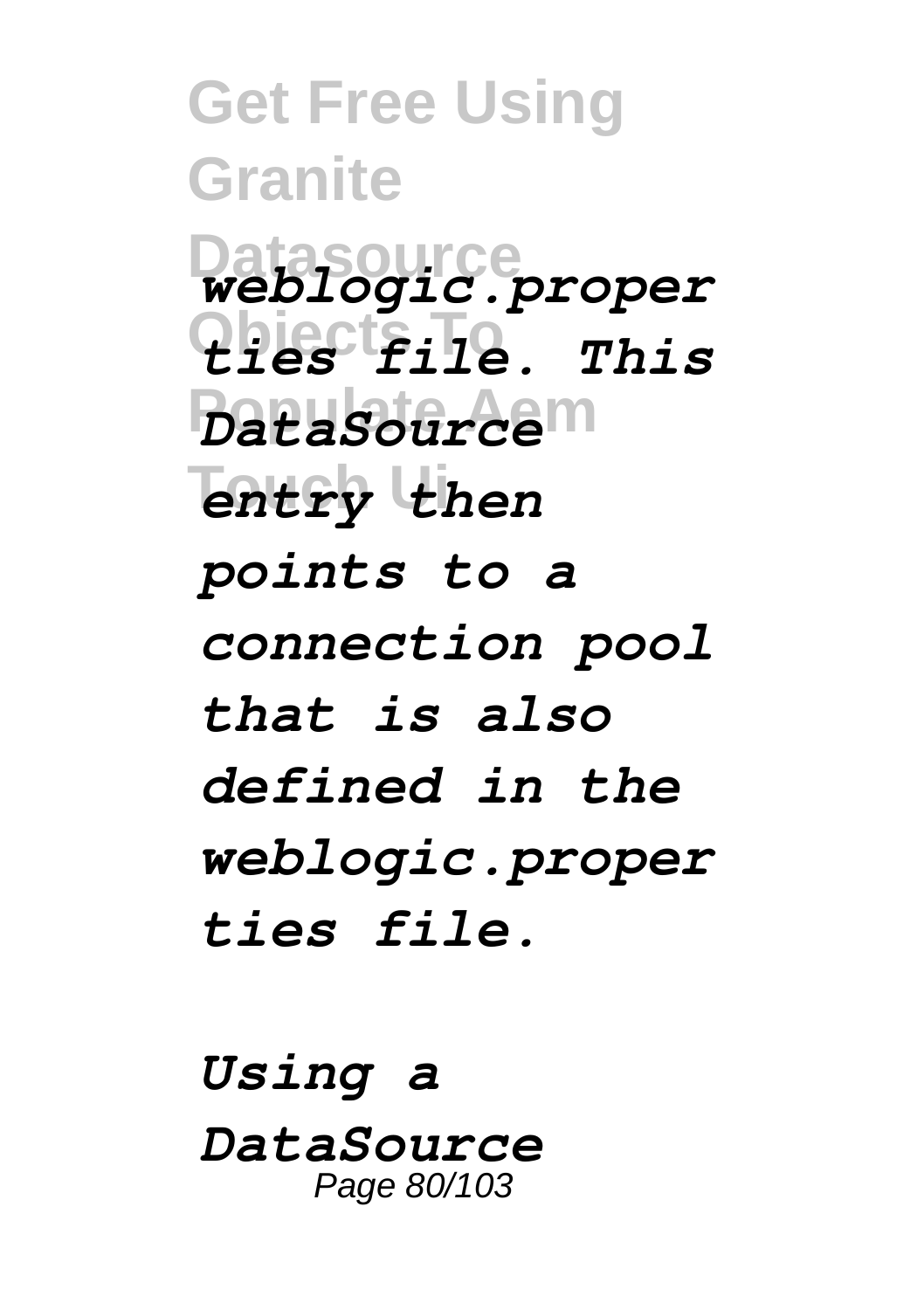*weblogic.properties file. This DataSource entry then points to a connection pool that is also defined in the weblogic.properties file.*

*Using a DataSource*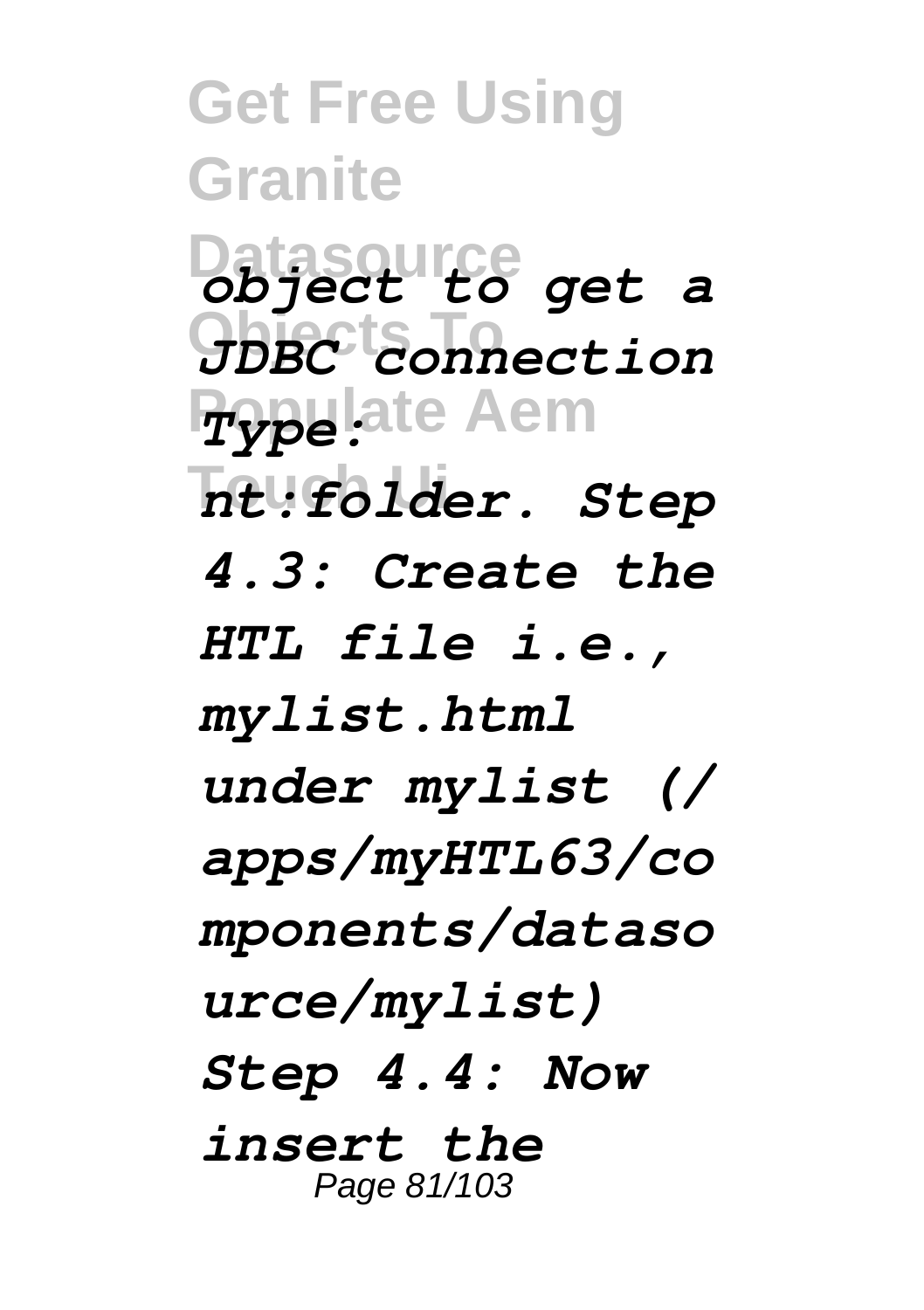*object to get a JDBC connection Type: nt:folder. Step 4.3: Create the HTL file i.e., mylist.html under mylist (/ apps/myHTL63/components/datasource/mylist) Step 4.4: Now insert the*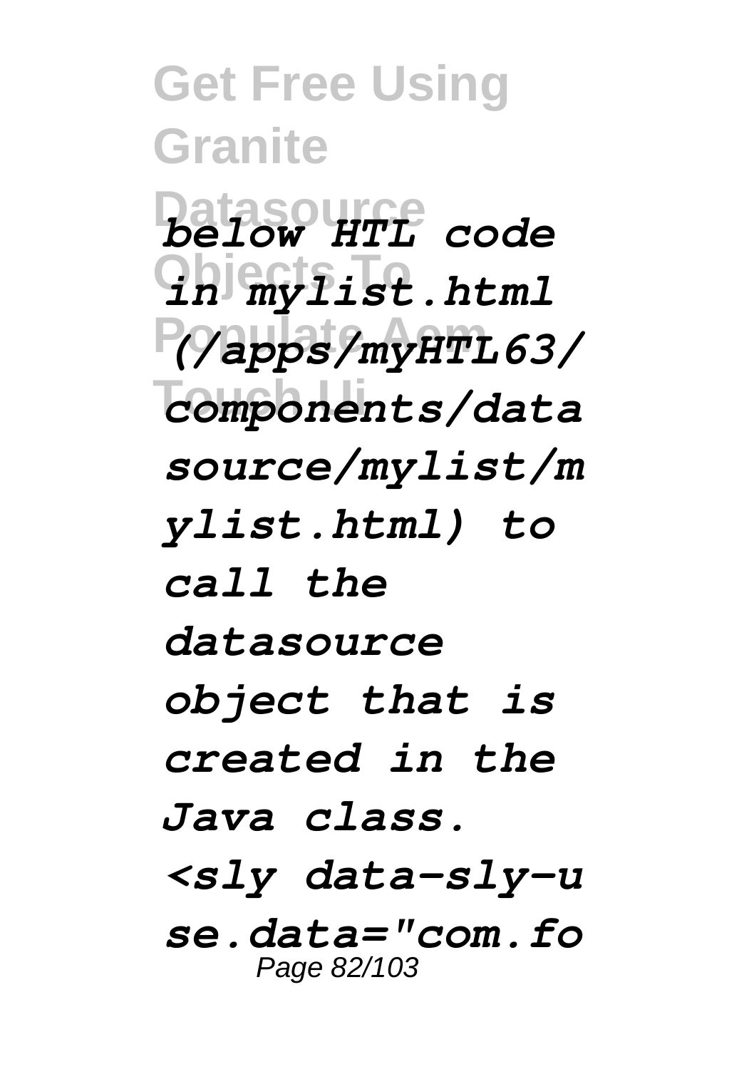*below HTL code in mylist.html (/apps/myHTL63/components/datasource/mylist/mylist.html) to call the datasource object that is created in the Java class.*

*<sly data-sly-use.data="com.fo*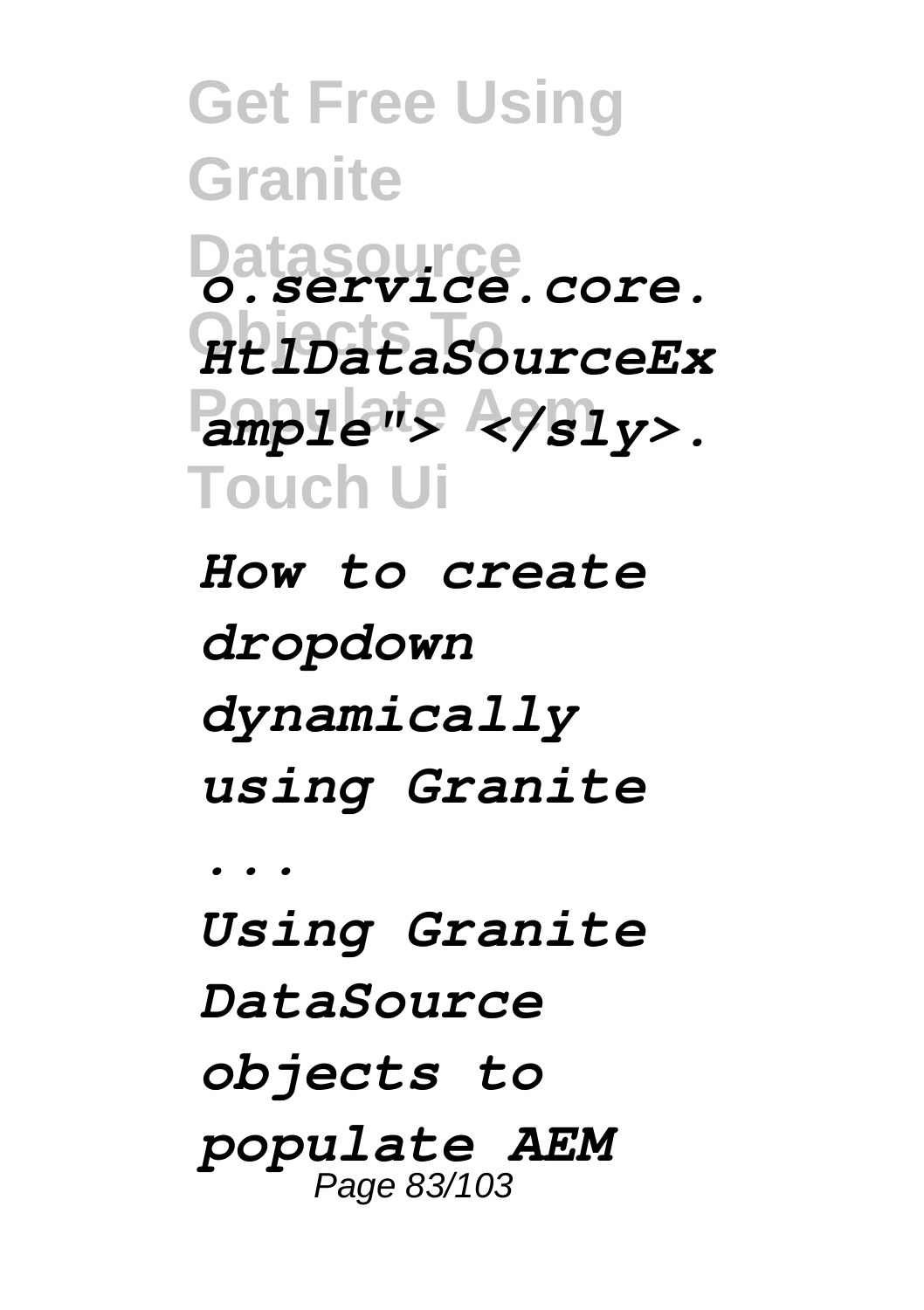*o.service.core.HtlDataSourceExample"> </sly>.*

*How to create dropdown dynamically using Granite ...*

*Using Granite DataSource objects to populate AEM*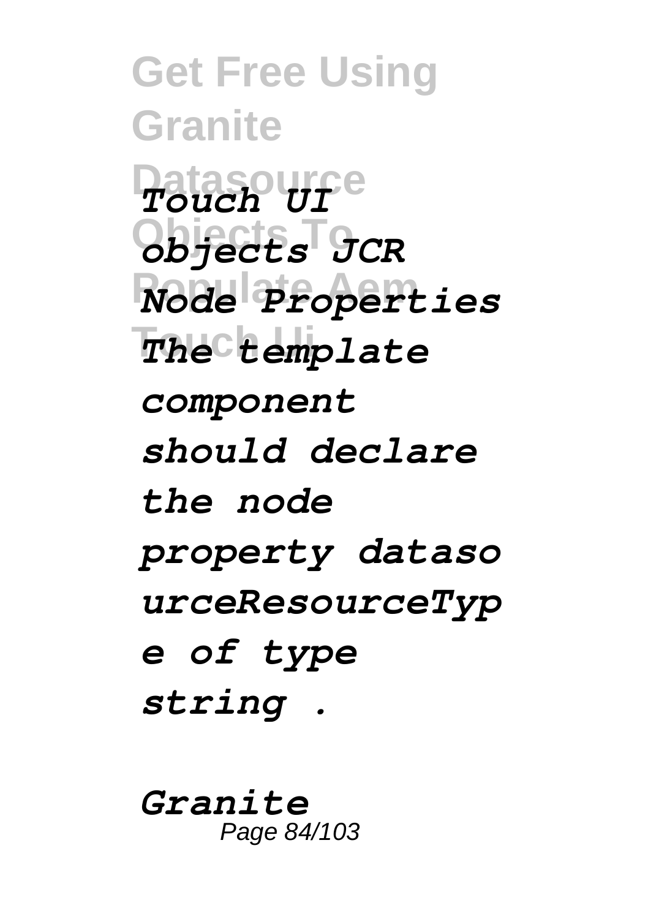*Touch UI objects JCR Node Properties The template component should declare the node property datasourceResourceType of type string .*

*Granite*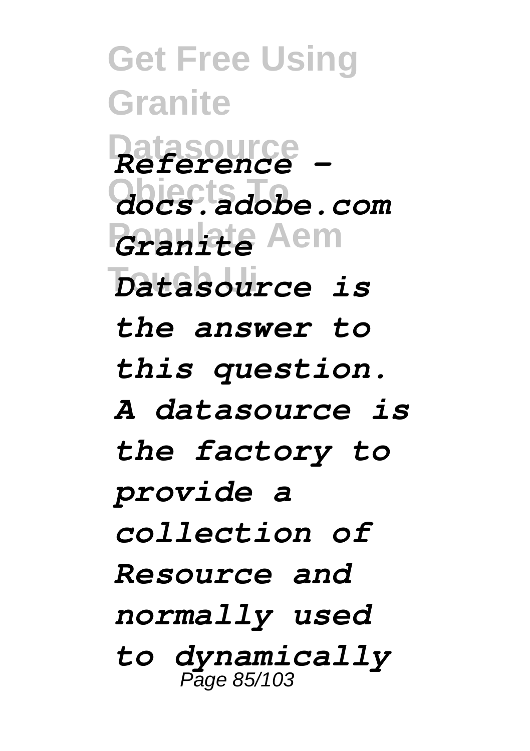*Reference - docs.adobe.com Granite Datasource is the answer to this question. A datasource is the factory to provide a collection of Resource and normally used to dynamically*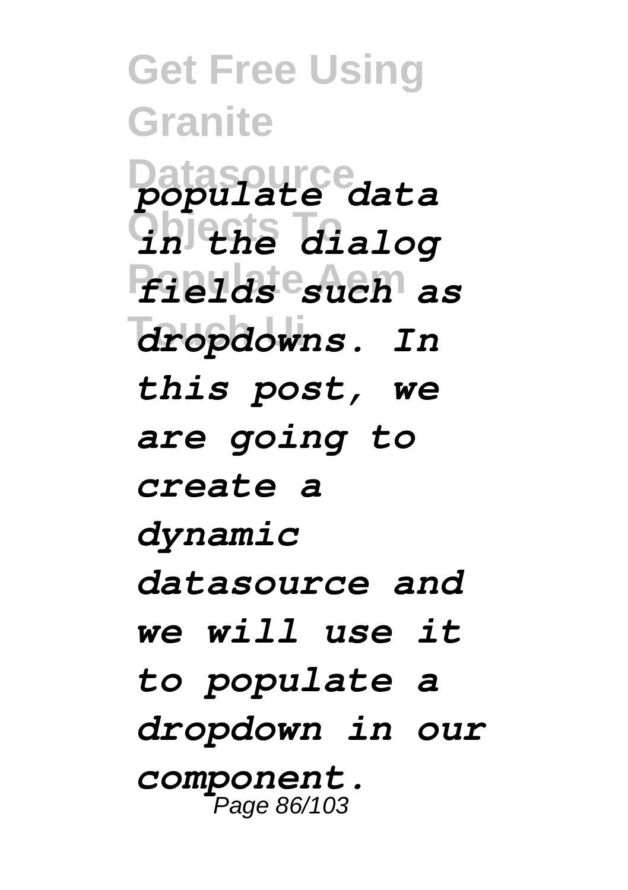*populate data in the dialog fields such as dropdowns. In this post, we are going to create a dynamic datasource and we will use it to populate a dropdown in our component.*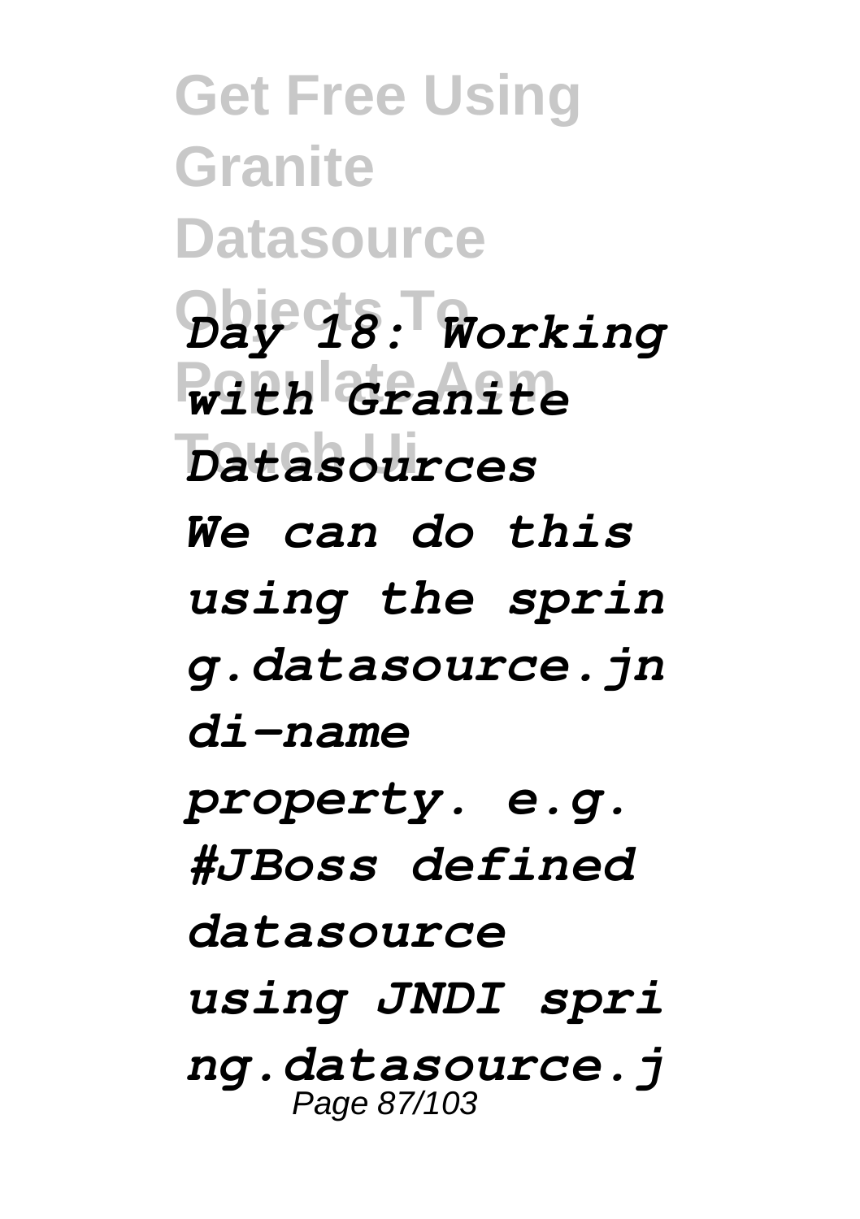*Day 18: Working with Granite Datasources*

*We can do this using the spring.datasource.jndi-name property. e.g. #JBoss defined datasource using JNDI spring.datasource.j*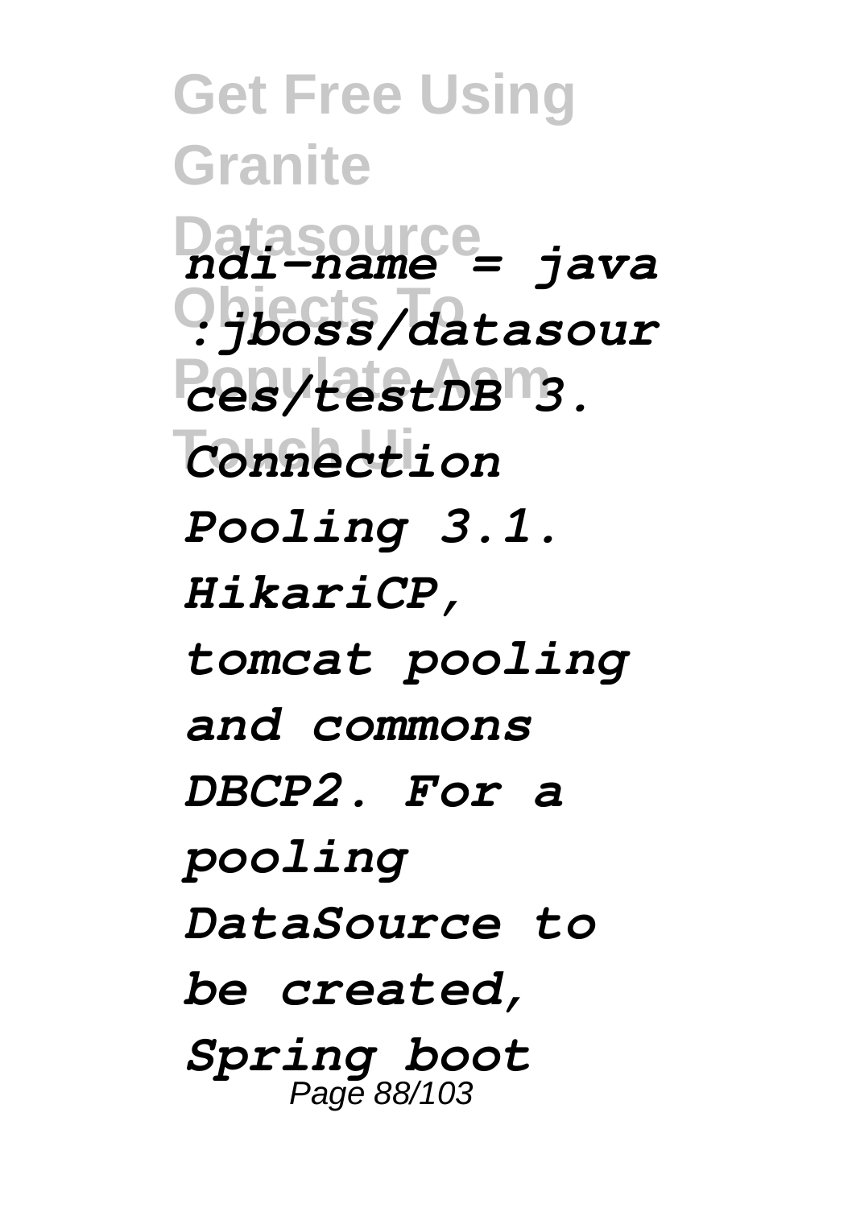*ndi-name = java :jboss/datasources/testDB 3. Connection Pooling 3.1. HikariCP, tomcat pooling and commons DBCP2. For a pooling DataSource to be created, Spring boot*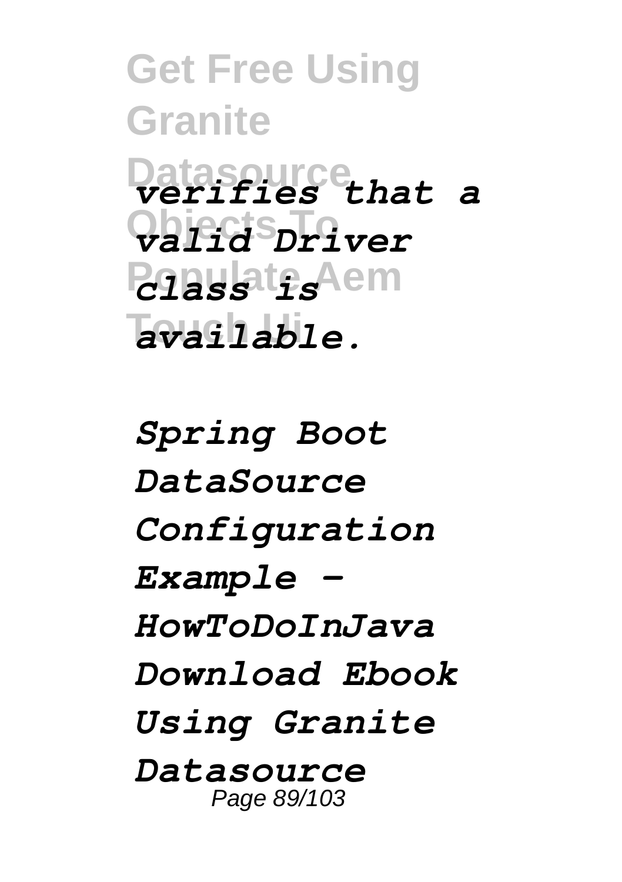*verifies that a valid Driver class is available.*

*Spring Boot DataSource Configuration Example - HowToDoInJava Download Ebook Using Granite Datasource*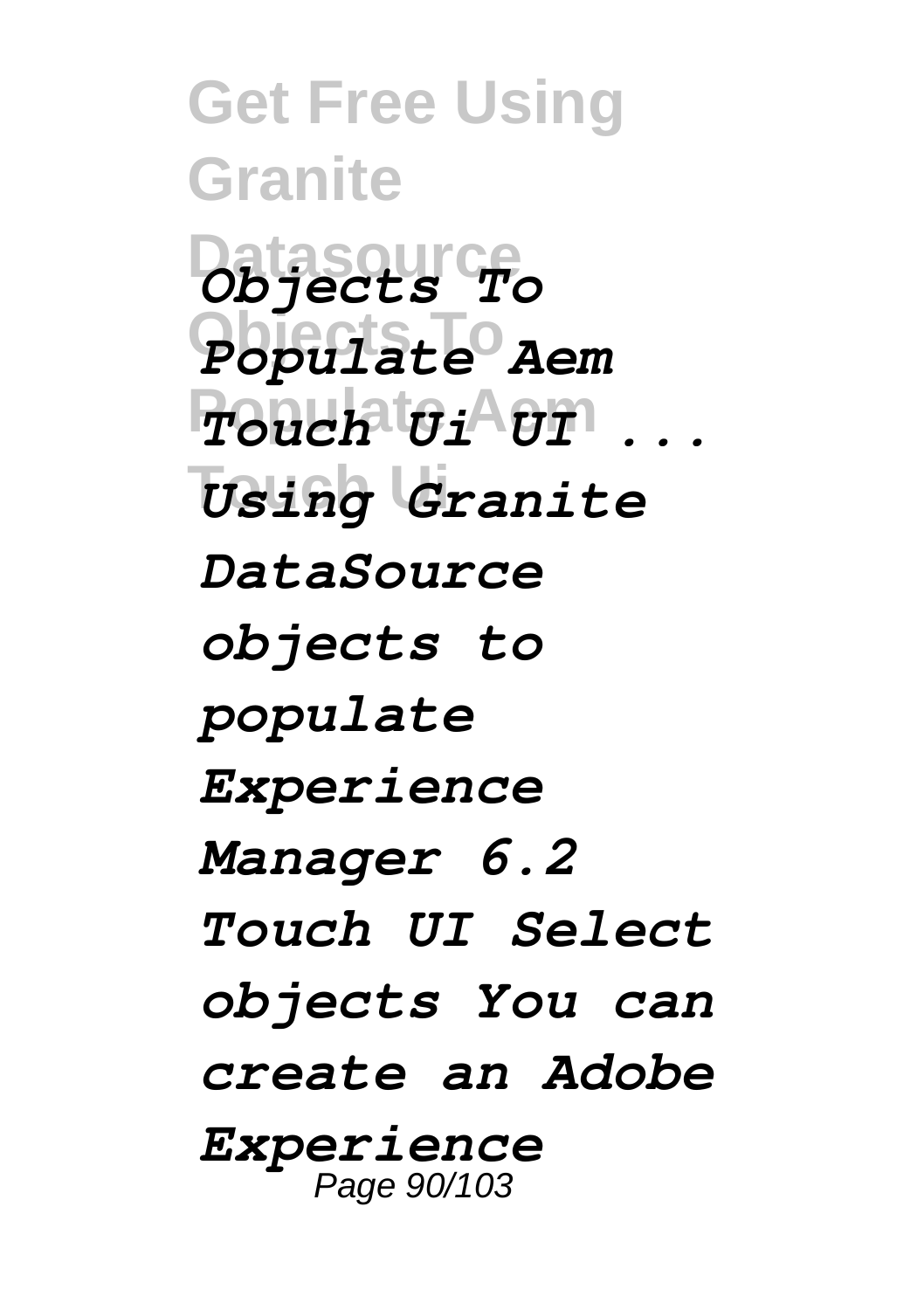*Objects To Populate Aem Touch Ui UI ... Using Granite DataSource objects to populate Experience Manager 6.2 Touch UI Select objects You can create an Adobe Experience*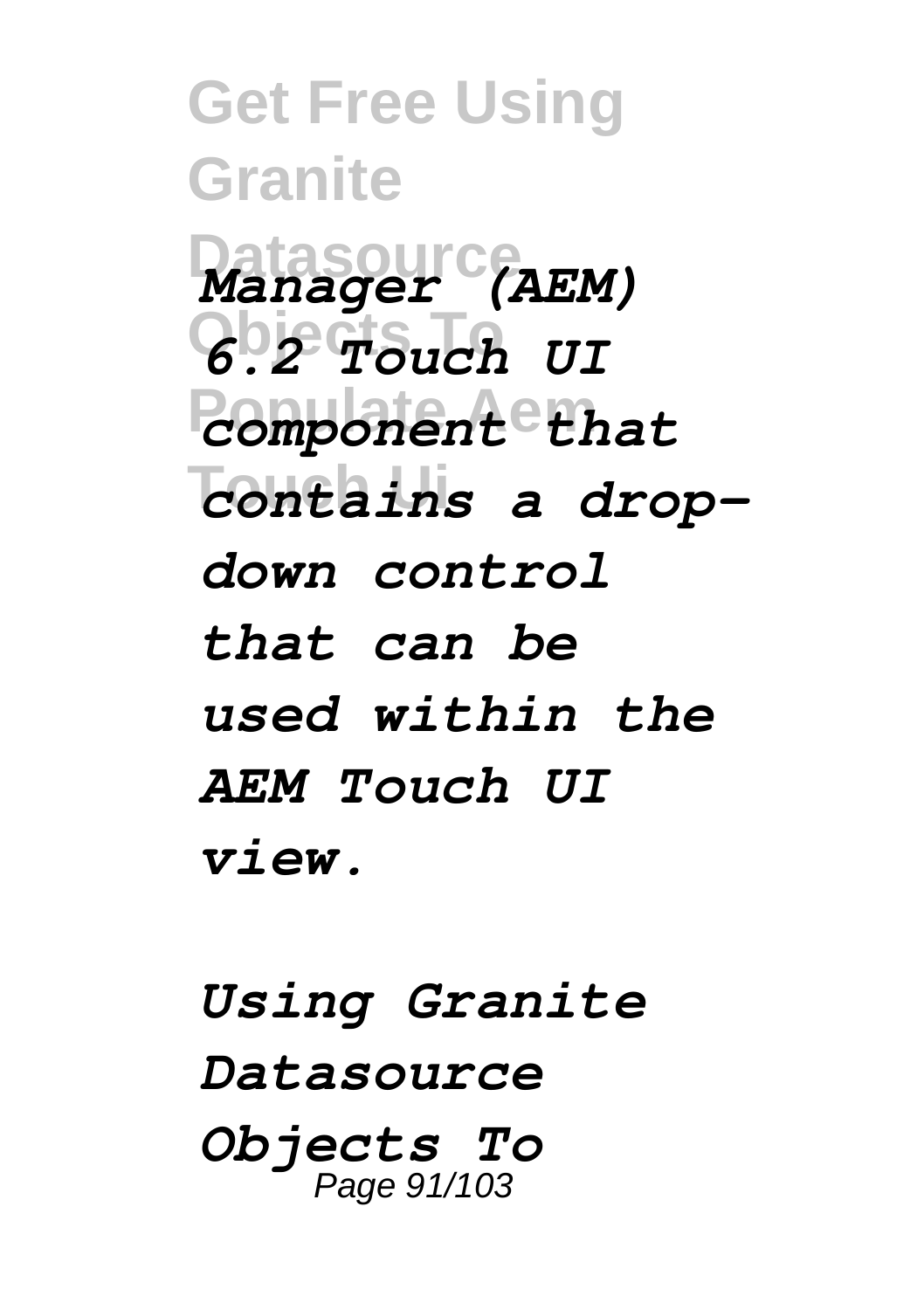*Manager (AEM) 6.2 Touch UI component that contains a drop-down control that can be used within the AEM Touch UI view.*

*Using Granite Datasource Objects To*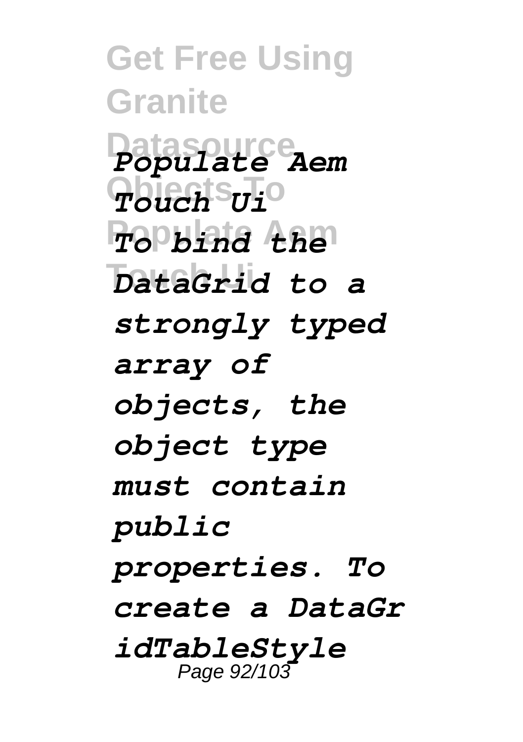*Populate Aem Touch Ui To bind the DataGrid to a strongly typed array of objects, the object type must contain public properties. To create a DataGridTableStyle*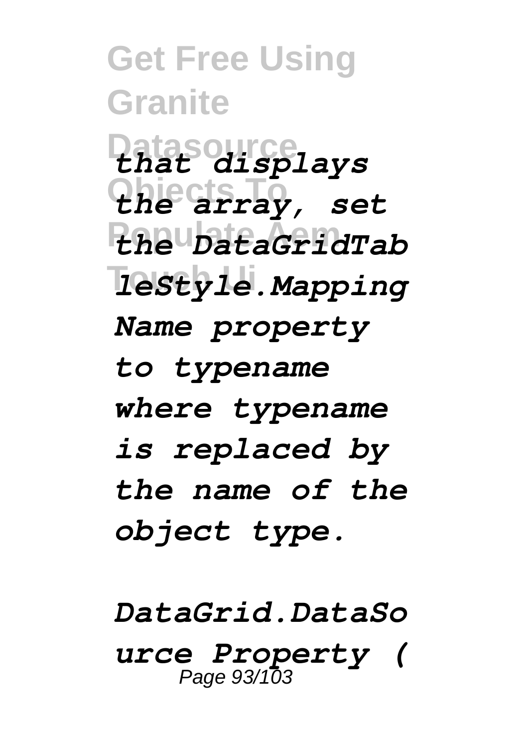*that displays the array, set the DataGridTableStyle.MappingName property to typename where typename is replaced by the name of the object type.*

*DataGrid.DataSource Property (*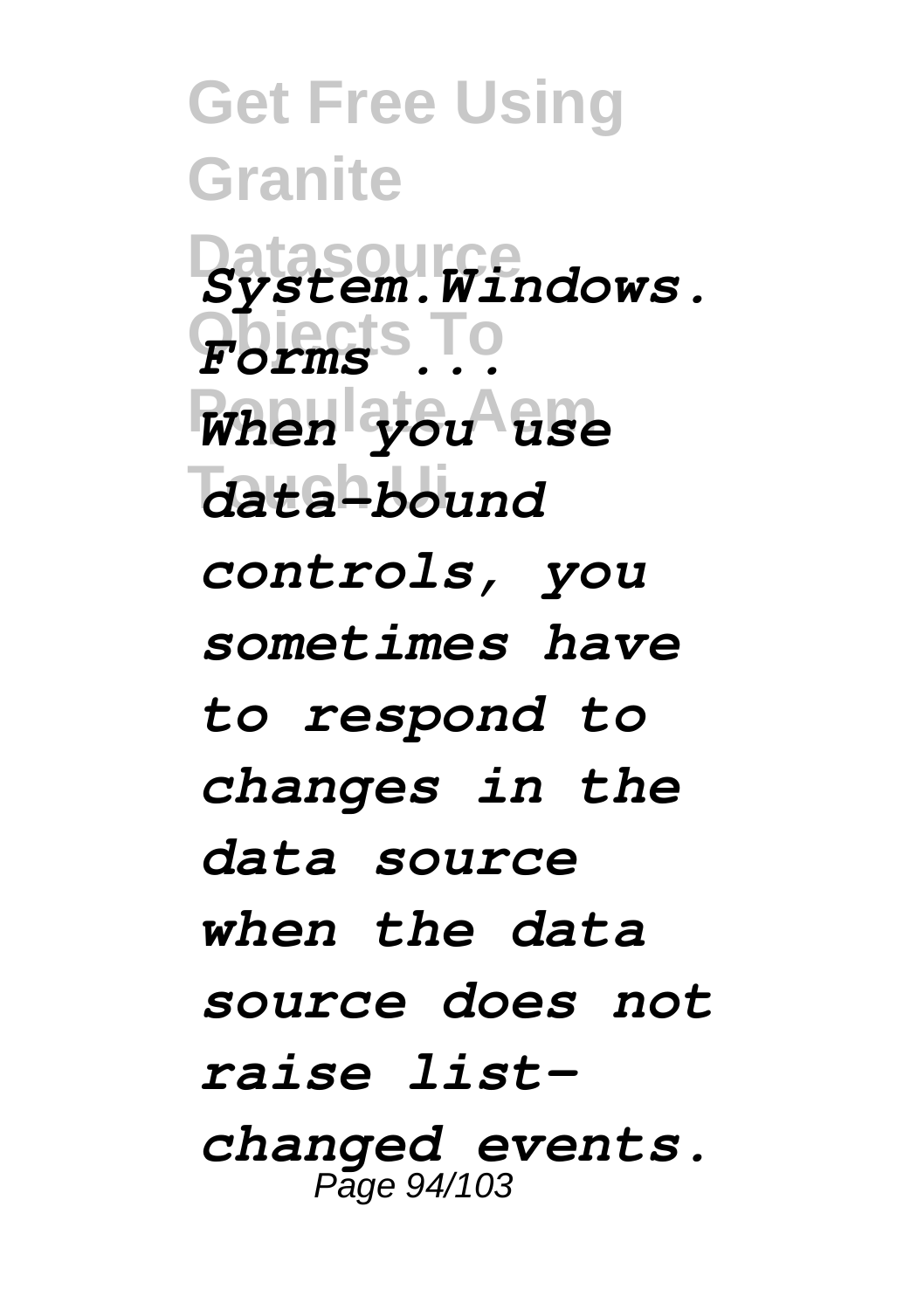*System.Windows.Forms ...*

*When you use data-bound controls, you sometimes have to respond to changes in the data source when the data source does not raise list-changed events.*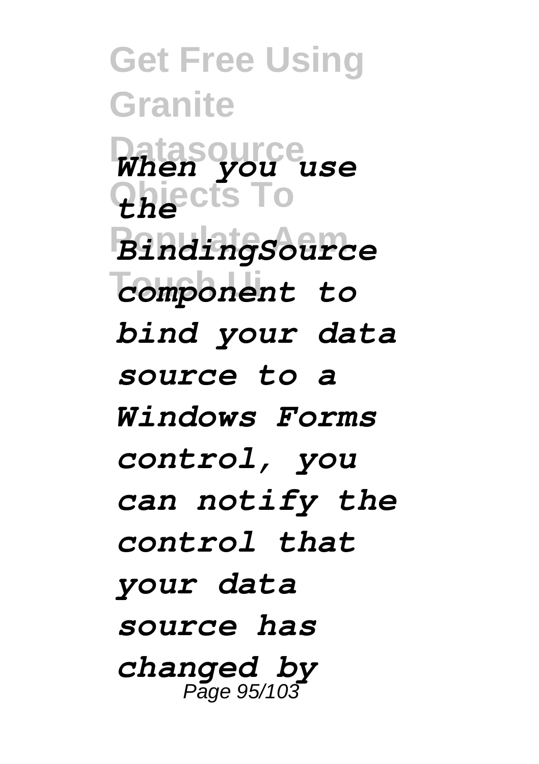*When you use the BindingSource component to bind your data source to a Windows Forms control, you can notify the control that your data source has changed by*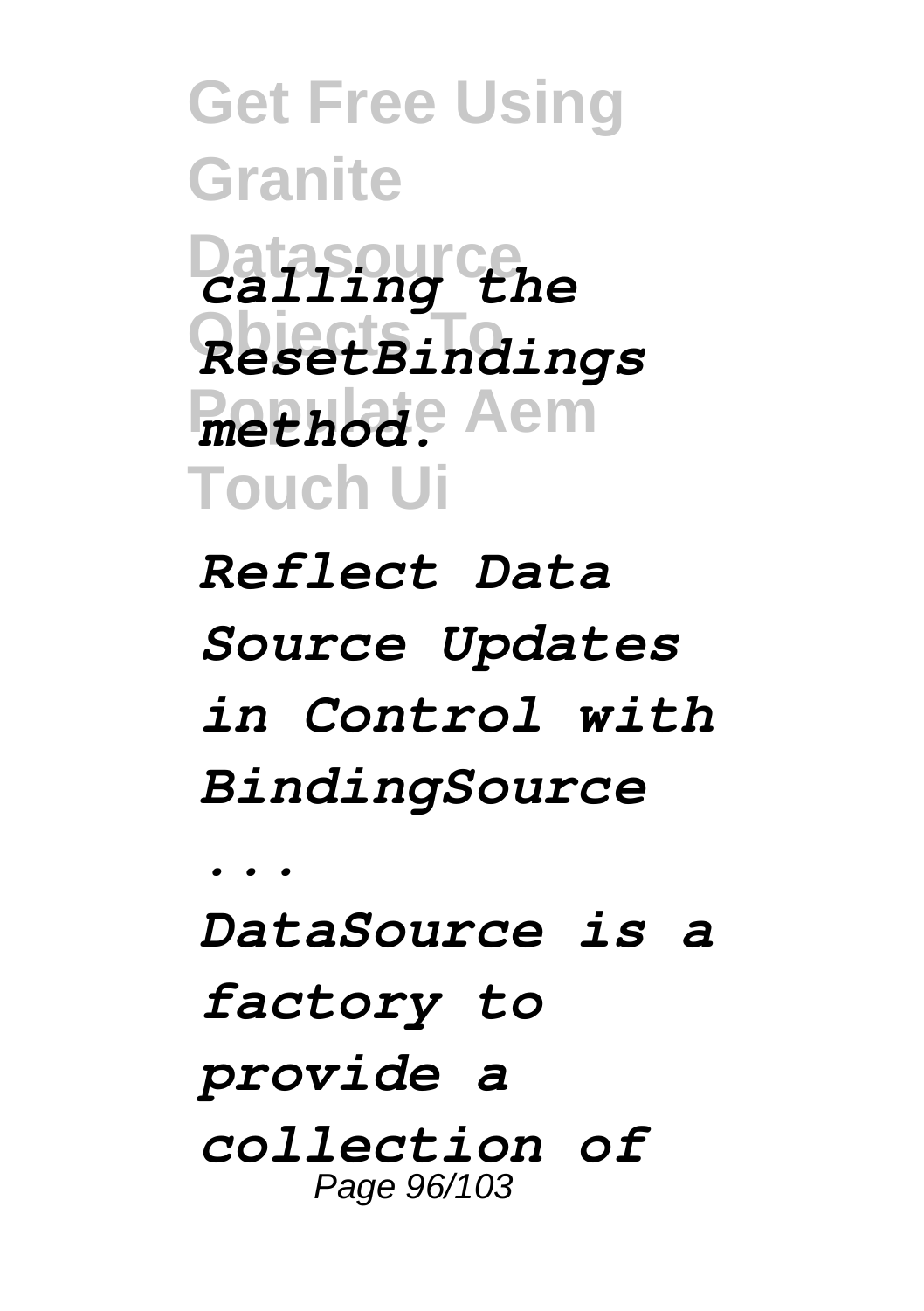*calling the ResetBindings method.*

*Reflect Data Source Updates in Control with BindingSource ...*

*DataSource is a factory to provide a collection of*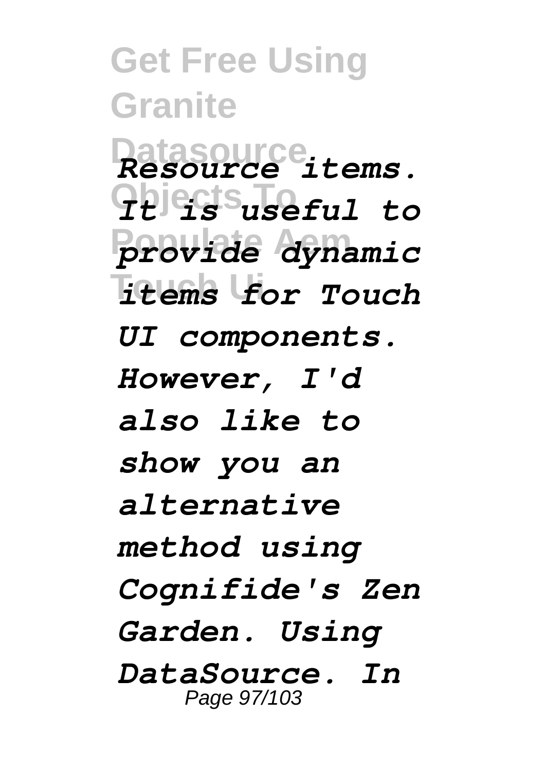*Resource items. It is useful to provide dynamic items for Touch UI components. However, I'd also like to show you an alternative method using Cognifide's Zen Garden. Using DataSource. In*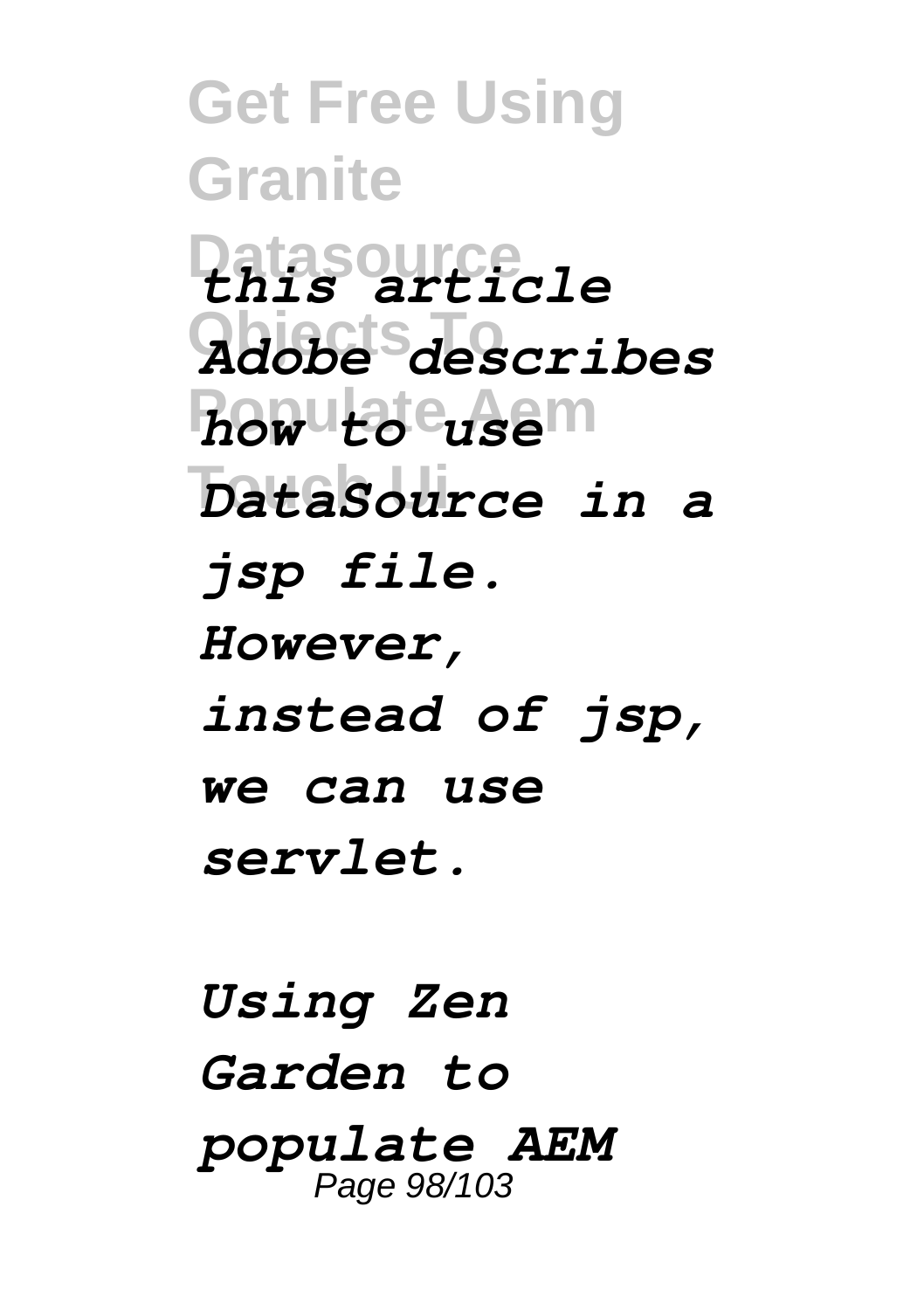*this article Adobe describes how to use DataSource in a jsp file. However, instead of jsp, we can use servlet.*

*Using Zen Garden to populate AEM*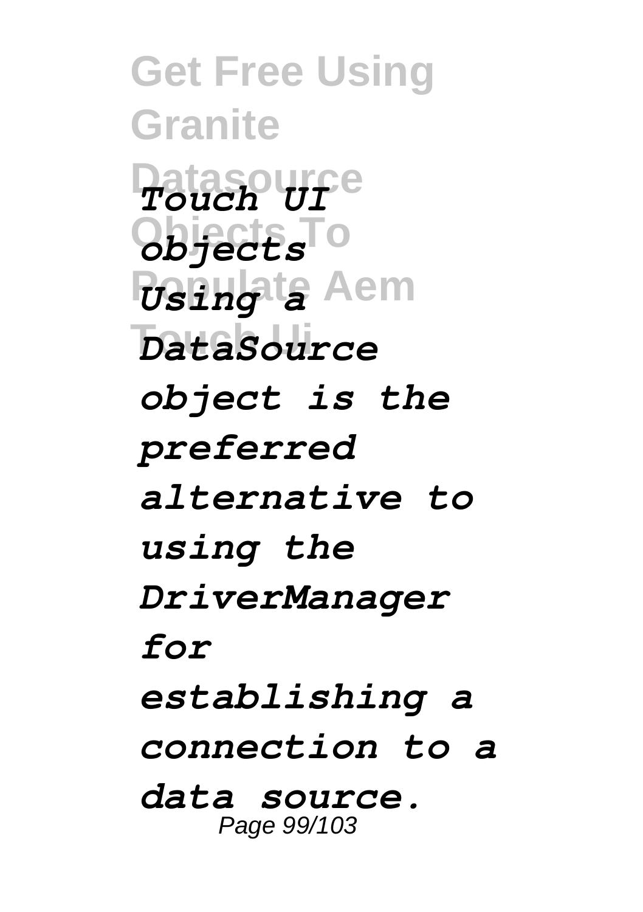*Touch UI objects*

*Using a DataSource object is the preferred alternative to using the DriverManager for establishing a connection to a data source.*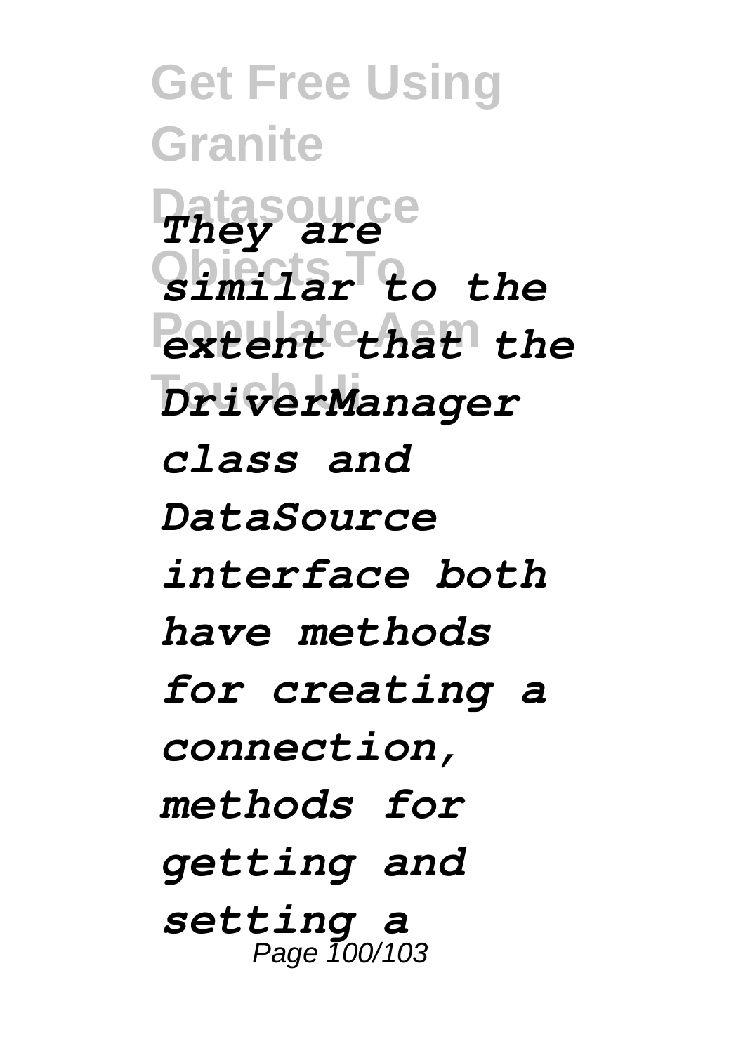*They are similar to the extent that the DriverManager class and DataSource interface both have methods for creating a connection, methods for getting and setting a*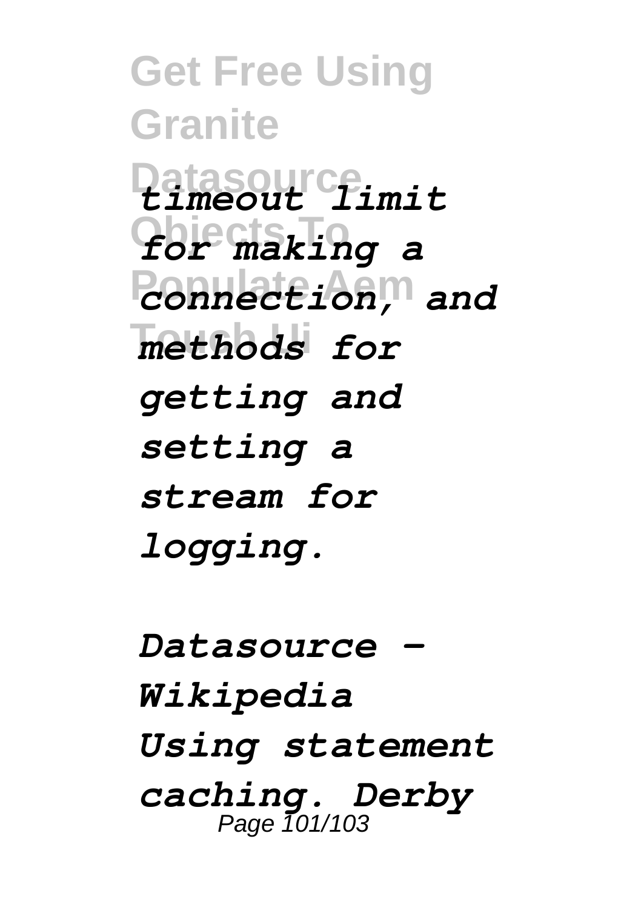*timeout limit for making a connection, and methods for getting and setting a stream for logging.*

*Datasource - Wikipedia*

*Using statement caching. Derby*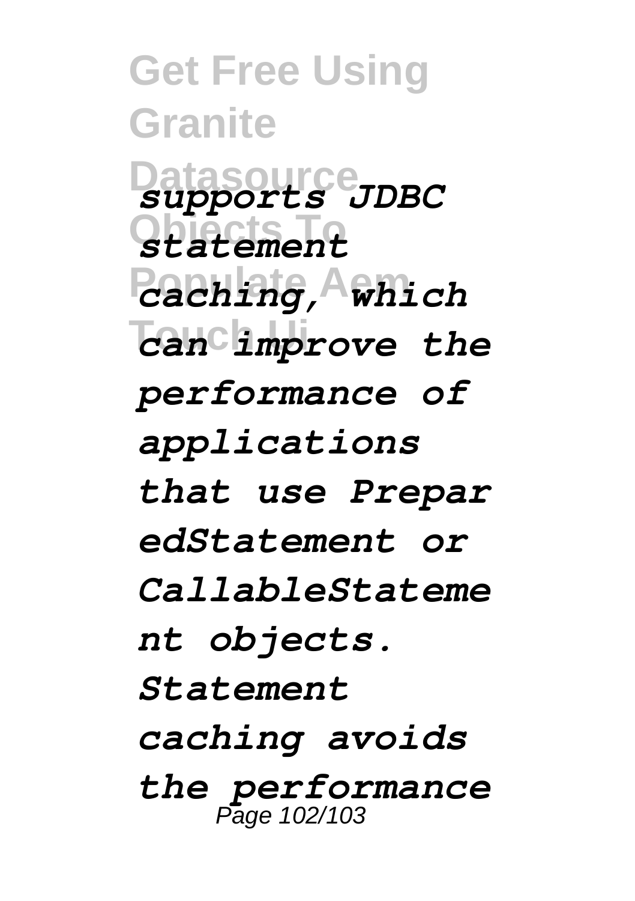*supports JDBC statement caching, which can improve the performance of applications that use PreparedStatement or CallableStatement objects. Statement caching avoids the performance*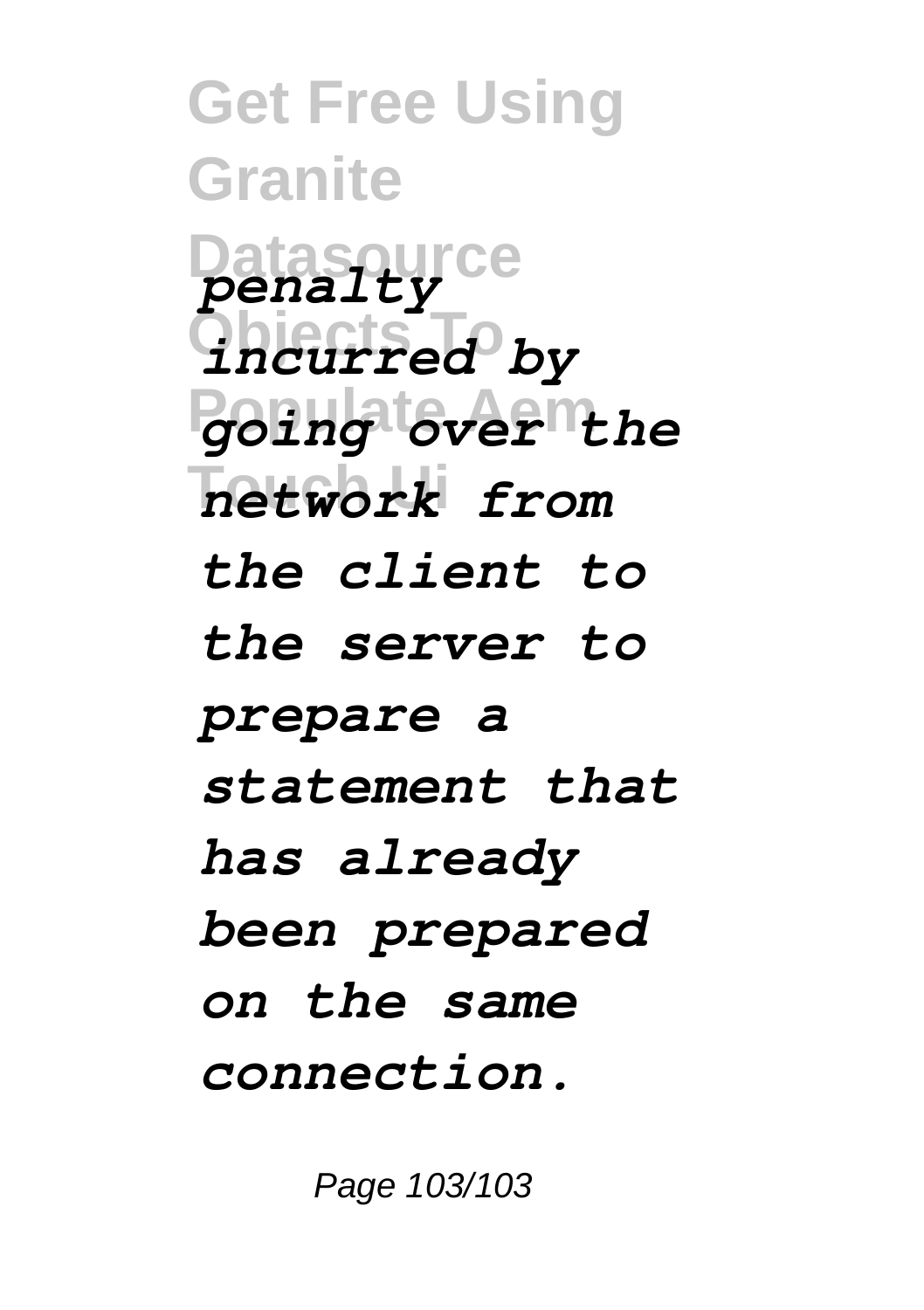*penalty incurred by going over the network from the client to the server to prepare a statement that has already been prepared on the same connection.*